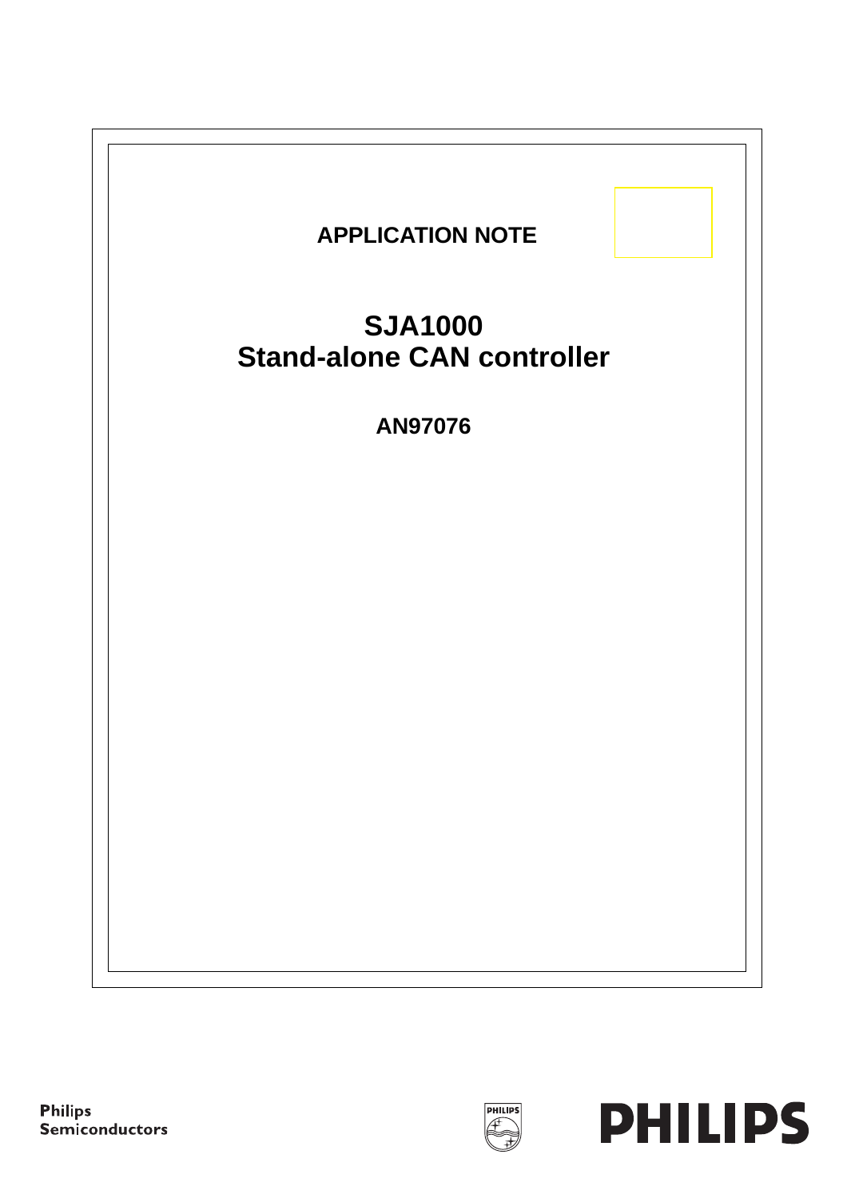**APPLICATION NOTE**

# SJA1000
# Stand-alone CAN controller

**AN97076**

Philips
Semiconductors

PHILIPS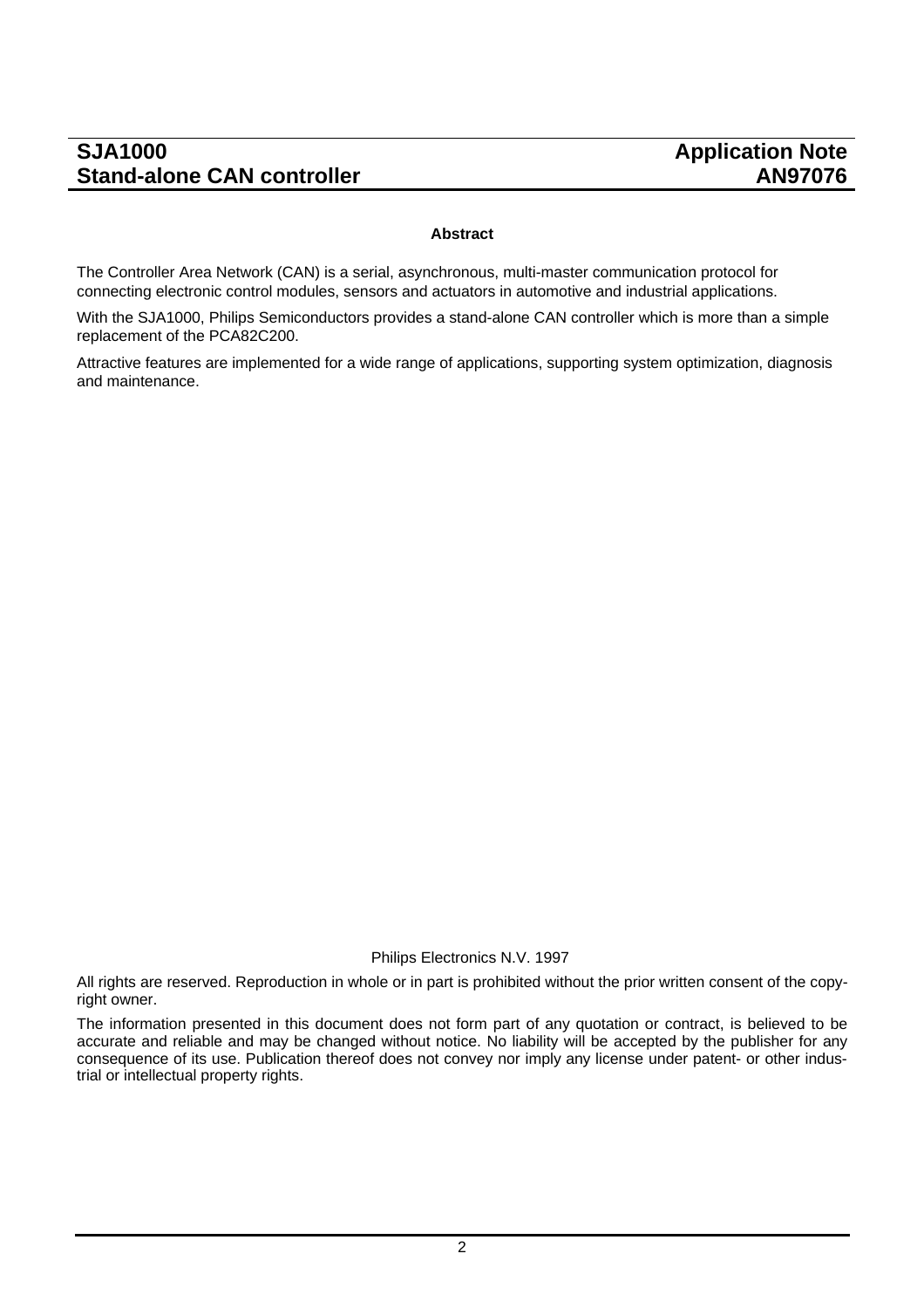**Abstract**

The Controller Area Network (CAN) is a serial, asynchronous, multi-master communication protocol for connecting electronic control modules, sensors and actuators in automotive and industrial applications.

With the SJA1000, Philips Semiconductors provides a stand-alone CAN controller which is more than a simple replacement of the PCA82C200.

Attractive features are implemented for a wide range of applications, supporting system optimization, diagnosis and maintenance.

Philips Electronics N.V. 1997

All rights are reserved. Reproduction in whole or in part is prohibited without the prior written consent of the copyright owner.

The information presented in this document does not form part of any quotation or contract, is believed to be accurate and reliable and may be changed without notice. No liability will be accepted by the publisher for any consequence of its use. Publication thereof does not convey nor imply any license under patent- or other industrial or intellectual property rights.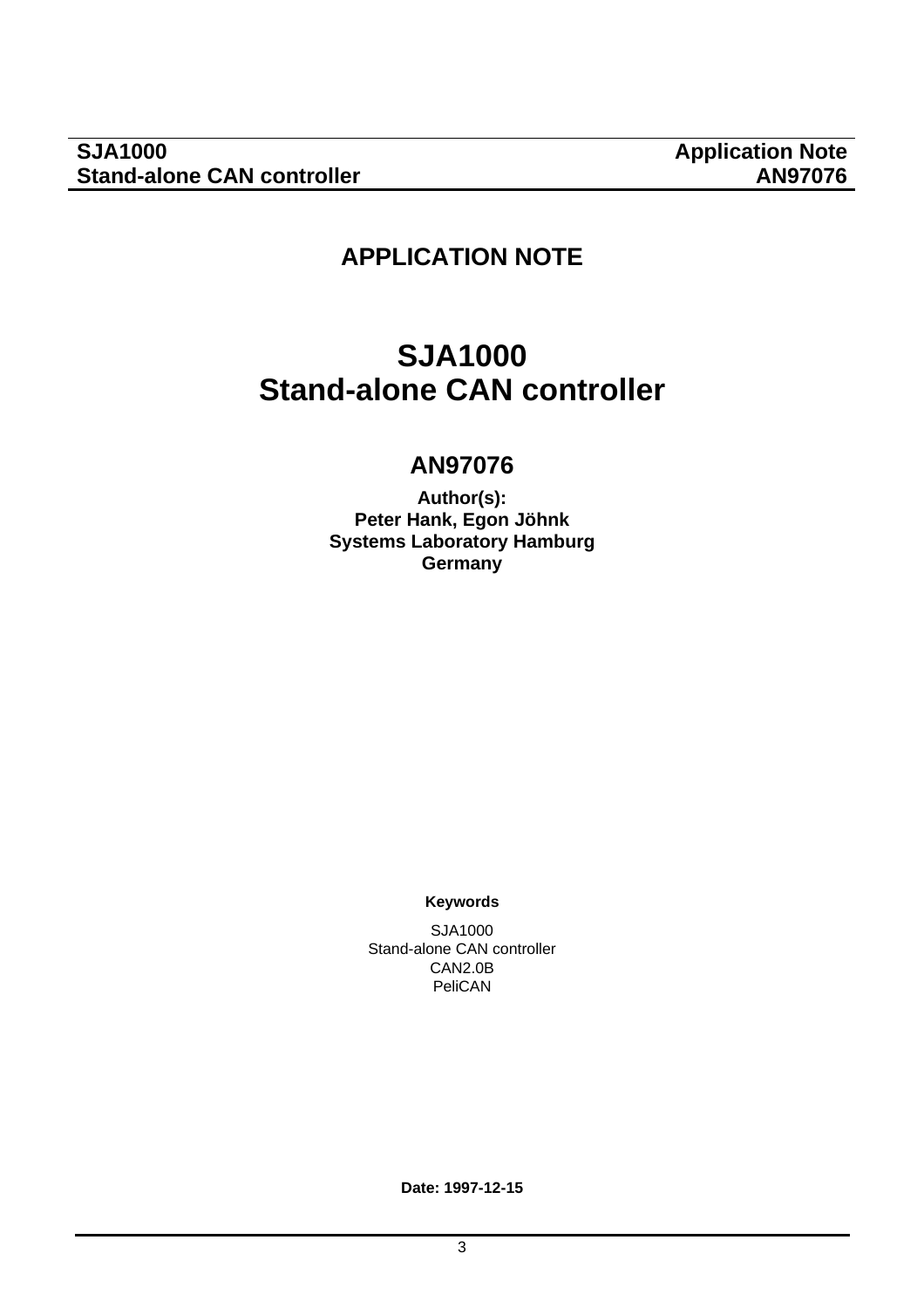# APPLICATION NOTE

# SJA1000
# Stand-alone CAN controller

## AN97076

**Author(s):**
**Peter Hank, Egon Jöhnk**
**Systems Laboratory Hamburg**
**Germany**

**Keywords**

SJA1000
Stand-alone CAN controller
CAN2.0B
PeliCAN

**Date: 1997-12-15**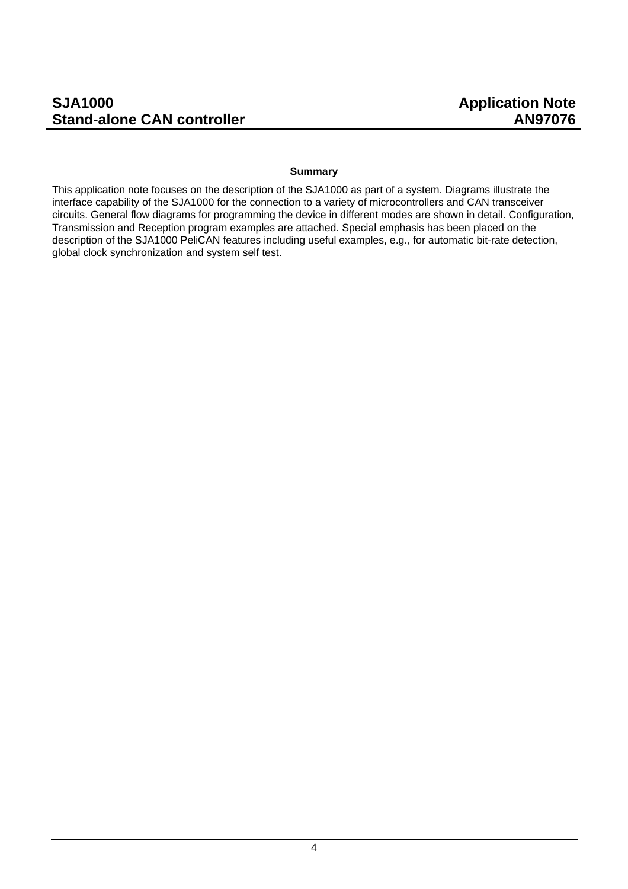**Summary**

This application note focuses on the description of the SJA1000 as part of a system. Diagrams illustrate the interface capability of the SJA1000 for the connection to a variety of microcontrollers and CAN transceiver circuits. General flow diagrams for programming the device in different modes are shown in detail. Configuration, Transmission and Reception program examples are attached. Special emphasis has been placed on the description of the SJA1000 PeliCAN features including useful examples, e.g., for automatic bit-rate detection, global clock synchronization and system self test.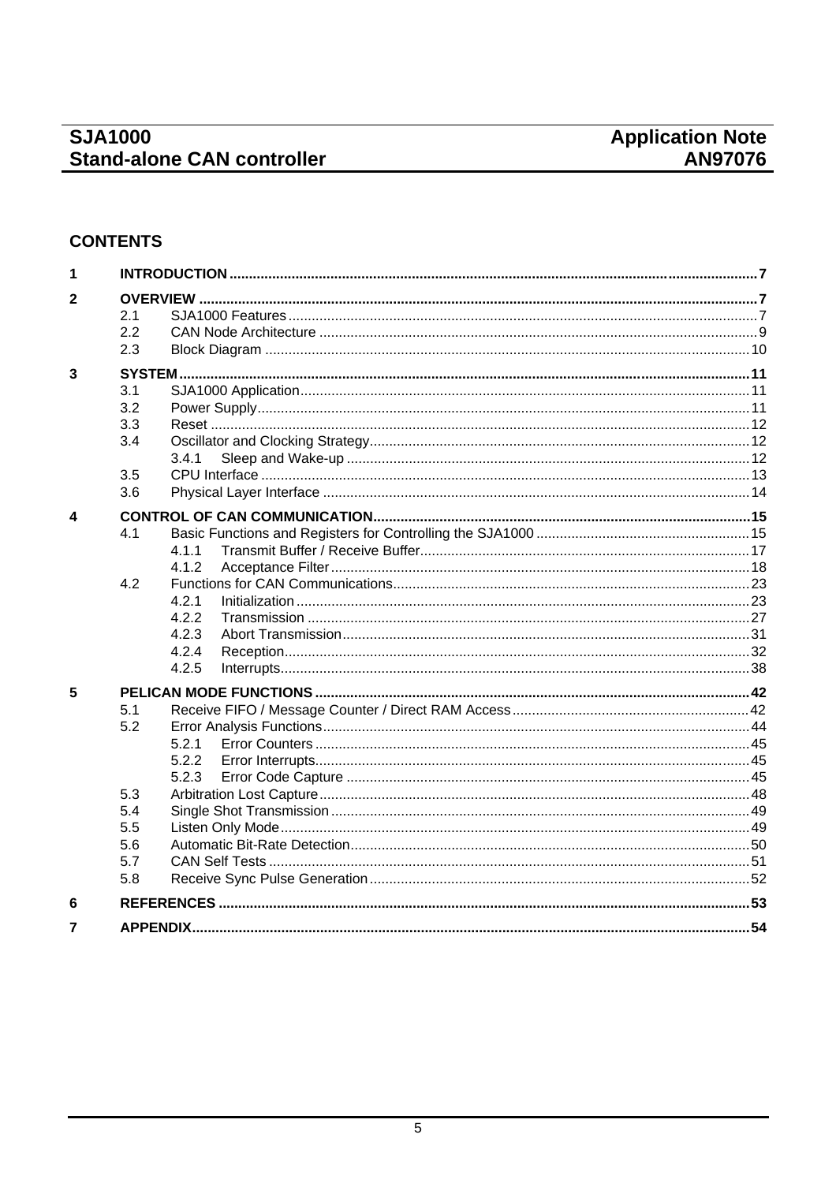## CONTENTS

1 INTRODUCTION ..... 7

2 OVERVIEW ..... 7
- 2.1 SJA1000 Features ..... 7
- 2.2 CAN Node Architecture ..... 9
- 2.3 Block Diagram ..... 10

3 SYSTEM ..... 11
- 3.1 SJA1000 Application ..... 11
- 3.2 Power Supply ..... 11
- 3.3 Reset ..... 12
- 3.4 Oscillator and Clocking Strategy ..... 12
  - 3.4.1 Sleep and Wake-up ..... 12
- 3.5 CPU Interface ..... 13
- 3.6 Physical Layer Interface ..... 14

4 CONTROL OF CAN COMMUNICATION ..... 15
- 4.1 Basic Functions and Registers for Controlling the SJA1000 ..... 15
  - 4.1.1 Transmit Buffer / Receive Buffer ..... 17
  - 4.1.2 Acceptance Filter ..... 18
- 4.2 Functions for CAN Communications ..... 23
  - 4.2.1 Initialization ..... 23
  - 4.2.2 Transmission ..... 27
  - 4.2.3 Abort Transmission ..... 31
  - 4.2.4 Reception ..... 32
  - 4.2.5 Interrupts ..... 38

5 PELICAN MODE FUNCTIONS ..... 42
- 5.1 Receive FIFO / Message Counter / Direct RAM Access ..... 42
- 5.2 Error Analysis Functions ..... 44
  - 5.2.1 Error Counters ..... 45
  - 5.2.2 Error Interrupts ..... 45
  - 5.2.3 Error Code Capture ..... 45
- 5.3 Arbitration Lost Capture ..... 48
- 5.4 Single Shot Transmission ..... 49
- 5.5 Listen Only Mode ..... 49
- 5.6 Automatic Bit-Rate Detection ..... 50
- 5.7 CAN Self Tests ..... 51
- 5.8 Receive Sync Pulse Generation ..... 52

6 REFERENCES ..... 53

7 APPENDIX ..... 54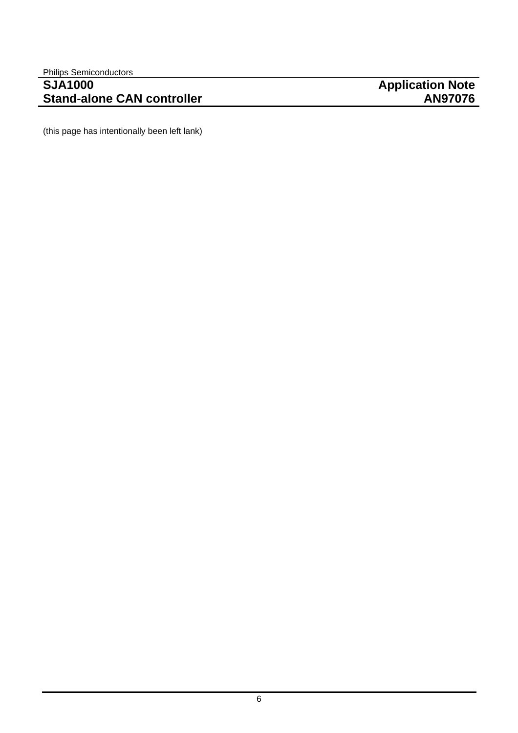(this page has intentionally been left lank)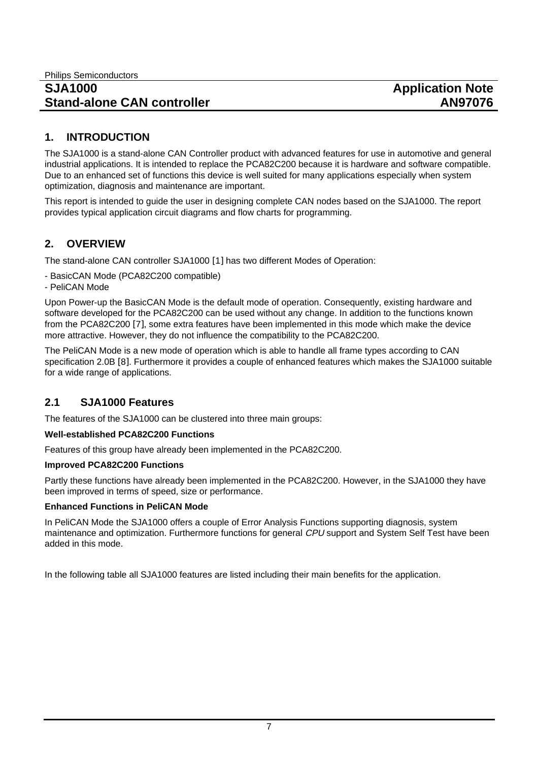## 1. INTRODUCTION

The SJA1000 is a stand-alone CAN Controller product with advanced features for use in automotive and general industrial applications. It is intended to replace the PCA82C200 because it is hardware and software compatible. Due to an enhanced set of functions this device is well suited for many applications especially when system optimization, diagnosis and maintenance are important.

This report is intended to guide the user in designing complete CAN nodes based on the SJA1000. The report provides typical application circuit diagrams and flow charts for programming.

## 2. OVERVIEW

The stand-alone CAN controller SJA1000 [1] has two different Modes of Operation:

- BasicCAN Mode (PCA82C200 compatible)
- PeliCAN Mode

Upon Power-up the BasicCAN Mode is the default mode of operation. Consequently, existing hardware and software developed for the PCA82C200 can be used without any change. In addition to the functions known from the PCA82C200 [7], some extra features have been implemented in this mode which make the device more attractive. However, they do not influence the compatibility to the PCA82C200.

The PeliCAN Mode is a new mode of operation which is able to handle all frame types according to CAN specification 2.0B [8]. Furthermore it provides a couple of enhanced features which makes the SJA1000 suitable for a wide range of applications.

### 2.1 SJA1000 Features

The features of the SJA1000 can be clustered into three main groups:

**Well-established PCA82C200 Functions**

Features of this group have already been implemented in the PCA82C200.

**Improved PCA82C200 Functions**

Partly these functions have already been implemented in the PCA82C200. However, in the SJA1000 they have been improved in terms of speed, size or performance.

**Enhanced Functions in PeliCAN Mode**

In PeliCAN Mode the SJA1000 offers a couple of Error Analysis Functions supporting diagnosis, system maintenance and optimization. Furthermore functions for general *CPU* support and System Self Test have been added in this mode.

In the following table all SJA1000 features are listed including their main benefits for the application.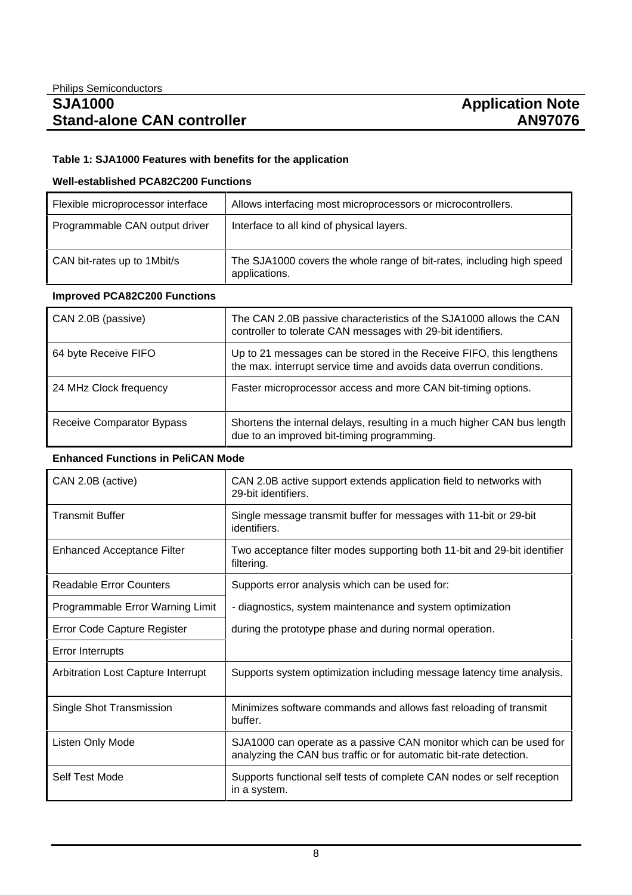**Table 1: SJA1000 Features with benefits for the application**

**Well-established PCA82C200 Functions**

| | |
|---|---|
| Flexible microprocessor interface | Allows interfacing most microprocessors or microcontrollers. |
| Programmable CAN output driver | Interface to all kind of physical layers. |
| CAN bit-rates up to 1Mbit/s | The SJA1000 covers the whole range of bit-rates, including high speed applications. |

**Improved PCA82C200 Functions**

| | |
|---|---|
| CAN 2.0B (passive) | The CAN 2.0B passive characteristics of the SJA1000 allows the CAN controller to tolerate CAN messages with 29-bit identifiers. |
| 64 byte Receive FIFO | Up to 21 messages can be stored in the Receive FIFO, this lengthens the max. interrupt service time and avoids data overrun conditions. |
| 24 MHz Clock frequency | Faster microprocessor access and more CAN bit-timing options. |
| Receive Comparator Bypass | Shortens the internal delays, resulting in a much higher CAN bus length due to an improved bit-timing programming. |

**Enhanced Functions in PeliCAN Mode**

| | |
|---|---|
| CAN 2.0B (active) | CAN 2.0B active support extends application field to networks with 29-bit identifiers. |
| Transmit Buffer | Single message transmit buffer for messages with 11-bit or 29-bit identifiers. |
| Enhanced Acceptance Filter | Two acceptance filter modes supporting both 11-bit and 29-bit identifier filtering. |
| Readable Error Counters | Supports error analysis which can be used for: |
| Programmable Error Warning Limit | - diagnostics, system maintenance and system optimization |
| Error Code Capture Register | during the prototype phase and during normal operation. |
| Error Interrupts | |
| Arbitration Lost Capture Interrupt | Supports system optimization including message latency time analysis. |
| Single Shot Transmission | Minimizes software commands and allows fast reloading of transmit buffer. |
| Listen Only Mode | SJA1000 can operate as a passive CAN monitor which can be used for analyzing the CAN bus traffic or for automatic bit-rate detection. |
| Self Test Mode | Supports functional self tests of complete CAN nodes or self reception in a system. |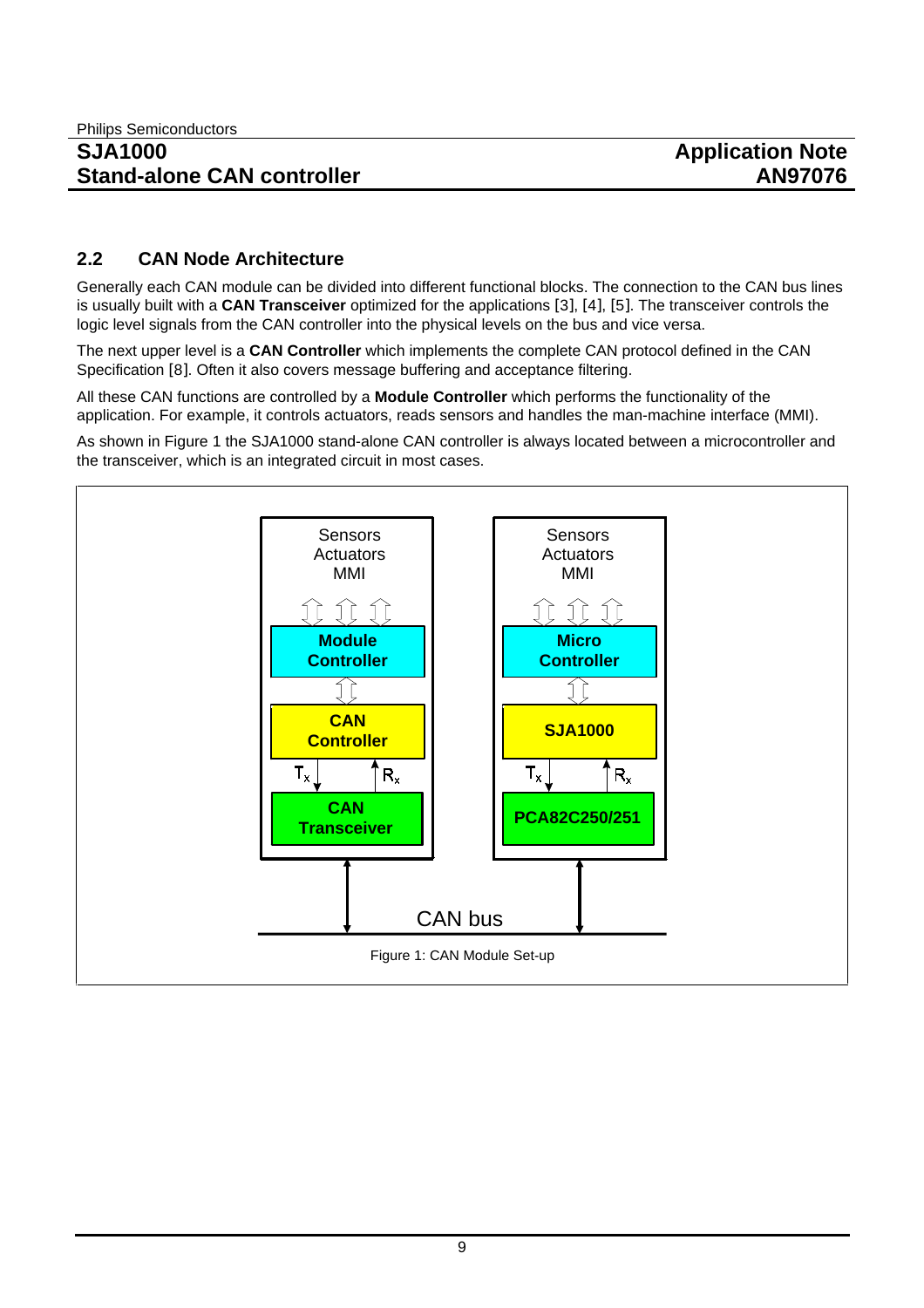## 2.2 CAN Node Architecture

Generally each CAN module can be divided into different functional blocks. The connection to the CAN bus lines is usually built with a **CAN Transceiver** optimized for the applications [3], [4], [5]. The transceiver controls the logic level signals from the CAN controller into the physical levels on the bus and vice versa.

The next upper level is a **CAN Controller** which implements the complete CAN protocol defined in the CAN Specification [8]. Often it also covers message buffering and acceptance filtering.

All these CAN functions are controlled by a **Module Controller** which performs the functionality of the application. For example, it controls actuators, reads sensors and handles the man-machine interface (MMI).

As shown in Figure 1 the SJA1000 stand-alone CAN controller is always located between a microcontroller and the transceiver, which is an integrated circuit in most cases.

Sensors
Actuators
MMI

Module Controller

CAN Controller

$T_x$ $R_x$

CAN Transceiver

Sensors
Actuators
MMI

Micro Controller

SJA1000

$T_x$ $R_x$

PCA82C250/251

CAN bus

Figure 1: CAN Module Set-up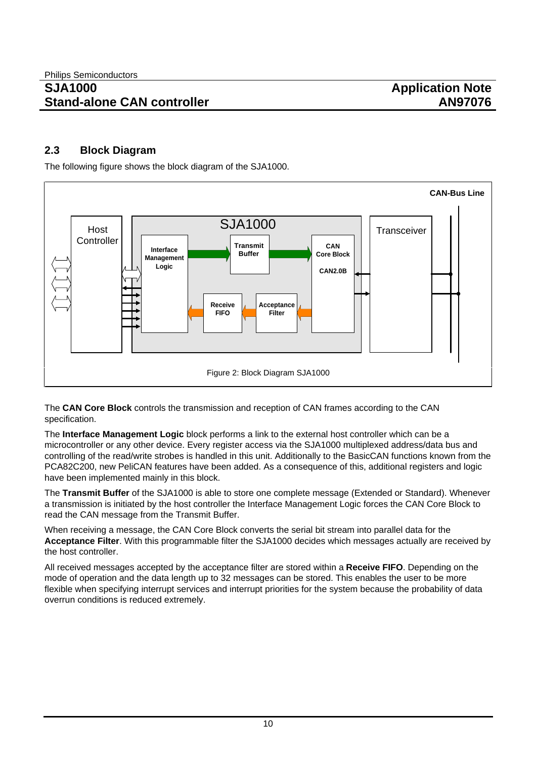## 2.3 Block Diagram

The following figure shows the block diagram of the SJA1000.

CAN-Bus Line

Host Controller

SJA1000

Interface Management Logic

Transmit Buffer

CAN Core Block

CAN2.0B

Receive FIFO

Acceptance Filter

Transceiver

Figure 2: Block Diagram SJA1000

The **CAN Core Block** controls the transmission and reception of CAN frames according to the CAN specification.

The **Interface Management Logic** block performs a link to the external host controller which can be a microcontroller or any other device. Every register access via the SJA1000 multiplexed address/data bus and controlling of the read/write strobes is handled in this unit. Additionally to the BasicCAN functions known from the PCA82C200, new PeliCAN features have been added. As a consequence of this, additional registers and logic have been implemented mainly in this block.

The **Transmit Buffer** of the SJA1000 is able to store one complete message (Extended or Standard). Whenever a transmission is initiated by the host controller the Interface Management Logic forces the CAN Core Block to read the CAN message from the Transmit Buffer.

When receiving a message, the CAN Core Block converts the serial bit stream into parallel data for the **Acceptance Filter**. With this programmable filter the SJA1000 decides which messages actually are received by the host controller.

All received messages accepted by the acceptance filter are stored within a **Receive FIFO**. Depending on the mode of operation and the data length up to 32 messages can be stored. This enables the user to be more flexible when specifying interrupt services and interrupt priorities for the system because the probability of data overrun conditions is reduced extremely.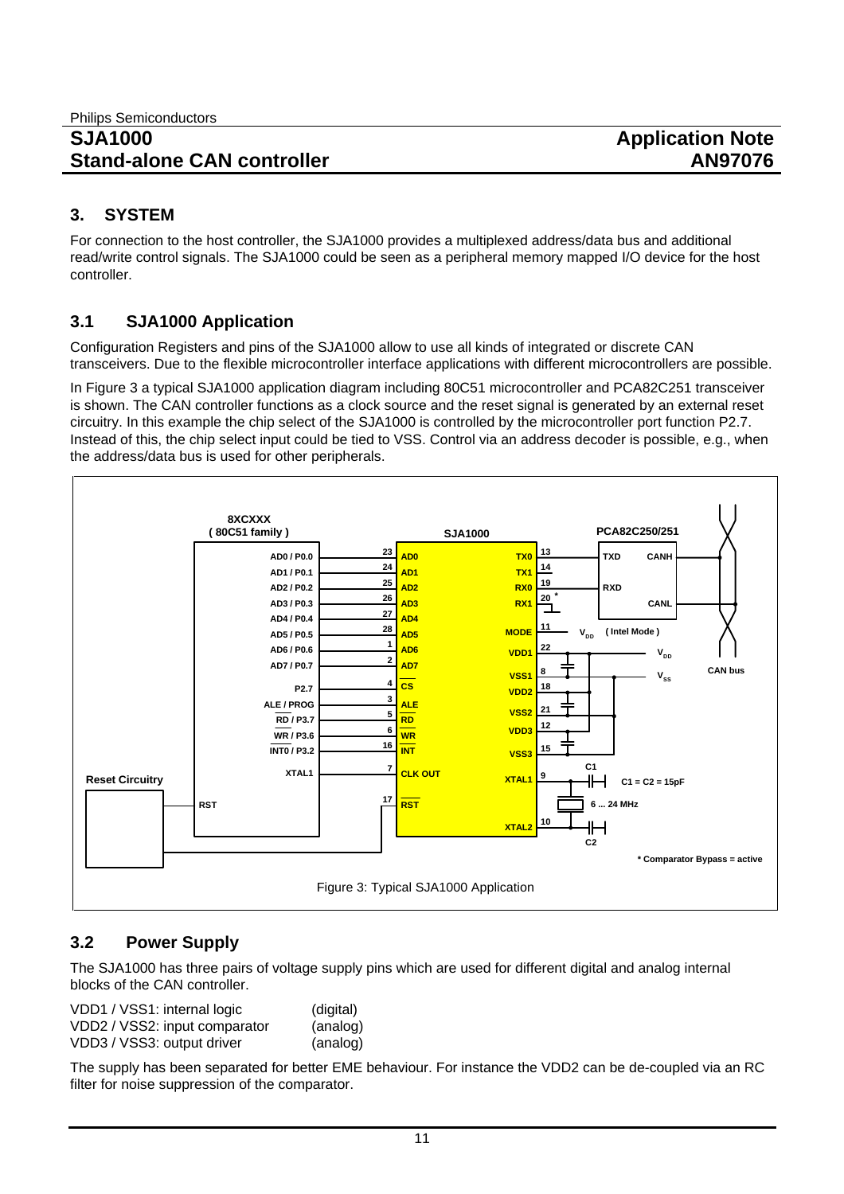## 3. SYSTEM

For connection to the host controller, the SJA1000 provides a multiplexed address/data bus and additional read/write control signals. The SJA1000 could be seen as a peripheral memory mapped I/O device for the host controller.

### 3.1 SJA1000 Application

Configuration Registers and pins of the SJA1000 allow to use all kinds of integrated or discrete CAN transceivers. Due to the flexible microcontroller interface applications with different microcontrollers are possible.

In Figure 3 a typical SJA1000 application diagram including 80C51 microcontroller and PCA82C251 transceiver is shown. The CAN controller functions as a clock source and the reset signal is generated by an external reset circuitry. In this example the chip select of the SJA1000 is controlled by the microcontroller port function P2.7. Instead of this, the chip select input could be tied to VSS. Control via an address decoder is possible, e.g., when the address/data bus is used for other peripherals.

8XCXXX
( 80C51 family )
SJA1000
PCA82C250/251
AD0 / P0.0
AD1 / P0.1
AD2 / P0.2
AD3 / P0.3
AD4 / P0.4
AD5 / P0.5
AD6 / P0.6
AD7 / P0.7
P2.7
ALE / PROG
RD / P3.7
WR / P3.6
INT0 / P3.2
XTAL1
RST
Reset Circuitry
23 AD0
24 AD1
25 AD2
26 AD3
27 AD4
28 AD5
1 AD6
2 AD7
4 CS
3 ALE
5 RD
6 WR
16 INT
7 CLK OUT
17 RST
TX0 13
TX1 14
RX0 19
RX1 20 *
MODE 11
VDD1 22
VSS1 8
VDD2 18
VSS2 21
VDD3 12
VSS3 15
XTAL1 9
XTAL2 10
TXD
RXD
CANH
CANL
$V_{DD}$ ( Intel Mode )
$V_{DD}$
$V_{SS}$
CAN bus
C1
C2
C1 = C2 = 15pF
6 ... 24 MHz
* Comparator Bypass = active

Figure 3: Typical SJA1000 Application

### 3.2 Power Supply

The SJA1000 has three pairs of voltage supply pins which are used for different digital and analog internal blocks of the CAN controller.

| | |
|---|---|
| VDD1 / VSS1: internal logic | (digital) |
| VDD2 / VSS2: input comparator | (analog) |
| VDD3 / VSS3: output driver | (analog) |

The supply has been separated for better EME behaviour. For instance the VDD2 can be de-coupled via an RC filter for noise suppression of the comparator.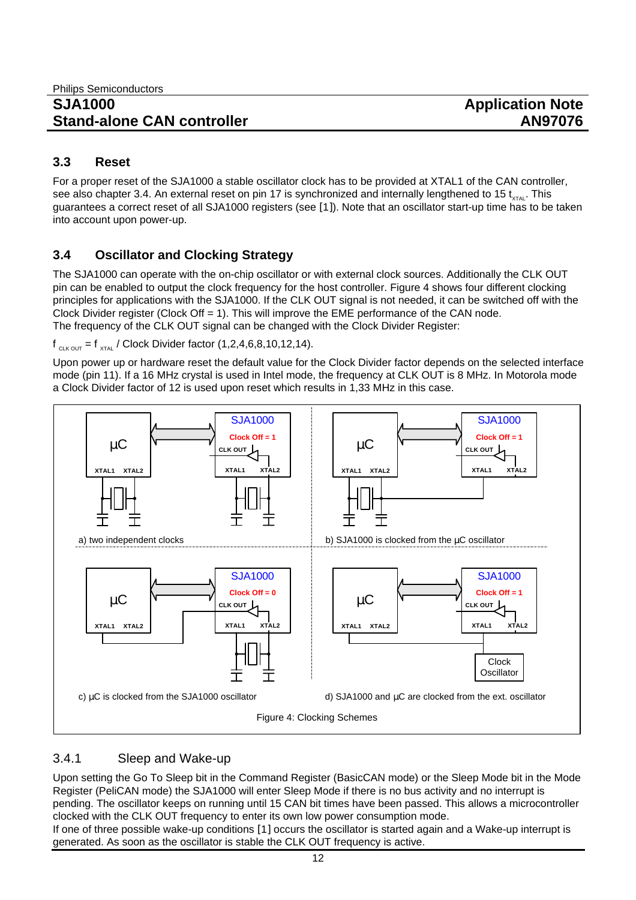## 3.3 Reset

For a proper reset of the SJA1000 a stable oscillator clock has to be provided at XTAL1 of the CAN controller, see also chapter 3.4. An external reset on pin 17 is synchronized and internally lengthened to 15 $t_{XTAL}$. This guarantees a correct reset of all SJA1000 registers (see [1]). Note that an oscillator start-up time has to be taken into account upon power-up.

## 3.4 Oscillator and Clocking Strategy

The SJA1000 can operate with the on-chip oscillator or with external clock sources. Additionally the CLK OUT pin can be enabled to output the clock frequency for the host controller. Figure 4 shows four different clocking principles for applications with the SJA1000. If the CLK OUT signal is not needed, it can be switched off with the Clock Divider register (Clock Off = 1). This will improve the EME performance of the CAN node.
The frequency of the CLK OUT signal can be changed with the Clock Divider Register:

$f_{CLK\ OUT} = f_{XTAL}$ / Clock Divider factor (1,2,4,6,8,10,12,14).

Upon power up or hardware reset the default value for the Clock Divider factor depends on the selected interface mode (pin 11). If a 16 MHz crystal is used in Intel mode, the frequency at CLK OUT is 8 MHz. In Motorola mode a Clock Divider factor of 12 is used upon reset which results in 1,33 MHz in this case.

µC
XTAL1 XTAL2
SJA1000
Clock Off = 1
CLK OUT
XTAL1 XTAL2

a) two independent clocks

µC
XTAL1 XTAL2
SJA1000
Clock Off = 1
CLK OUT
XTAL1 XTAL2

b) SJA1000 is clocked from the µC oscillator

µC
XTAL1 XTAL2
SJA1000
Clock Off = 0
CLK OUT
XTAL1 XTAL2

c) µC is clocked from the SJA1000 oscillator

µC
XTAL1 XTAL2
SJA1000
Clock Off = 1
CLK OUT
XTAL1 XTAL2
Clock Oscillator

d) SJA1000 and µC are clocked from the ext. oscillator

Figure 4: Clocking Schemes

### 3.4.1 Sleep and Wake-up

Upon setting the Go To Sleep bit in the Command Register (BasicCAN mode) or the Sleep Mode bit in the Mode Register (PeliCAN mode) the SJA1000 will enter Sleep Mode if there is no bus activity and no interrupt is pending. The oscillator keeps on running until 15 CAN bit times have been passed. This allows a microcontroller clocked with the CLK OUT frequency to enter its own low power consumption mode.
If one of three possible wake-up conditions [1] occurs the oscillator is started again and a Wake-up interrupt is generated. As soon as the oscillator is stable the CLK OUT frequency is active.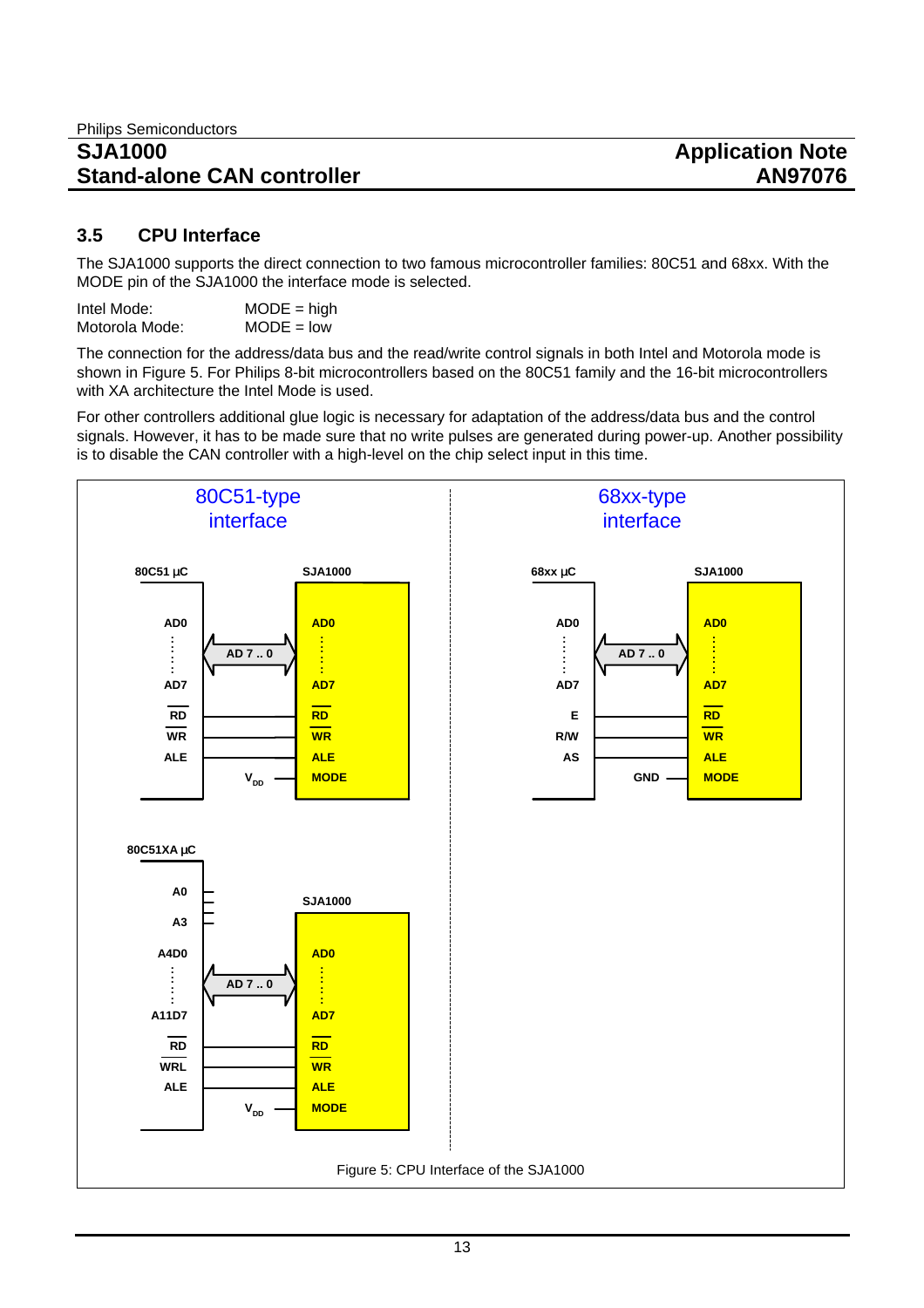## 3.5 CPU Interface

The SJA1000 supports the direct connection to two famous microcontroller families: 80C51 and 68xx. With the MODE pin of the SJA1000 the interface mode is selected.

Intel Mode: MODE = high
Motorola Mode: MODE = low

The connection for the address/data bus and the read/write control signals in both Intel and Motorola mode is shown in Figure 5. For Philips 8-bit microcontrollers based on the 80C51 family and the 16-bit microcontrollers with XA architecture the Intel Mode is used.

For other controllers additional glue logic is necessary for adaptation of the address/data bus and the control signals. However, it has to be made sure that no write pulses are generated during power-up. Another possibility is to disable the CAN controller with a high-level on the chip select input in this time.

80C51-type interface

80C51 µC

SJA1000

AD0

AD 7 .. 0

AD7

RD

WR

ALE

$V_{DD}$

MODE

68xx-type interface

68xx µC

SJA1000

AD0

AD 7 .. 0

AD7

E

R/W

AS

GND

RD

WR

ALE

MODE

80C51XA µC

A0

A3

A4D0

AD 7 .. 0

A11D7

RD

WRL

ALE

$V_{DD}$

SJA1000

AD0

AD7

RD

WR

ALE

MODE

Figure 5: CPU Interface of the SJA1000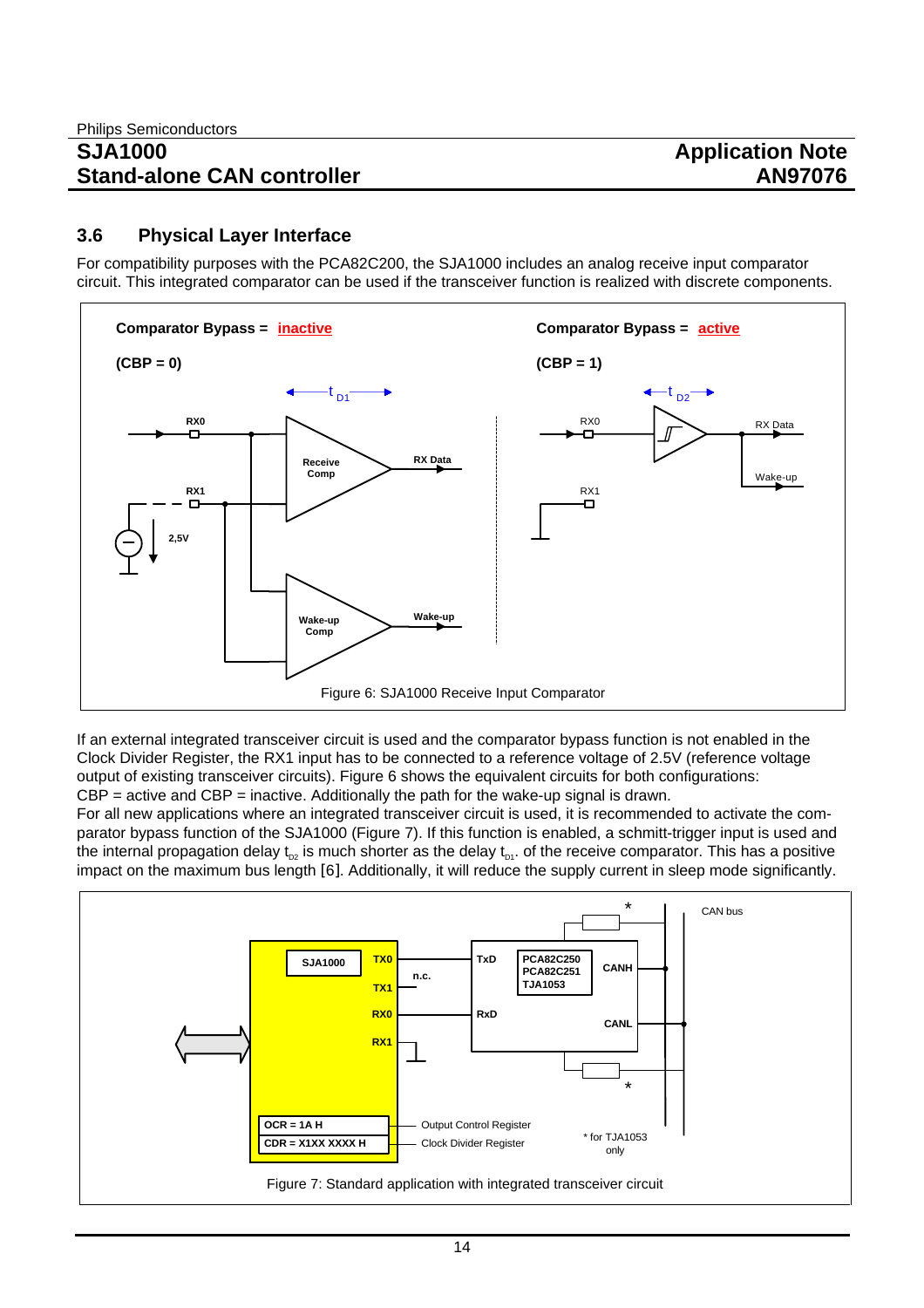## 3.6 Physical Layer Interface

For compatibility purposes with the PCA82C200, the SJA1000 includes an analog receive input comparator circuit. This integrated comparator can be used if the transceiver function is realized with discrete components.

Comparator Bypass = inactive

(CBP = 0)

Comparator Bypass = active

(CBP = 1)

$t_{D1}$

RX0

RX1

2,5V

Receive Comp

RX Data

Wake-up Comp

Wake-up

$t_{D2}$

RX0

RX1

RX Data

Wake-up

Figure 6: SJA1000 Receive Input Comparator

If an external integrated transceiver circuit is used and the comparator bypass function is not enabled in the Clock Divider Register, the RX1 input has to be connected to a reference voltage of 2.5V (reference voltage output of existing transceiver circuits). Figure 6 shows the equivalent circuits for both configurations: CBP = active and CBP = inactive. Additionally the path for the wake-up signal is drawn.
For all new applications where an integrated transceiver circuit is used, it is recommended to activate the comparator bypass function of the SJA1000 (Figure 7). If this function is enabled, a schmitt-trigger input is used and the internal propagation delay $t_{D2}$ is much shorter as the delay $t_{D1}$. of the receive comparator. This has a positive impact on the maximum bus length [6]. Additionally, it will reduce the supply current in sleep mode significantly.

SJA1000

TX0

TX1

RX0

RX1

n.c.

TxD

RxD

PCA82C250
PCA82C251
TJA1053

CANH

CANL

*

*

CAN bus

OCR = 1A H

CDR = X1XX XXXX H

Output Control Register

Clock Divider Register

* for TJA1053 only

Figure 7: Standard application with integrated transceiver circuit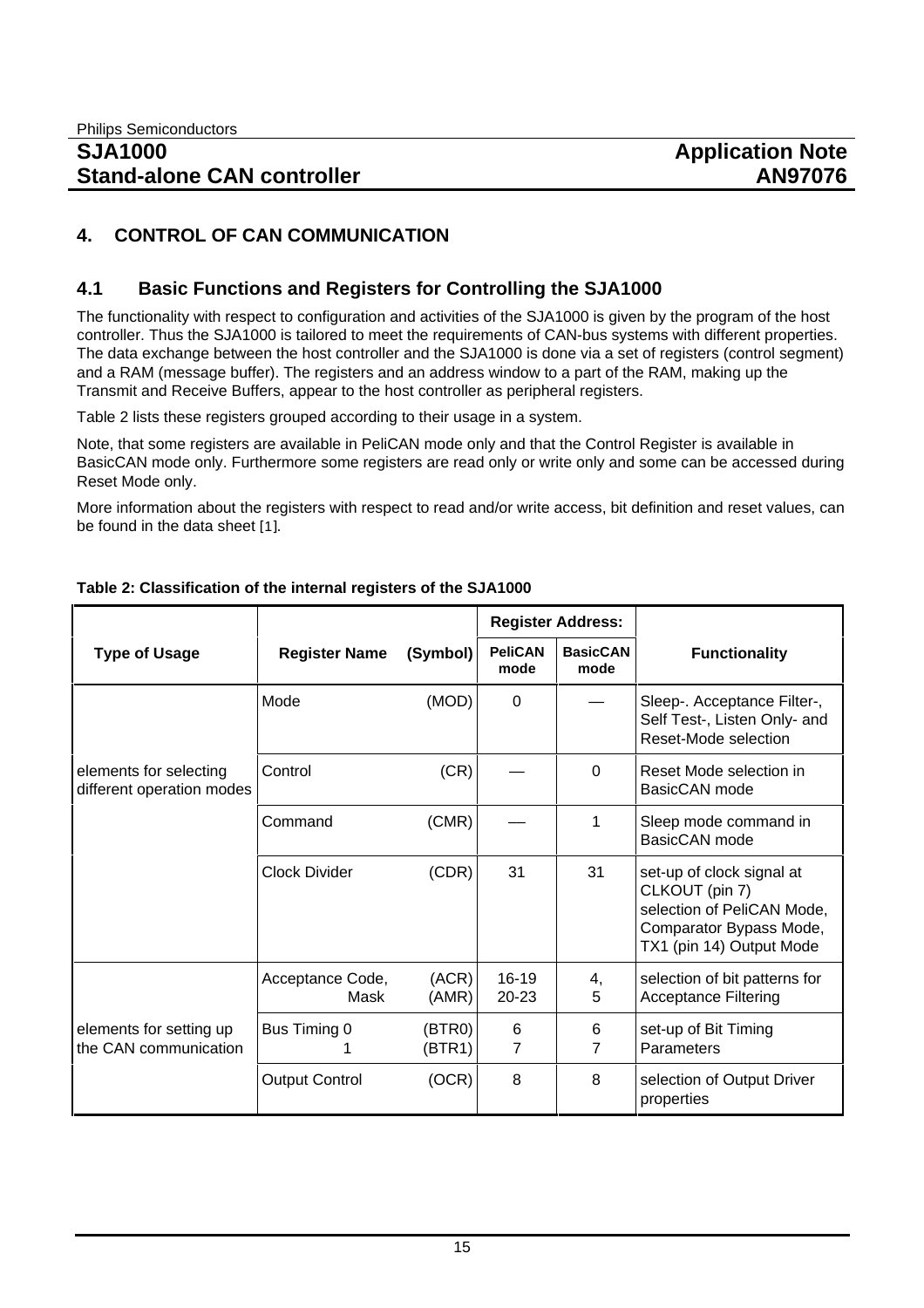## 4. CONTROL OF CAN COMMUNICATION

### 4.1 Basic Functions and Registers for Controlling the SJA1000

The functionality with respect to configuration and activities of the SJA1000 is given by the program of the host controller. Thus the SJA1000 is tailored to meet the requirements of CAN-bus systems with different properties. The data exchange between the host controller and the SJA1000 is done via a set of registers (control segment) and a RAM (message buffer). The registers and an address window to a part of the RAM, making up the Transmit and Receive Buffers, appear to the host controller as peripheral registers.

Table 2 lists these registers grouped according to their usage in a system.

Note, that some registers are available in PeliCAN mode only and that the Control Register is available in BasicCAN mode only. Furthermore some registers are read only or write only and some can be accessed during Reset Mode only.

More information about the registers with respect to read and/or write access, bit definition and reset values, can be found in the data sheet [1].

**Table 2: Classification of the internal registers of the SJA1000**

| Type of Usage | Register Name | (Symbol) | Register Address: PeliCAN mode | Register Address: BasicCAN mode | Functionality |
|---|---|---|---|---|---|
| elements for selecting different operation modes | Mode | (MOD) | 0 | — | Sleep-. Acceptance Filter-, Self Test-, Listen Only- and Reset-Mode selection |
| | Control | (CR) | — | 0 | Reset Mode selection in BasicCAN mode |
| | Command | (CMR) | — | 1 | Sleep mode command in BasicCAN mode |
| | Clock Divider | (CDR) | 31 | 31 | set-up of clock signal at CLKOUT (pin 7) selection of PeliCAN Mode, Comparator Bypass Mode, TX1 (pin 14) Output Mode |
| elements for setting up the CAN communication | Acceptance Code, Mask | (ACR) (AMR) | 16-19 20-23 | 4, 5 | selection of bit patterns for Acceptance Filtering |
| | Bus Timing 0 1 | (BTR0) (BTR1) | 6 7 | 6 7 | set-up of Bit Timing Parameters |
| | Output Control | (OCR) | 8 | 8 | selection of Output Driver properties |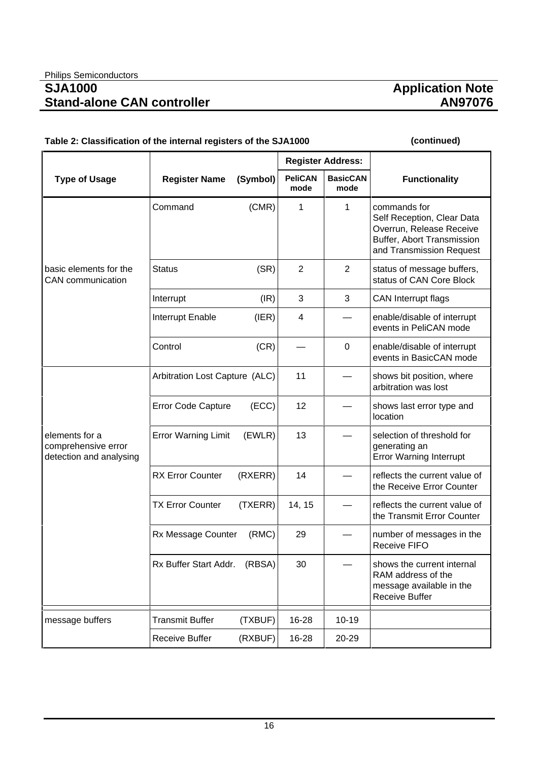**Table 2: Classification of the internal registers of the SJA1000 (continued)**

| Type of Usage | Register Name (Symbol) | Register Address: PeliCAN mode | Register Address: BasicCAN mode | Functionality |
|---|---|---|---|---|
| basic elements for the CAN communication | Command (CMR) | 1 | 1 | commands for Self Reception, Clear Data Overrun, Release Receive Buffer, Abort Transmission and Transmission Request |
| | Status (SR) | 2 | 2 | status of message buffers, status of CAN Core Block |
| | Interrupt (IR) | 3 | 3 | CAN Interrupt flags |
| | Interrupt Enable (IER) | 4 | — | enable/disable of interrupt events in PeliCAN mode |
| | Control (CR) | — | 0 | enable/disable of interrupt events in BasicCAN mode |
| elements for a comprehensive error detection and analysing | Arbitration Lost Capture (ALC) | 11 | — | shows bit position, where arbitration was lost |
| | Error Code Capture (ECC) | 12 | — | shows last error type and location |
| | Error Warning Limit (EWLR) | 13 | — | selection of threshold for generating an Error Warning Interrupt |
| | RX Error Counter (RXERR) | 14 | — | reflects the current value of the Receive Error Counter |
| | TX Error Counter (TXERR) | 14, 15 | — | reflects the current value of the Transmit Error Counter |
| | Rx Message Counter (RMC) | 29 | — | number of messages in the Receive FIFO |
| | Rx Buffer Start Addr. (RBSA) | 30 | — | shows the current internal RAM address of the message available in the Receive Buffer |
| message buffers | Transmit Buffer (TXBUF) | 16-28 | 10-19 | |
| | Receive Buffer (RXBUF) | 16-28 | 20-29 | |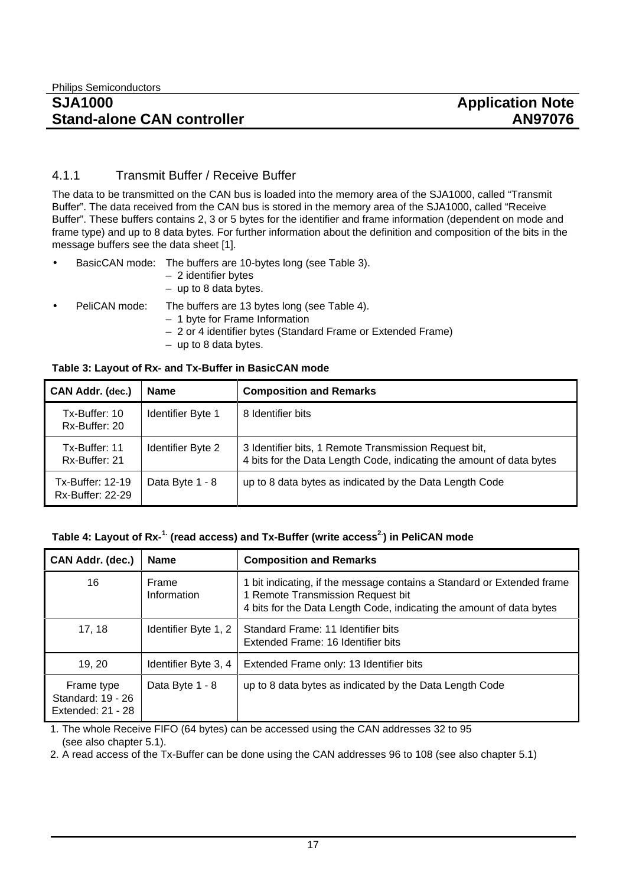### 4.1.1 Transmit Buffer / Receive Buffer

The data to be transmitted on the CAN bus is loaded into the memory area of the SJA1000, called "Transmit Buffer". The data received from the CAN bus is stored in the memory area of the SJA1000, called "Receive Buffer". These buffers contains 2, 3 or 5 bytes for the identifier and frame information (dependent on mode and frame type) and up to 8 data bytes. For further information about the definition and composition of the bits in the message buffers see the data sheet [1].

- BasicCAN mode: The buffers are 10-bytes long (see Table 3).
  - 2 identifier bytes
  - up to 8 data bytes.
- PeliCAN mode: The buffers are 13 bytes long (see Table 4).
  - 1 byte for Frame Information
  - 2 or 4 identifier bytes (Standard Frame or Extended Frame)
  - up to 8 data bytes.

**Table 3: Layout of Rx- and Tx-Buffer in BasicCAN mode**

| CAN Addr. (dec.) | Name | Composition and Remarks |
|---|---|---|
| Tx-Buffer: 10<br>Rx-Buffer: 20 | Identifier Byte 1 | 8 Identifier bits |
| Tx-Buffer: 11<br>Rx-Buffer: 21 | Identifier Byte 2 | 3 Identifier bits, 1 Remote Transmission Request bit,<br>4 bits for the Data Length Code, indicating the amount of data bytes |
| Tx-Buffer: 12-19<br>Rx-Buffer: 22-29 | Data Byte 1 - 8 | up to 8 data bytes as indicated by the Data Length Code |

**Table 4: Layout of Rx-[1.] (read access) and Tx-Buffer (write access[2.]) in PeliCAN mode**

| CAN Addr. (dec.) | Name | Composition and Remarks |
|---|---|---|
| 16 | Frame Information | 1 bit indicating, if the message contains a Standard or Extended frame<br>1 Remote Transmission Request bit<br>4 bits for the Data Length Code, indicating the amount of data bytes |
| 17, 18 | Identifier Byte 1, 2 | Standard Frame: 11 Identifier bits<br>Extended Frame: 16 Identifier bits |
| 19, 20 | Identifier Byte 3, 4 | Extended Frame only: 13 Identifier bits |
| Frame type<br>Standard: 19 - 26<br>Extended: 21 - 28 | Data Byte 1 - 8 | up to 8 data bytes as indicated by the Data Length Code |

1. The whole Receive FIFO (64 bytes) can be accessed using the CAN addresses 32 to 95 (see also chapter 5.1).
2. A read access of the Tx-Buffer can be done using the CAN addresses 96 to 108 (see also chapter 5.1)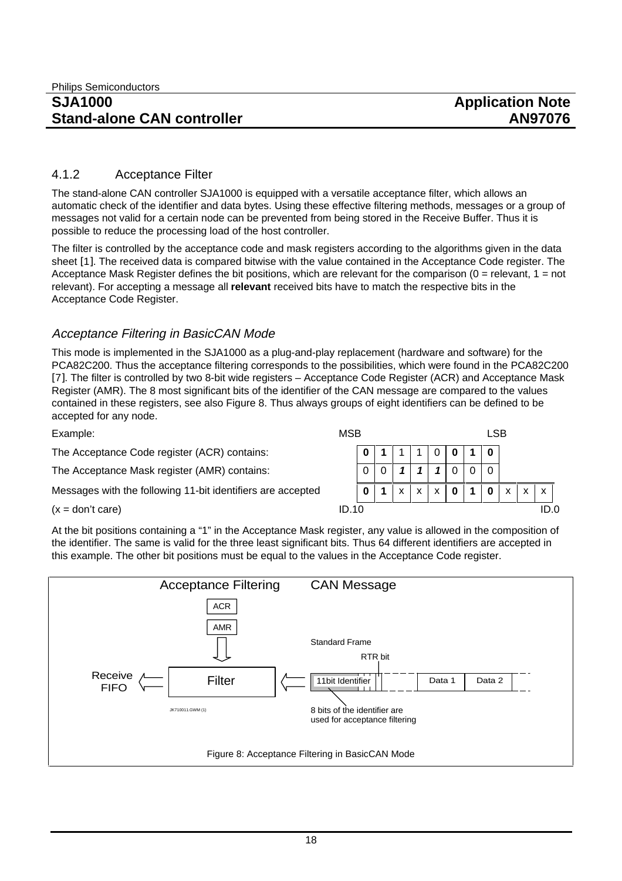### 4.1.2 Acceptance Filter

The stand-alone CAN controller SJA1000 is equipped with a versatile acceptance filter, which allows an automatic check of the identifier and data bytes. Using these effective filtering methods, messages or a group of messages not valid for a certain node can be prevented from being stored in the Receive Buffer. Thus it is possible to reduce the processing load of the host controller.

The filter is controlled by the acceptance code and mask registers according to the algorithms given in the data sheet [1]. The received data is compared bitwise with the value contained in the Acceptance Code register. The Acceptance Mask Register defines the bit positions, which are relevant for the comparison (0 = relevant, 1 = not relevant). For accepting a message all **relevant** received bits have to match the respective bits in the Acceptance Code Register.

#### *Acceptance Filtering in BasicCAN Mode*

This mode is implemented in the SJA1000 as a plug-and-play replacement (hardware and software) for the PCA82C200. Thus the acceptance filtering corresponds to the possibilities, which were found in the PCA82C200 [7]. The filter is controlled by two 8-bit wide registers – Acceptance Code Register (ACR) and Acceptance Mask Register (AMR). The 8 most significant bits of the identifier of the CAN message are compared to the values contained in these registers, see also Figure 8. Thus always groups of eight identifiers can be defined to be accepted for any node.

| Example: | MSB | | | | | | | LSB | | | |
|---|---|---|---|---|---|---|---|---|---|---|---|
| The Acceptance Code register (ACR) contains: | **0** | **1** | 1 | 1 | 0 | **0** | **1** | **0** | | | |
| The Acceptance Mask register (AMR) contains: | 0 | 0 | ***1*** | ***1*** | ***1*** | 0 | 0 | 0 | | | |
| Messages with the following 11-bit identifiers are accepted | **0** | **1** | x | x | x | **0** | **1** | **0** | x | x | x |
| (x = don't care) | ID.10 | | | | | | | | | | ID.0 |

At the bit positions containing a "1" in the Acceptance Mask register, any value is allowed in the composition of the identifier. The same is valid for the three least significant bits. Thus 64 different identifiers are accepted in this example. The other bit positions must be equal to the values in the Acceptance Code register.

Acceptance Filtering

CAN Message

ACR

AMR

Standard Frame

RTR bit

Receive FIFO

Filter

11bit Identifier

Data 1

Data 2

JK710011.GWM (1)

8 bits of the identifier are used for acceptance filtering

Figure 8: Acceptance Filtering in BasicCAN Mode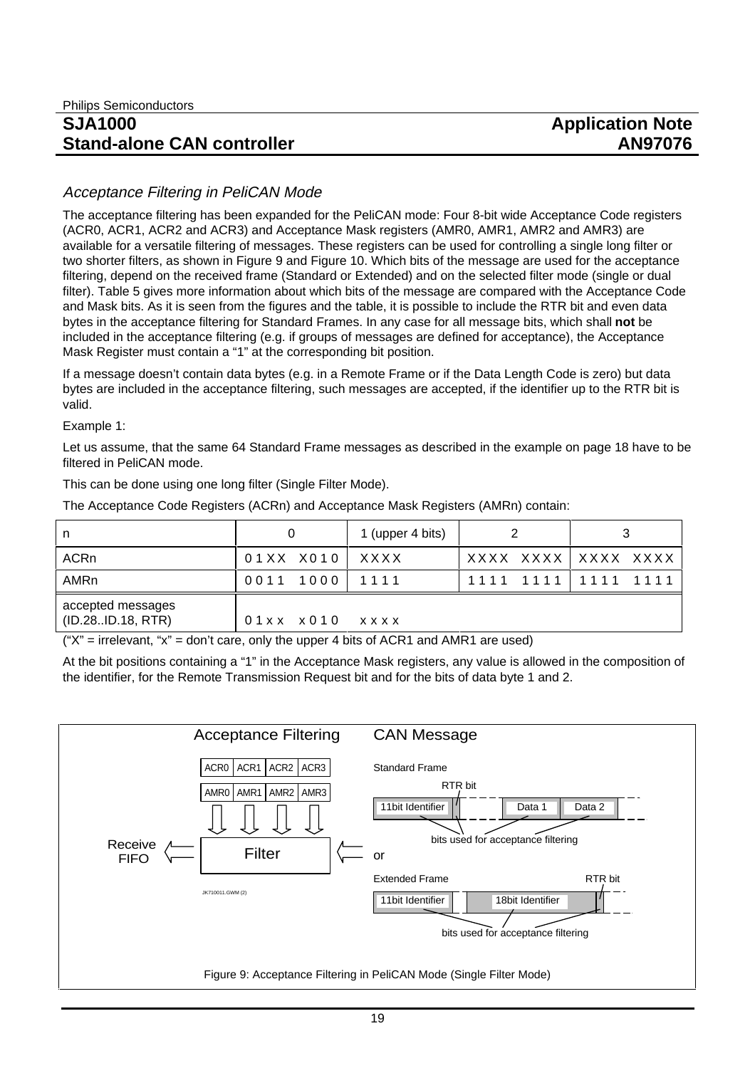### *Acceptance Filtering in PeliCAN Mode*

The acceptance filtering has been expanded for the PeliCAN mode: Four 8-bit wide Acceptance Code registers (ACR0, ACR1, ACR2 and ACR3) and Acceptance Mask registers (AMR0, AMR1, AMR2 and AMR3) are available for a versatile filtering of messages. These registers can be used for controlling a single long filter or two shorter filters, as shown in Figure 9 and Figure 10. Which bits of the message are used for the acceptance filtering, depend on the received frame (Standard or Extended) and on the selected filter mode (single or dual filter). Table 5 gives more information about which bits of the message are compared with the Acceptance Code and Mask bits. As it is seen from the figures and the table, it is possible to include the RTR bit and even data bytes in the acceptance filtering for Standard Frames. In any case for all message bits, which shall **not** be included in the acceptance filtering (e.g. if groups of messages are defined for acceptance), the Acceptance Mask Register must contain a "1" at the corresponding bit position.

If a message doesn't contain data bytes (e.g. in a Remote Frame or if the Data Length Code is zero) but data bytes are included in the acceptance filtering, such messages are accepted, if the identifier up to the RTR bit is valid.

Example 1:

Let us assume, that the same 64 Standard Frame messages as described in the example on page 18 have to be filtered in PeliCAN mode.

This can be done using one long filter (Single Filter Mode).

The Acceptance Code Registers (ACRn) and Acceptance Mask Registers (AMRn) contain:

| n | 0 | 1 (upper 4 bits) | 2 | 3 |
|---|---|---|---|---|
| ACRn | 0 1 X X X 0 1 0 | X X X X | X X X X X X X X | X X X X X X X X |
| AMRn | 0 0 1 1 1 0 0 0 | 1 1 1 1 | 1 1 1 1 1 1 1 1 | 1 1 1 1 1 1 1 1 |
| accepted messages (ID.28..ID.18, RTR) | 0 1 x x x 0 1 0 | x x x x | | |

("X" = irrelevant, "x" = don't care, only the upper 4 bits of ACR1 and AMR1 are used)

At the bit positions containing a "1" in the Acceptance Mask registers, any value is allowed in the composition of the identifier, for the Remote Transmission Request bit and for the bits of data byte 1 and 2.

Acceptance Filtering

ACR0 ACR1 ACR2 ACR3

AMR0 AMR1 AMR2 AMR3

Receive FIFO

Filter

JK710011.GWM (2)

CAN Message

Standard Frame

RTR bit

11bit Identifier

Data 1

Data 2

bits used for acceptance filtering

or

Extended Frame

RTR bit

11bit Identifier

18bit Identifier

bits used for acceptance filtering

Figure 9: Acceptance Filtering in PeliCAN Mode (Single Filter Mode)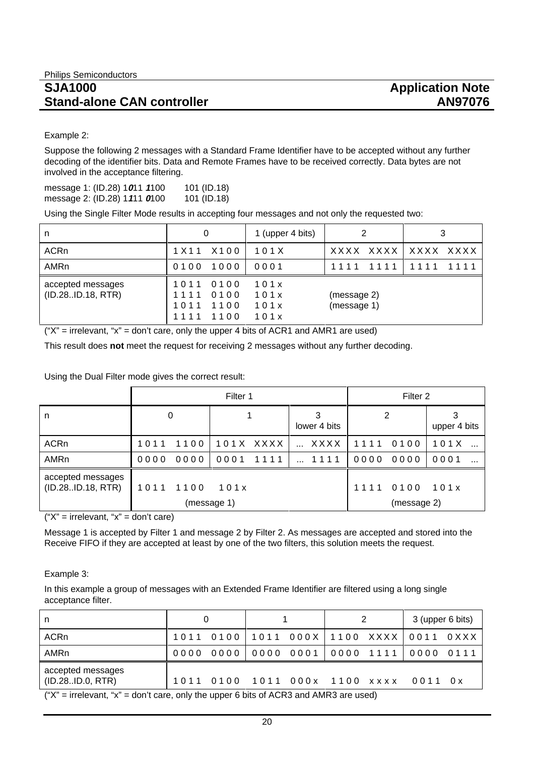Example 2:

Suppose the following 2 messages with a Standard Frame Identifier have to be accepted without any further decoding of the identifier bits. Data and Remote Frames have to be received correctly. Data bytes are not involved in the acceptance filtering.

message 1: (ID.28) 1***0***11 ***1***100     101 (ID.18)
message 2: (ID.28) 1***1***11 ***0***100     101 (ID.18)

Using the Single Filter Mode results in accepting four messages and not only the requested two:

| n | 0 | 1 (upper 4 bits) | 2 | 3 |
|---|---|---|---|---|
| ACRn | 1 X 1 1   X 1 0 0 | 1 0 1 X | X X X X   X X X X | X X X X   X X X X |
| AMRn | 0 1 0 0   1 0 0 0 | 0 0 0 1 | 1 1 1 1   1 1 1 1 | 1 1 1 1   1 1 1 1 |
| accepted messages (ID.28..ID.18, RTR) | 1 0 1 1   0 1 0 0<br>1 1 1 1   0 1 0 0<br>1 0 1 1   1 1 0 0<br>1 1 1 1   1 1 0 0 | 1 0 1 x<br>1 0 1 x<br>1 0 1 x<br>1 0 1 x | <br>(message 2)<br>(message 1)<br> | |

(“X” = irrelevant, “x” = don’t care, only the upper 4 bits of ACR1 and AMR1 are used)

This result does **not** meet the request for receiving 2 messages without any further decoding.

Using the Dual Filter mode gives the correct result:

| | Filter 1 | | | Filter 2 | |
|---|---|---|---|---|---|
| n | 0 | 1 | 3 lower 4 bits | 2 | 3 upper 4 bits |
| ACRn | 1 0 1 1   1 1 0 0 | 1 0 1 X   X X X X | ...  X X X X | 1 1 1 1   0 1 0 0 | 1 0 1 X  ... |
| AMRn | 0 0 0 0   0 0 0 0 | 0 0 0 1   1 1 1 1 | ...  1 1 1 1 | 0 0 0 0   0 0 0 0 | 0 0 0 1  ... |
| accepted messages (ID.28..ID.18, RTR) | 1 0 1 1   1 1 0 0   1 0 1 x<br>(message 1) | | | 1 1 1 1   0 1 0 0   1 0 1 x<br>(message 2) | |

(“X” = irrelevant, “x” = don’t care)

Message 1 is accepted by Filter 1 and message 2 by Filter 2. As messages are accepted and stored into the Receive FIFO if they are accepted at least by one of the two filters, this solution meets the request.

Example 3:

In this example a group of messages with an Extended Frame Identifier are filtered using a long single acceptance filter.

| n | 0 | 1 | 2 | 3 (upper 6 bits) |
|---|---|---|---|---|
| ACRn | 1 0 1 1   0 1 0 0 | 1 0 1 1   0 0 0 X | 1 1 0 0   X X X X | 0 0 1 1   0 X X X |
| AMRn | 0 0 0 0   0 0 0 0 | 0 0 0 0   0 0 0 1 | 0 0 0 0   1 1 1 1 | 0 0 0 0   0 1 1 1 |
| accepted messages (ID.28..ID.0, RTR) | 1 0 1 1   0 1 0 0 | 1 0 1 1   0 0 0 x | 1 1 0 0   x x x x | 0 0 1 1   0 x |

(“X” = irrelevant, “x” = don’t care, only the upper 6 bits of ACR3 and AMR3 are used)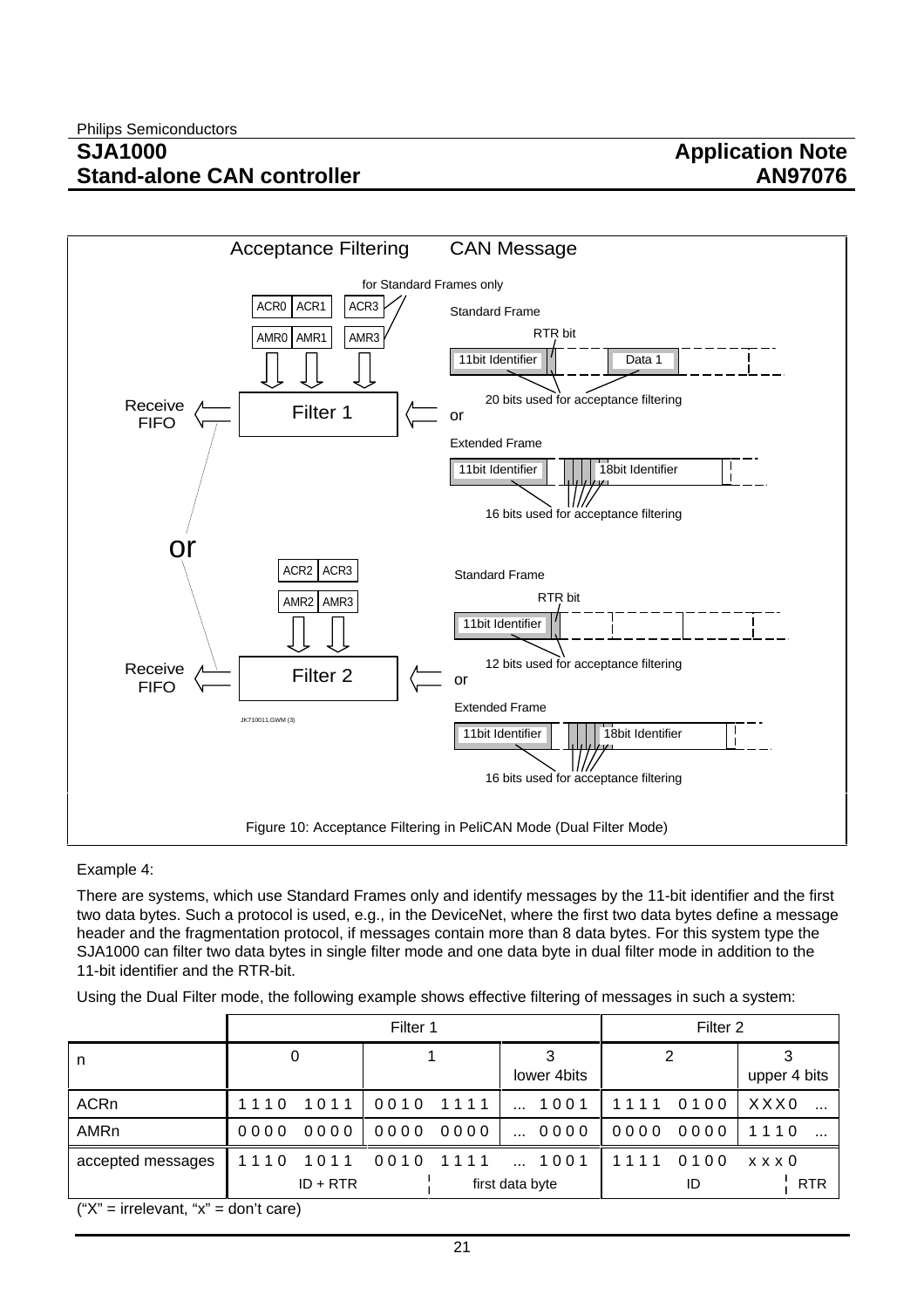Acceptance Filtering

CAN Message

for Standard Frames only

ACR0 ACR1 ACR3

AMR0 AMR1 AMR3

Standard Frame

RTR bit

11bit Identifier

Data 1

20 bits used for acceptance filtering

Receive FIFO

Filter 1

or

Extended Frame

11bit Identifier

18bit Identifier

16 bits used for acceptance filtering

or

ACR2 ACR3

AMR2 AMR3

Standard Frame

RTR bit

11bit Identifier

12 bits used for acceptance filtering

Receive FIFO

Filter 2

or

Extended Frame

JK710011.GWM (3)

11bit Identifier

18bit Identifier

16 bits used for acceptance filtering

Figure 10: Acceptance Filtering in PeliCAN Mode (Dual Filter Mode)

Example 4:

There are systems, which use Standard Frames only and identify messages by the 11-bit identifier and the first two data bytes. Such a protocol is used, e.g., in the DeviceNet, where the first two data bytes define a message header and the fragmentation protocol, if messages contain more than 8 data bytes. For this system type the SJA1000 can filter two data bytes in single filter mode and one data byte in dual filter mode in addition to the 11-bit identifier and the RTR-bit.

Using the Dual Filter mode, the following example shows effective filtering of messages in such a system:

| | Filter 1 | | | Filter 2 | |
|---|---|---|---|---|---|
| n | 0 | 1 | 3 lower 4bits | 2 | 3 upper 4 bits |
| ACRn | 1110 1011 | 0010 1111 | ... 1001 | 1111 0100 | XXX0 ... |
| AMRn | 0000 0000 | 0000 0000 | ... 0000 | 0000 0000 | 1110 ... |
| accepted messages | 1110 1011 (ID + RTR) | 0010 1111 | ... 1001 (first data byte) | 1111 0100 (ID) | xxx0 (RTR) |

("X" = irrelevant, "x" = don't care)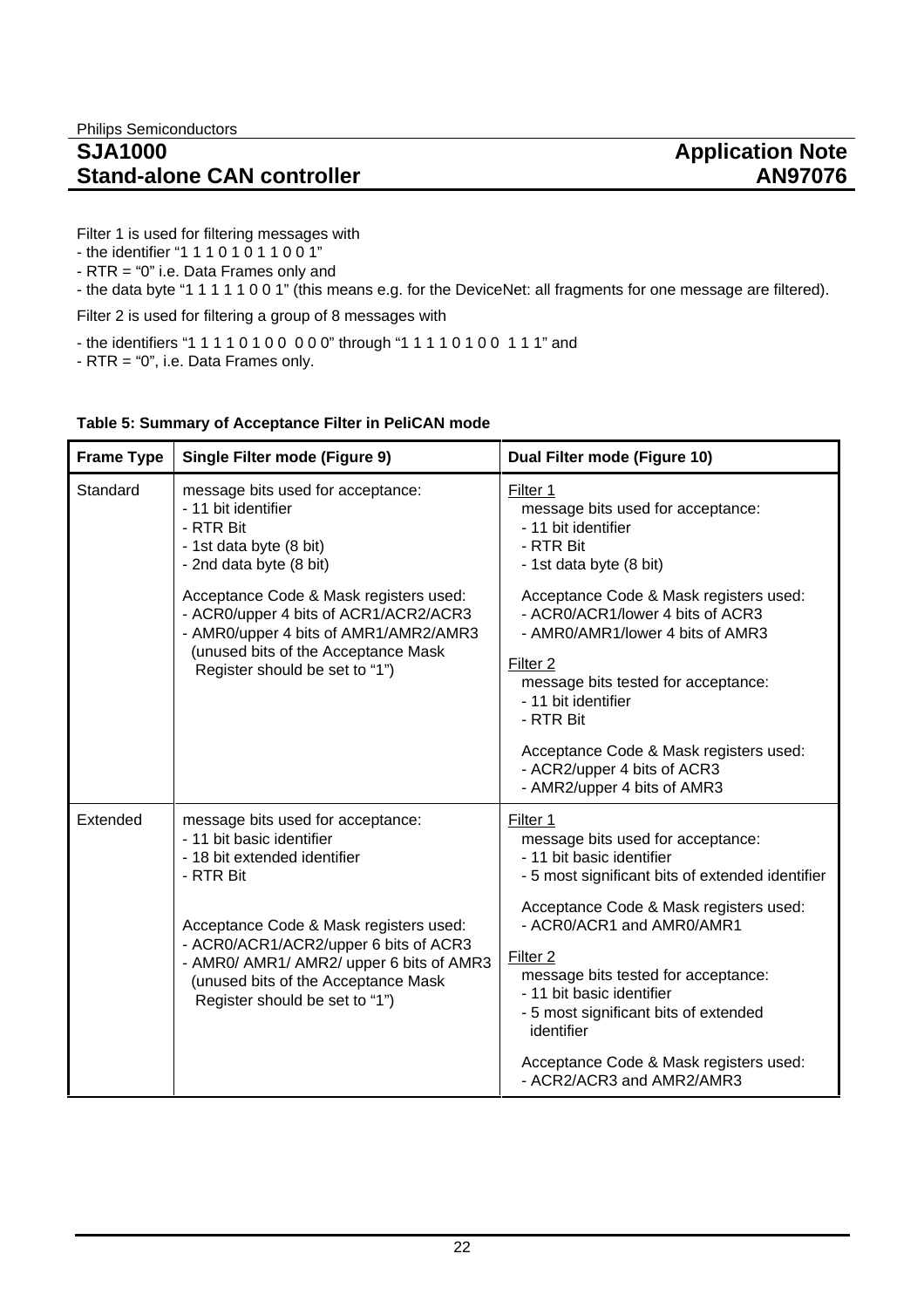Filter 1 is used for filtering messages with
- the identifier "1 1 1 0 1 0 1 1 0 0 1"
- RTR = "0" i.e. Data Frames only and
- the data byte "1 1 1 1 1 0 0 1" (this means e.g. for the DeviceNet: all fragments for one message are filtered).

Filter 2 is used for filtering a group of 8 messages with

- the identifiers "1 1 1 1 0 1 0 0  0 0 0" through "1 1 1 1 0 1 0 0  1 1 1" and
- RTR = "0", i.e. Data Frames only.

**Table 5: Summary of Acceptance Filter in PeliCAN mode**

| Frame Type | Single Filter mode (Figure 9) | Dual Filter mode (Figure 10) |
|---|---|---|
| Standard | message bits used for acceptance:<br>- 11 bit identifier<br>- RTR Bit<br>- 1st data byte (8 bit)<br>- 2nd data byte (8 bit)<br><br>Acceptance Code & Mask registers used:<br>- ACR0/upper 4 bits of ACR1/ACR2/ACR3<br>- AMR0/upper 4 bits of AMR1/AMR2/AMR3<br>(unused bits of the Acceptance Mask Register should be set to "1") | Filter 1<br>message bits used for acceptance:<br>- 11 bit identifier<br>- RTR Bit<br>- 1st data byte (8 bit)<br><br>Acceptance Code & Mask registers used:<br>- ACR0/ACR1/lower 4 bits of ACR3<br>- AMR0/AMR1/lower 4 bits of AMR3<br><br>Filter 2<br>message bits tested for acceptance:<br>- 11 bit identifier<br>- RTR Bit<br><br>Acceptance Code & Mask registers used:<br>- ACR2/upper 4 bits of ACR3<br>- AMR2/upper 4 bits of AMR3 |
| Extended | message bits used for acceptance:<br>- 11 bit basic identifier<br>- 18 bit extended identifier<br>- RTR Bit<br><br>Acceptance Code & Mask registers used:<br>- ACR0/ACR1/ACR2/upper 6 bits of ACR3<br>- AMR0/ AMR1/ AMR2/ upper 6 bits of AMR3<br>(unused bits of the Acceptance Mask Register should be set to "1") | Filter 1<br>message bits used for acceptance:<br>- 11 bit basic identifier<br>- 5 most significant bits of extended identifier<br><br>Acceptance Code & Mask registers used:<br>- ACR0/ACR1 and AMR0/AMR1<br><br>Filter 2<br>message bits tested for acceptance:<br>- 11 bit basic identifier<br>- 5 most significant bits of extended identifier<br><br>Acceptance Code & Mask registers used:<br>- ACR2/ACR3 and AMR2/AMR3 |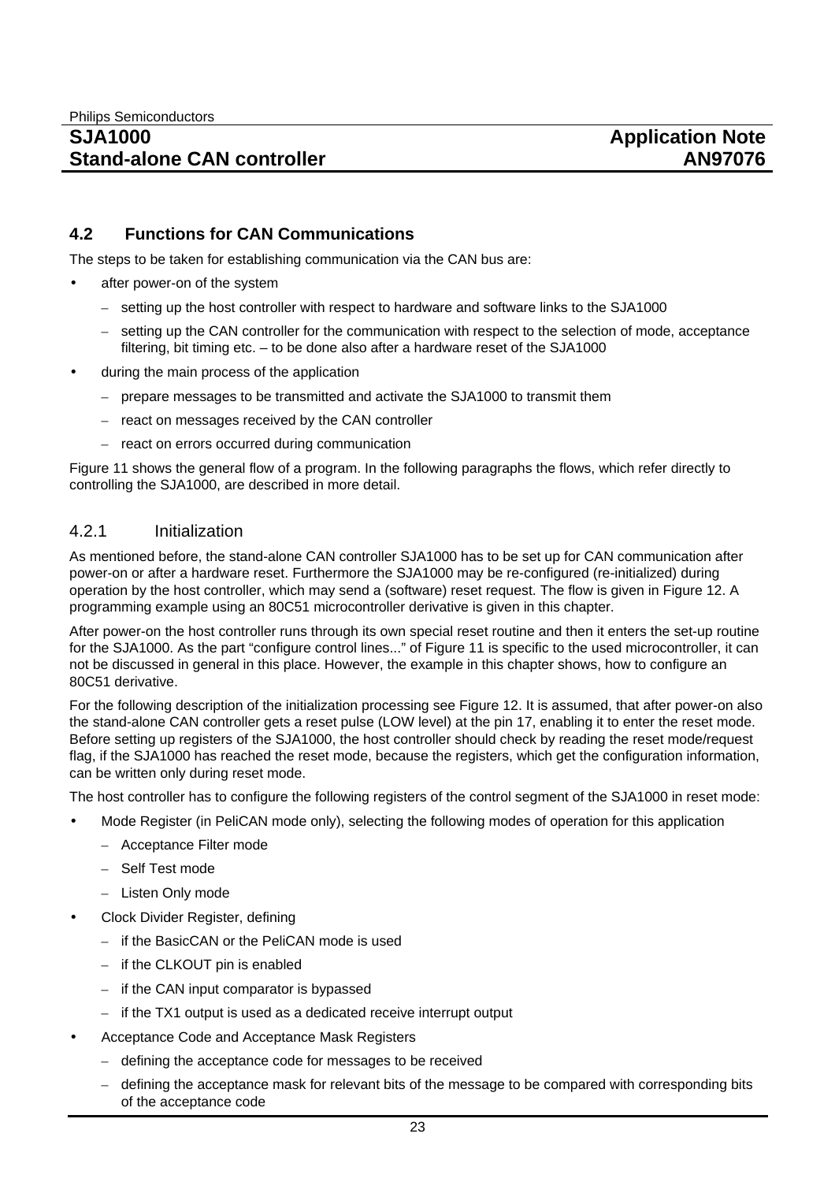### 4.2 Functions for CAN Communications

The steps to be taken for establishing communication via the CAN bus are:

- after power-on of the system
  - setting up the host controller with respect to hardware and software links to the SJA1000
  - setting up the CAN controller for the communication with respect to the selection of mode, acceptance filtering, bit timing etc. – to be done also after a hardware reset of the SJA1000
- during the main process of the application
  - prepare messages to be transmitted and activate the SJA1000 to transmit them
  - react on messages received by the CAN controller
  - react on errors occurred during communication

Figure 11 shows the general flow of a program. In the following paragraphs the flows, which refer directly to controlling the SJA1000, are described in more detail.

#### 4.2.1 Initialization

As mentioned before, the stand-alone CAN controller SJA1000 has to be set up for CAN communication after power-on or after a hardware reset. Furthermore the SJA1000 may be re-configured (re-initialized) during operation by the host controller, which may send a (software) reset request. The flow is given in Figure 12. A programming example using an 80C51 microcontroller derivative is given in this chapter.

After power-on the host controller runs through its own special reset routine and then it enters the set-up routine for the SJA1000. As the part "configure control lines..." of Figure 11 is specific to the used microcontroller, it can not be discussed in general in this place. However, the example in this chapter shows, how to configure an 80C51 derivative.

For the following description of the initialization processing see Figure 12. It is assumed, that after power-on also the stand-alone CAN controller gets a reset pulse (LOW level) at the pin 17, enabling it to enter the reset mode. Before setting up registers of the SJA1000, the host controller should check by reading the reset mode/request flag, if the SJA1000 has reached the reset mode, because the registers, which get the configuration information, can be written only during reset mode.

The host controller has to configure the following registers of the control segment of the SJA1000 in reset mode:

- Mode Register (in PeliCAN mode only), selecting the following modes of operation for this application
  - Acceptance Filter mode
  - Self Test mode
  - Listen Only mode
- Clock Divider Register, defining
  - if the BasicCAN or the PeliCAN mode is used
  - if the CLKOUT pin is enabled
  - if the CAN input comparator is bypassed
  - if the TX1 output is used as a dedicated receive interrupt output
- Acceptance Code and Acceptance Mask Registers
  - defining the acceptance code for messages to be received
  - defining the acceptance mask for relevant bits of the message to be compared with corresponding bits of the acceptance code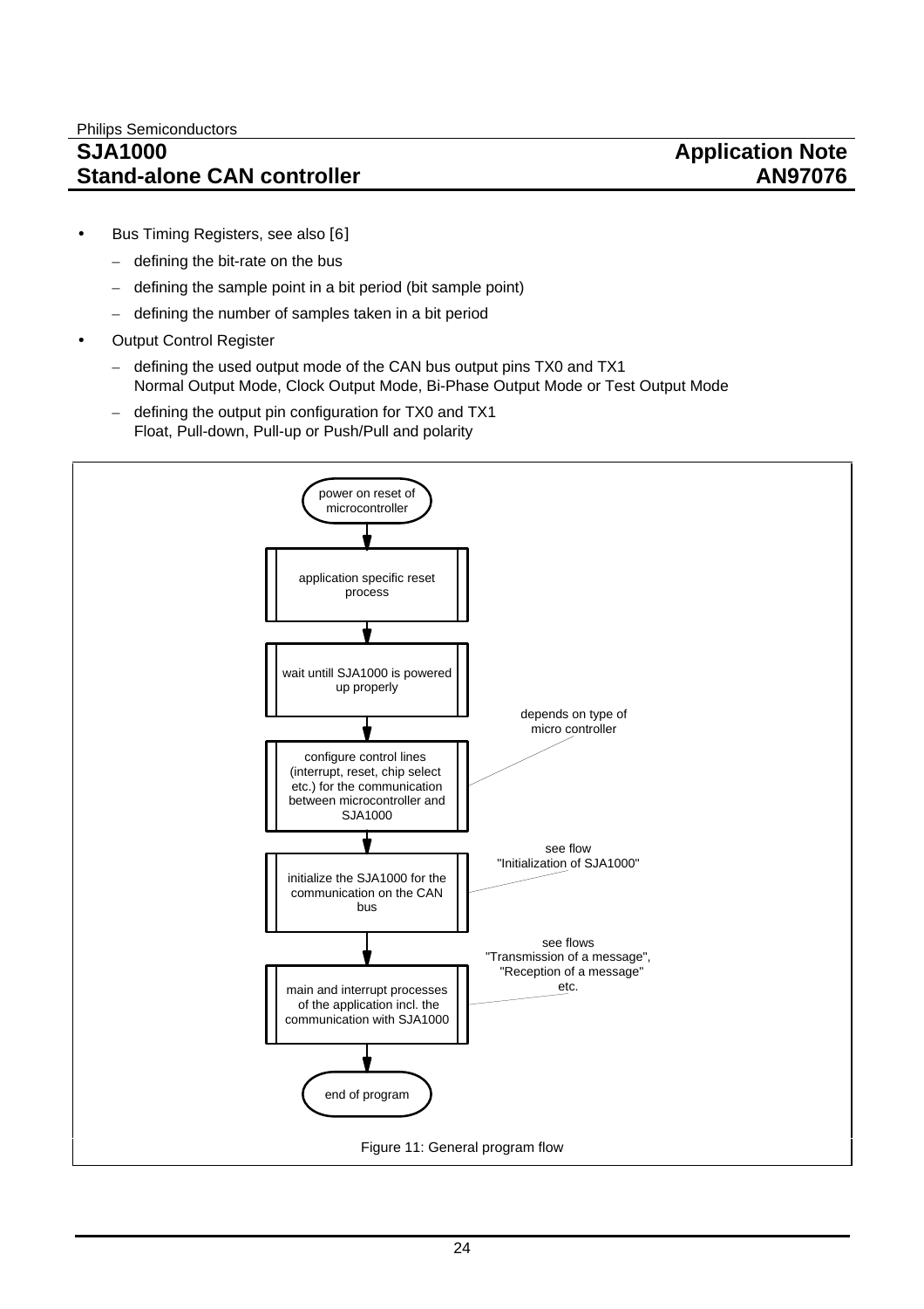- Bus Timing Registers, see also [6]
  - defining the bit-rate on the bus
  - defining the sample point in a bit period (bit sample point)
  - defining the number of samples taken in a bit period
- Output Control Register
  - defining the used output mode of the CAN bus output pins TX0 and TX1
    Normal Output Mode, Clock Output Mode, Bi-Phase Output Mode or Test Output Mode
  - defining the output pin configuration for TX0 and TX1
    Float, Pull-down, Pull-up or Push/Pull and polarity

power on reset of microcontroller

application specific reset process

wait untill SJA1000 is powered up properly

configure control lines (interrupt, reset, chip select etc.) for the communication between microcontroller and SJA1000

depends on type of micro controller

initialize the SJA1000 for the communication on the CAN bus

see flow "Initialization of SJA1000"

main and interrupt processes of the application incl. the communication with SJA1000

see flows "Transmission of a message", "Reception of a message" etc.

end of program

Figure 11: General program flow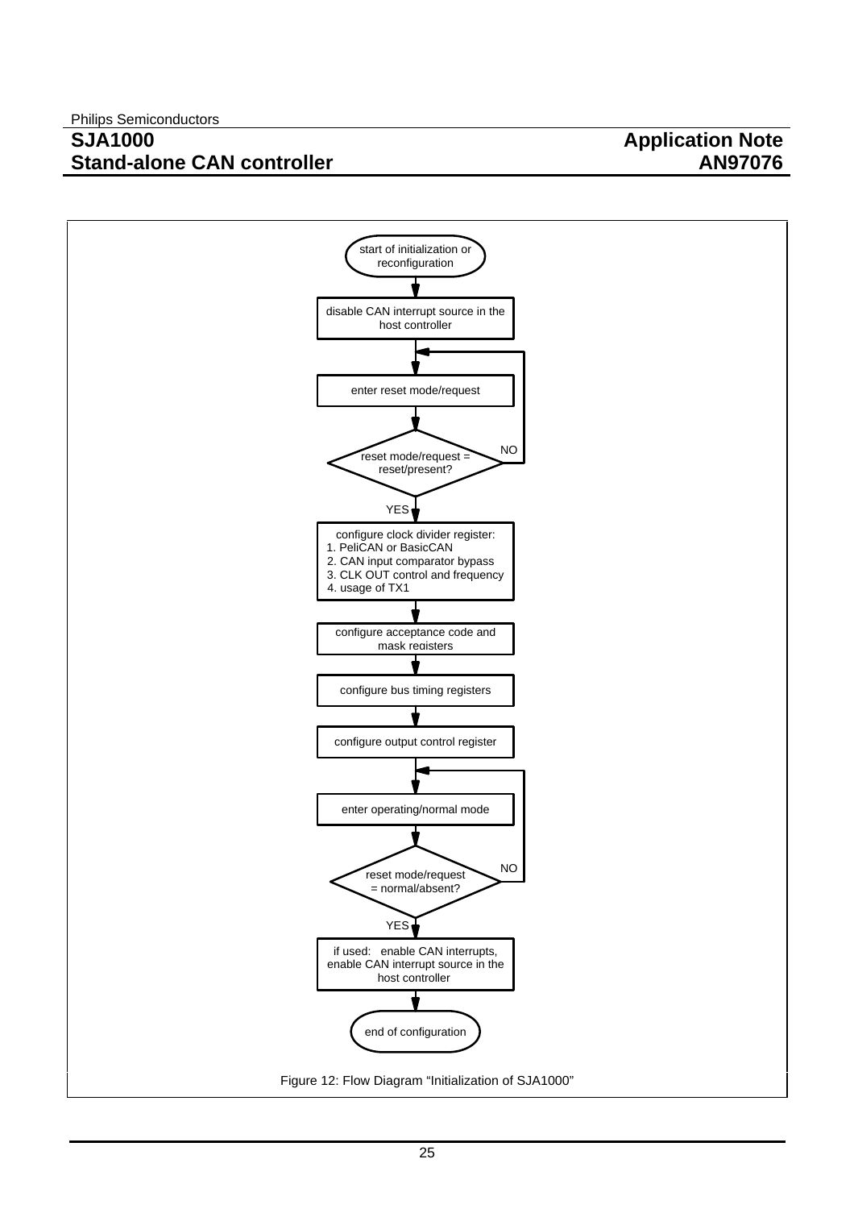start of initialization or reconfiguration

disable CAN interrupt source in the host controller

enter reset mode/request

reset mode/request = reset/present?

NO

YES

configure clock divider register:
1. PeliCAN or BasicCAN
2. CAN input comparator bypass
3. CLK OUT control and frequency
4. usage of TX1

configure acceptance code and mask registers

configure bus timing registers

configure output control register

enter operating/normal mode

reset mode/request = normal/absent?

NO

YES

if used: enable CAN interrupts, enable CAN interrupt source in the host controller

end of configuration

Figure 12: Flow Diagram "Initialization of SJA1000"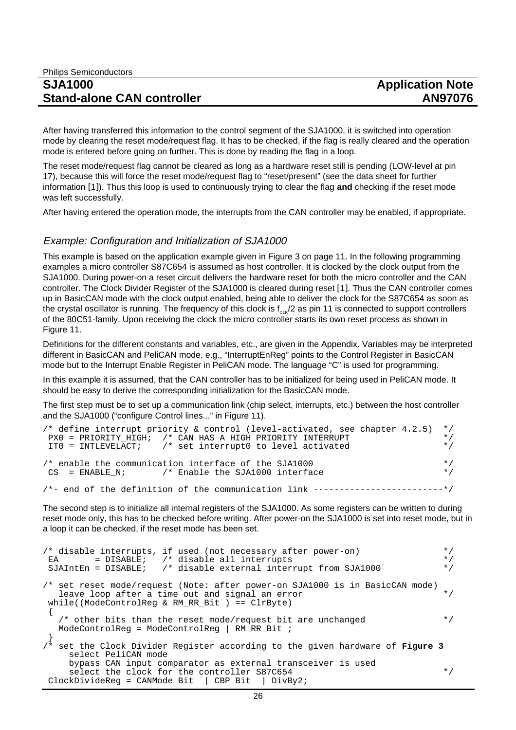After having transferred this information to the control segment of the SJA1000, it is switched into operation mode by clearing the reset mode/request flag. It has to be checked, if the flag is really cleared and the operation mode is entered before going on further. This is done by reading the flag in a loop.

The reset mode/request flag cannot be cleared as long as a hardware reset still is pending (LOW-level at pin 17), because this will force the reset mode/request flag to "reset/present" (see the data sheet for further information [1]). Thus this loop is used to continuously trying to clear the flag **and** checking if the reset mode was left successfully.

After having entered the operation mode, the interrupts from the CAN controller may be enabled, if appropriate.

### *Example: Configuration and Initialization of SJA1000*

This example is based on the application example given in Figure 3 on page 11. In the following programming examples a micro controller S87C654 is assumed as host controller. It is clocked by the clock output from the SJA1000. During power-on a reset circuit delivers the hardware reset for both the micro controller and the CAN controller. The Clock Divider Register of the SJA1000 is cleared during reset [1]. Thus the CAN controller comes up in BasicCAN mode with the clock output enabled, being able to deliver the clock for the S87C654 as soon as the crystal oscillator is running. The frequency of this clock is $f_{CLK}/2$ as pin 11 is connected to support controllers of the 80C51-family. Upon receiving the clock the micro controller starts its own reset process as shown in Figure 11.

Definitions for the different constants and variables, etc., are given in the Appendix. Variables may be interpreted different in BasicCAN and PeliCAN mode, e.g., "InterruptEnReg" points to the Control Register in BasicCAN mode but to the Interrupt Enable Register in PeliCAN mode. The language "C" is used for programming.

In this example it is assumed, that the CAN controller has to be initialized for being used in PeliCAN mode. It should be easy to derive the corresponding initialization for the BasicCAN mode.

The first step must be to set up a communication link (chip select, interrupts, etc.) between the host controller and the SJA1000 ("configure Control lines..." in Figure 11).

```
/* define interrupt priority & control (level-activated, see chapter 4.2.5)  */
 PX0 = PRIORITY_HIGH;  /* CAN HAS A HIGH PRIORITY INTERRUPT                  */
 IT0 = INTLEVELACT;    /* set interrupt0 to level activated                  */

/* enable the communication interface of the SJA1000                         */
 CS  = ENABLE_N;       /* Enable the SJA1000 interface                       */

/*- end of the definition of the communication link -------------------------*/
```

The second step is to initialize all internal registers of the SJA1000. As some registers can be written to during reset mode only, this has to be checked before writing. After power-on the SJA1000 is set into reset mode, but in a loop it can be checked, if the reset mode has been set.

```
/* disable interrupts, if used (not necessary after power-on)                */
 EA        = DISABLE;   /* disable all interrupts                            */
 SJAIntEn = DISABLE;    /* disable external interrupt from SJA1000           */

/* set reset mode/request (Note: after power-on SJA1000 is in BasicCAN mode)
   leave loop after a time out and signal an error                           */
 while((ModeControlReg & RM_RR_Bit ) == ClrByte)
 {
   /* other bits than the reset mode/request bit are unchanged               */
   ModeControlReg = ModeControlReg | RM_RR_Bit ;
 }
/* set the Clock Divider Register according to the given hardware of Figure 3
     select PeliCAN mode
     bypass CAN input comparator as external transceiver is used
     select the clock for the controller S87C654                             */
 ClockDivideReg = CANMode_Bit  | CBP_Bit  | DivBy2;
```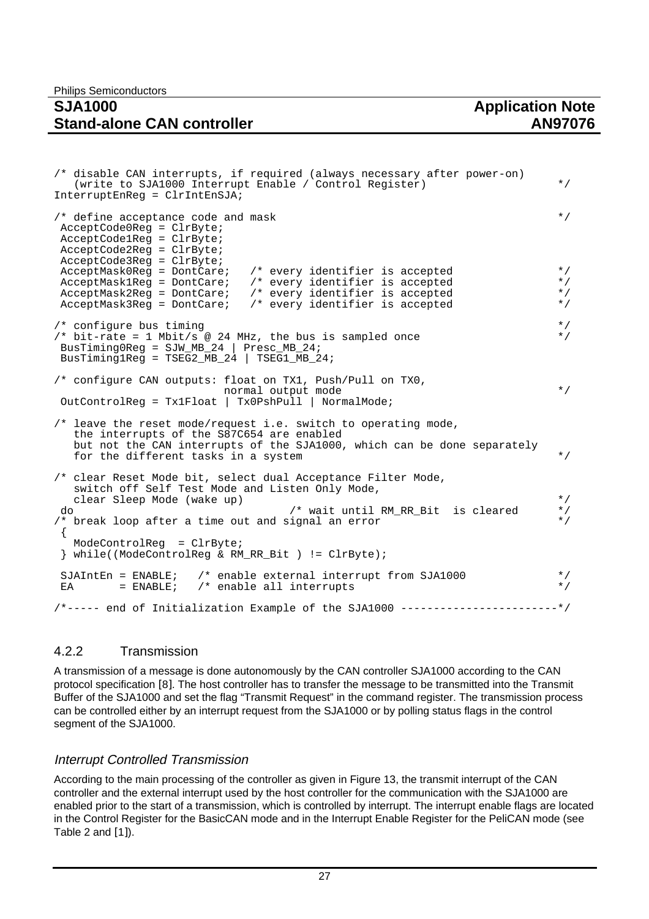```
/* disable CAN interrupts, if required (always necessary after power-on)
   (write to SJA1000 Interrupt Enable / Control Register)                    */
InterruptEnReg = ClrIntEnSJA;

/* define acceptance code and mask                                           */
 AcceptCode0Reg = ClrByte;
 AcceptCode1Reg = ClrByte;
 AcceptCode2Reg = ClrByte;
 AcceptCode3Reg = ClrByte;
 AcceptMask0Reg = DontCare;   /* every identifier is accepted                */
 AcceptMask1Reg = DontCare;   /* every identifier is accepted                */
 AcceptMask2Reg = DontCare;   /* every identifier is accepted                */
 AcceptMask3Reg = DontCare;   /* every identifier is accepted                */

/* configure bus timing                                                      */
/* bit-rate = 1 Mbit/s @ 24 MHz, the bus is sampled once                     */
 BusTiming0Reg = SJW_MB_24 | Presc_MB_24;
 BusTiming1Reg = TSEG2_MB_24 | TSEG1_MB_24;

/* configure CAN outputs: float on TX1, Push/Pull on TX0,
                          normal output mode                                 */
 OutControlReg = Tx1Float | Tx0PshPull | NormalMode;

/* leave the reset mode/request i.e. switch to operating mode,
   the interrupts of the S87C654 are enabled
   but not the CAN interrupts of the SJA1000, which can be done separately
   for the different tasks in a system                                       */

/* clear Reset Mode bit, select dual Acceptance Filter Mode,
   switch off Self Test Mode and Listen Only Mode,
   clear Sleep Mode (wake up)                                                */
 do                                /* wait until RM_RR_Bit  is cleared       */
/* break loop after a time out and signal an error                           */
 {
   ModeControlReg  = ClrByte;
 } while((ModeControlReg & RM_RR_Bit ) != ClrByte);

 SJAIntEn = ENABLE;   /* enable external interrupt from SJA1000              */
 EA       = ENABLE;   /* enable all interrupts                               */

/*----- end of Initialization Example of the SJA1000 ------------------------*/
```

### 4.2.2 Transmission

A transmission of a message is done autonomously by the CAN controller SJA1000 according to the CAN protocol specification [8]. The host controller has to transfer the message to be transmitted into the Transmit Buffer of the SJA1000 and set the flag "Transmit Request" in the command register. The transmission process can be controlled either by an interrupt request from the SJA1000 or by polling status flags in the control segment of the SJA1000.

#### *Interrupt Controlled Transmission*

According to the main processing of the controller as given in Figure 13, the transmit interrupt of the CAN controller and the external interrupt used by the host controller for the communication with the SJA1000 are enabled prior to the start of a transmission, which is controlled by interrupt. The interrupt enable flags are located in the Control Register for the BasicCAN mode and in the Interrupt Enable Register for the PeliCAN mode (see Table 2 and [1]).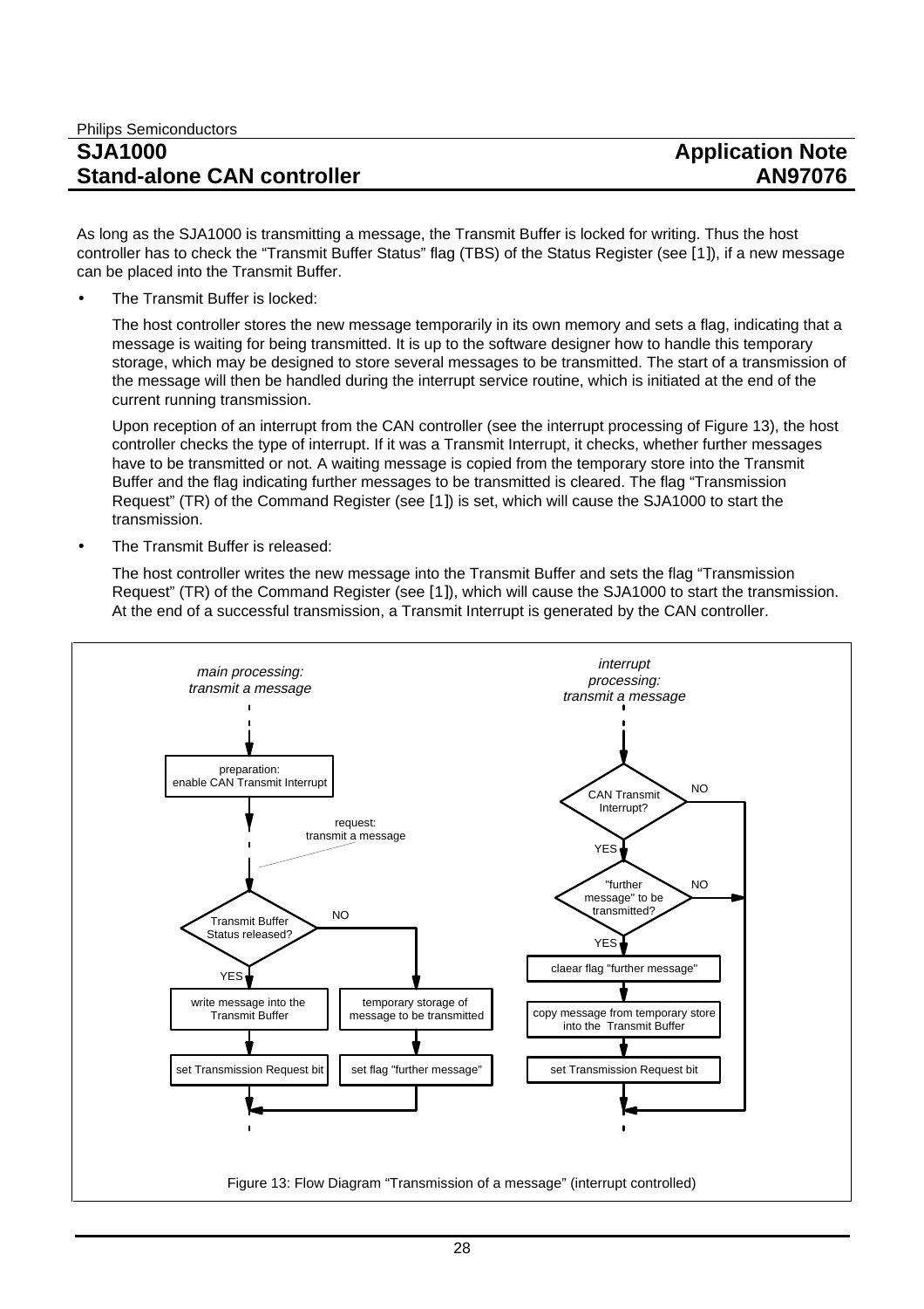As long as the SJA1000 is transmitting a message, the Transmit Buffer is locked for writing. Thus the host controller has to check the “Transmit Buffer Status” flag (TBS) of the Status Register (see [1]), if a new message can be placed into the Transmit Buffer.

- The Transmit Buffer is locked:

  The host controller stores the new message temporarily in its own memory and sets a flag, indicating that a message is waiting for being transmitted. It is up to the software designer how to handle this temporary storage, which may be designed to store several messages to be transmitted. The start of a transmission of the message will then be handled during the interrupt service routine, which is initiated at the end of the current running transmission.

  Upon reception of an interrupt from the CAN controller (see the interrupt processing of Figure 13), the host controller checks the type of interrupt. If it was a Transmit Interrupt, it checks, whether further messages have to be transmitted or not. A waiting message is copied from the temporary store into the Transmit Buffer and the flag indicating further messages to be transmitted is cleared. The flag “Transmission Request” (TR) of the Command Register (see [1]) is set, which will cause the SJA1000 to start the transmission.

- The Transmit Buffer is released:

  The host controller writes the new message into the Transmit Buffer and sets the flag “Transmission Request” (TR) of the Command Register (see [1]), which will cause the SJA1000 to start the transmission. At the end of a successful transmission, a Transmit Interrupt is generated by the CAN controller.

*main processing: transmit a message*

preparation: enable CAN Transmit Interrupt

request: transmit a message

Transmit Buffer Status released?

YES

NO

write message into the Transmit Buffer

set Transmission Request bit

temporary storage of message to be transmitted

set flag "further message"

*interrupt processing: transmit a message*

CAN Transmit Interrupt?

NO

YES

"further message" to be transmitted?

NO

YES

claear flag "further message"

copy message from temporary store into the Transmit Buffer

set Transmission Request bit

Figure 13: Flow Diagram “Transmission of a message” (interrupt controlled)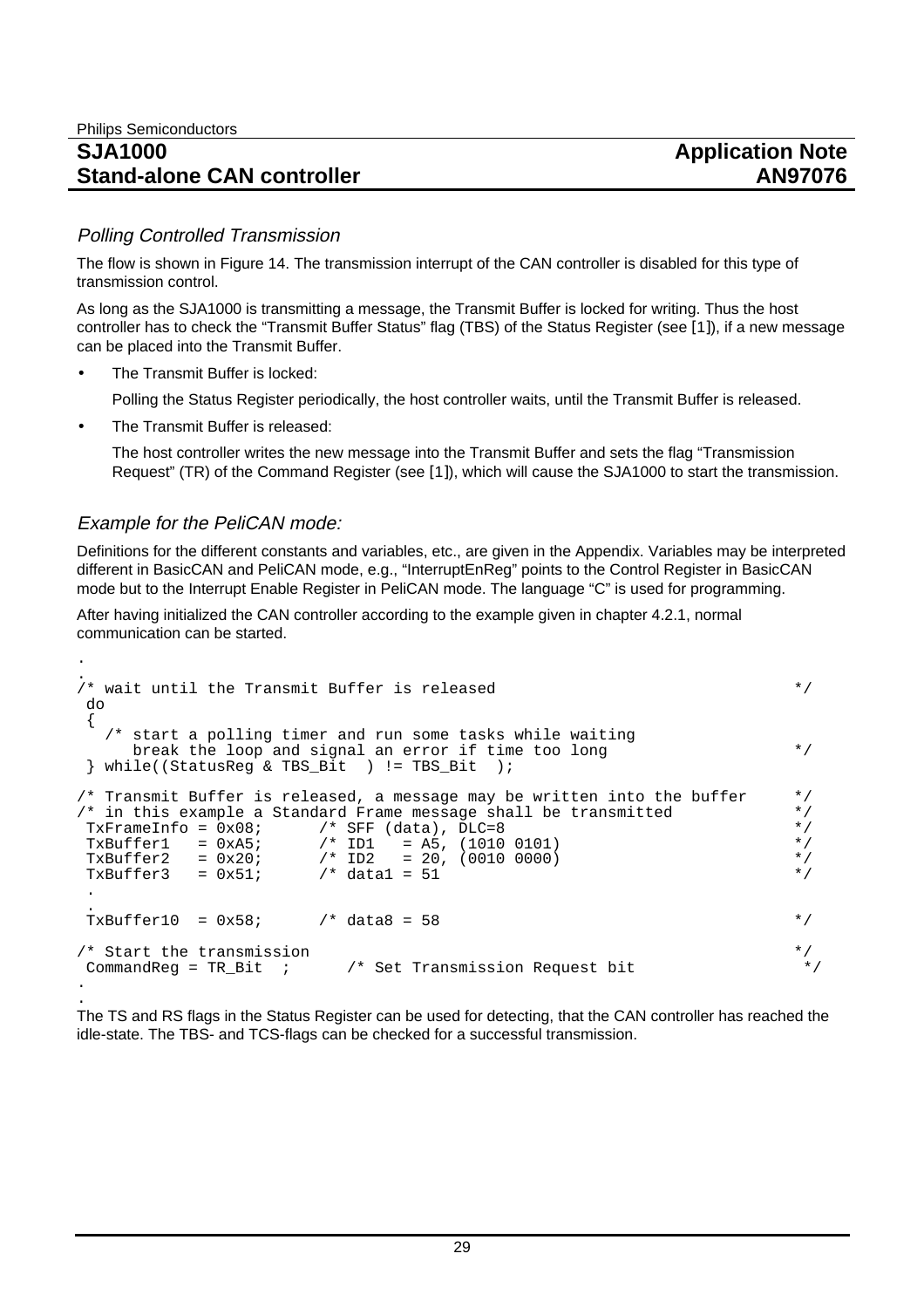### *Polling Controlled Transmission*

The flow is shown in Figure 14. The transmission interrupt of the CAN controller is disabled for this type of transmission control.

As long as the SJA1000 is transmitting a message, the Transmit Buffer is locked for writing. Thus the host controller has to check the "Transmit Buffer Status" flag (TBS) of the Status Register (see [1]), if a new message can be placed into the Transmit Buffer.

- The Transmit Buffer is locked:

  Polling the Status Register periodically, the host controller waits, until the Transmit Buffer is released.

- The Transmit Buffer is released:

  The host controller writes the new message into the Transmit Buffer and sets the flag "Transmission Request" (TR) of the Command Register (see [1]), which will cause the SJA1000 to start the transmission.

### *Example for the PeliCAN mode:*

Definitions for the different constants and variables, etc., are given in the Appendix. Variables may be interpreted different in BasicCAN and PeliCAN mode, e.g., "InterruptEnReg" points to the Control Register in BasicCAN mode but to the Interrupt Enable Register in PeliCAN mode. The language "C" is used for programming.

After having initialized the CAN controller according to the example given in chapter 4.2.1, normal communication can be started.

```
.
.
/* wait until the Transmit Buffer is released                              */
 do
 {
   /* start a polling timer and run some tasks while waiting
      break the loop and signal an error if time too long                  */
 } while((StatusReg & TBS_Bit  ) != TBS_Bit  );

/* Transmit Buffer is released, a message may be written into the buffer     */
/* in this example a Standard Frame message shall be transmitted             */
 TxFrameInfo = 0x08;      /* SFF (data), DLC=8                               */
 TxBuffer1   = 0xA5;      /* ID1   = A5, (1010 0101)                         */
 TxBuffer2   = 0x20;      /* ID2   = 20, (0010 0000)                         */
 TxBuffer3   = 0x51;      /* data1 = 51                                      */
 .
 .
 TxBuffer10  = 0x58;      /* data8 = 58                                      */

/* Start the transmission                                                    */
 CommandReg = TR_Bit  ;      /* Set Transmission Request bit                  */
.
.
```

The TS and RS flags in the Status Register can be used for detecting, that the CAN controller has reached the idle-state. The TBS- and TCS-flags can be checked for a successful transmission.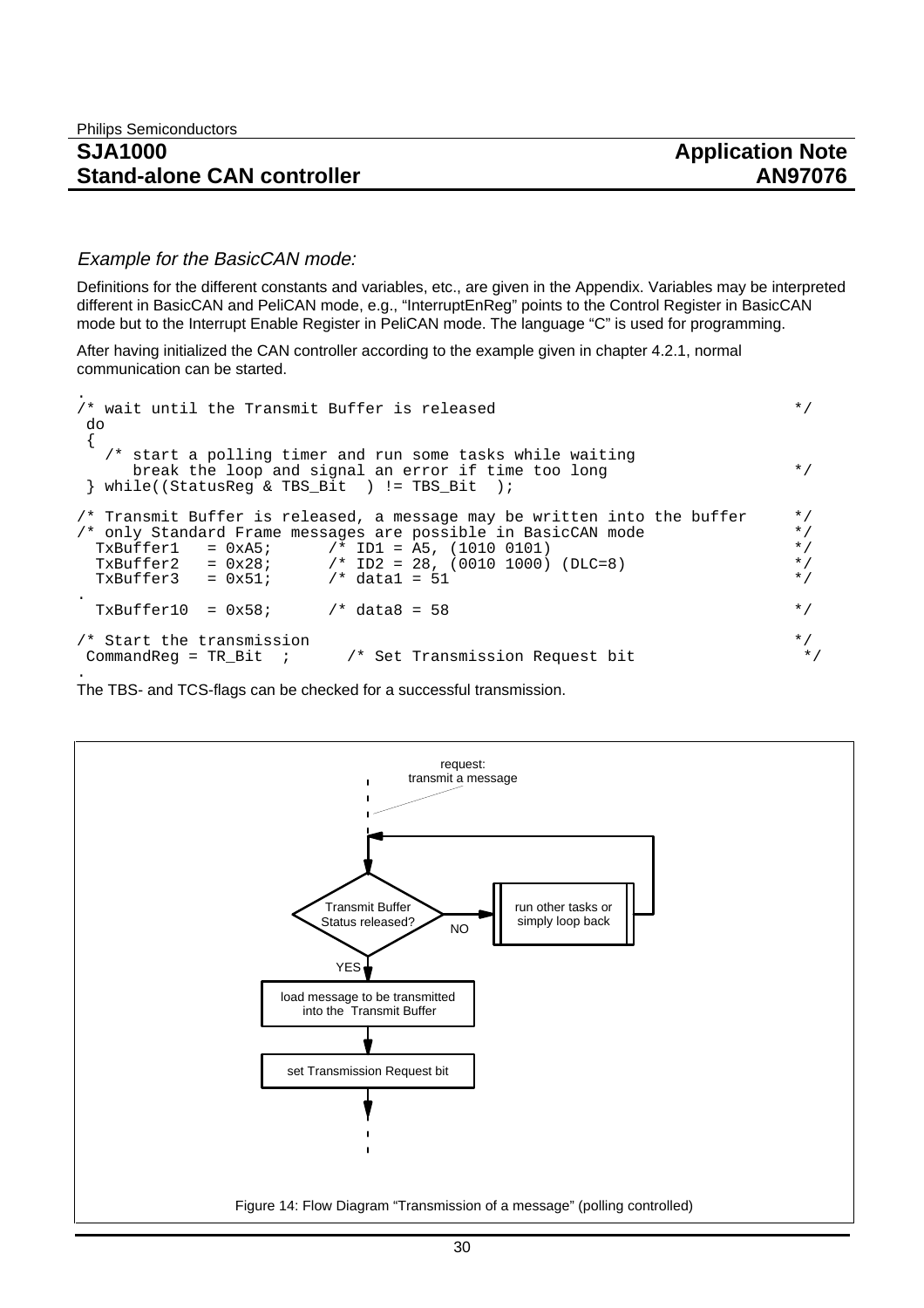*Example for the BasicCAN mode:*

Definitions for the different constants and variables, etc., are given in the Appendix. Variables may be interpreted different in BasicCAN and PeliCAN mode, e.g., "InterruptEnReg" points to the Control Register in BasicCAN mode but to the Interrupt Enable Register in PeliCAN mode. The language "C" is used for programming.

After having initialized the CAN controller according to the example given in chapter 4.2.1, normal communication can be started.

```
.
/* wait until the Transmit Buffer is released                              */
 do
 {
   /* start a polling timer and run some tasks while waiting
      break the loop and signal an error if time too long                  */
 } while((StatusReg & TBS_Bit  ) != TBS_Bit  );

/* Transmit Buffer is released, a message may be written into the buffer    */
/* only Standard Frame messages are possible in BasicCAN mode               */
  TxBuffer1   = 0xA5;      /* ID1 = A5, (1010 0101)                         */
  TxBuffer2   = 0x28;      /* ID2 = 28, (0010 1000) (DLC=8)                 */
  TxBuffer3   = 0x51;      /* data1 = 51                                    */
.
  TxBuffer10  = 0x58;      /* data8 = 58                                    */

/* Start the transmission                                                   */
 CommandReg = TR_Bit  ;      /* Set Transmission Request bit                 */
.
```

The TBS- and TCS-flags can be checked for a successful transmission.

request:
transmit a message

Transmit Buffer
Status released?

NO

run other tasks or
simply loop back

YES

load message to be transmitted
into the Transmit Buffer

set Transmission Request bit

Figure 14: Flow Diagram "Transmission of a message" (polling controlled)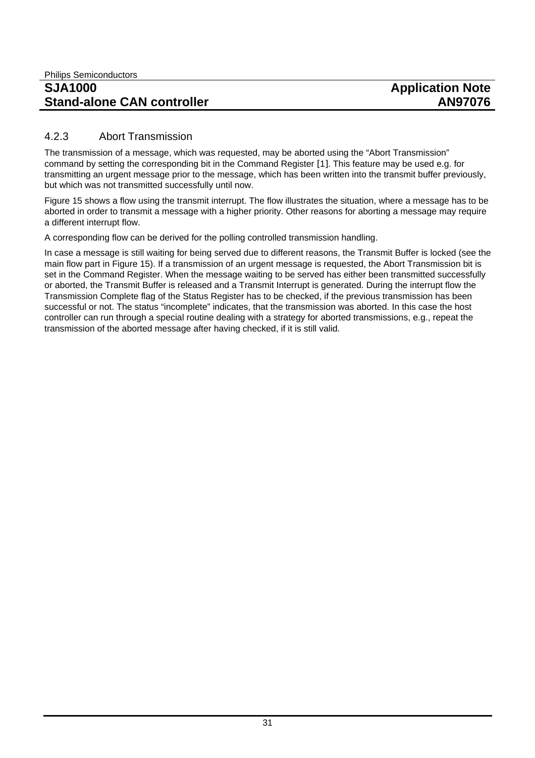### 4.2.3 Abort Transmission

The transmission of a message, which was requested, may be aborted using the “Abort Transmission” command by setting the corresponding bit in the Command Register [1]. This feature may be used e.g. for transmitting an urgent message prior to the message, which has been written into the transmit buffer previously, but which was not transmitted successfully until now.

Figure 15 shows a flow using the transmit interrupt. The flow illustrates the situation, where a message has to be aborted in order to transmit a message with a higher priority. Other reasons for aborting a message may require a different interrupt flow.

A corresponding flow can be derived for the polling controlled transmission handling.

In case a message is still waiting for being served due to different reasons, the Transmit Buffer is locked (see the main flow part in Figure 15). If a transmission of an urgent message is requested, the Abort Transmission bit is set in the Command Register. When the message waiting to be served has either been transmitted successfully or aborted, the Transmit Buffer is released and a Transmit Interrupt is generated. During the interrupt flow the Transmission Complete flag of the Status Register has to be checked, if the previous transmission has been successful or not. The status “incomplete” indicates, that the transmission was aborted. In this case the host controller can run through a special routine dealing with a strategy for aborted transmissions, e.g., repeat the transmission of the aborted message after having checked, if it is still valid.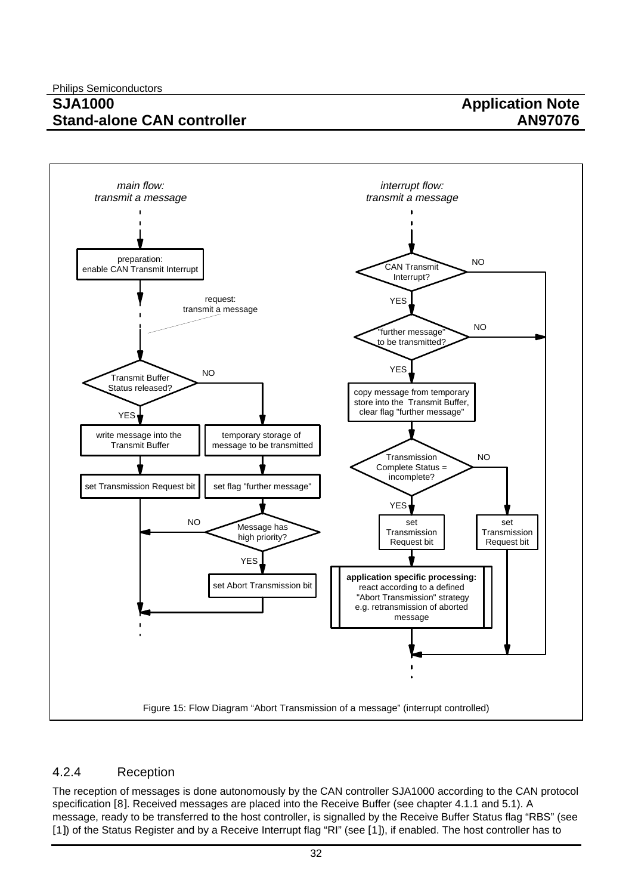main flow:
transmit a message

preparation:
enable CAN Transmit Interrupt

request:
transmit a message

Transmit Buffer Status released?

NO

YES

write message into the Transmit Buffer

set Transmission Request bit

temporary storage of message to be transmitted

set flag "further message"

Message has high priority?

NO

YES

set Abort Transmission bit

interrupt flow:
transmit a message

CAN Transmit Interrupt?

NO

YES

"further message" to be transmitted?

NO

YES

copy message from temporary store into the Transmit Buffer, clear flag "further message"

Transmission Complete Status = incomplete?

NO

YES

set Transmission Request bit

set Transmission Request bit

**application specific processing:**
react according to a defined "Abort Transmission" strategy
e.g. retransmission of aborted message

Figure 15: Flow Diagram “Abort Transmission of a message” (interrupt controlled)

## 4.2.4 Reception

The reception of messages is done autonomously by the CAN controller SJA1000 according to the CAN protocol specification [8]. Received messages are placed into the Receive Buffer (see chapter 4.1.1 and 5.1). A message, ready to be transferred to the host controller, is signalled by the Receive Buffer Status flag “RBS” (see [1]) of the Status Register and by a Receive Interrupt flag “RI” (see [1]), if enabled. The host controller has to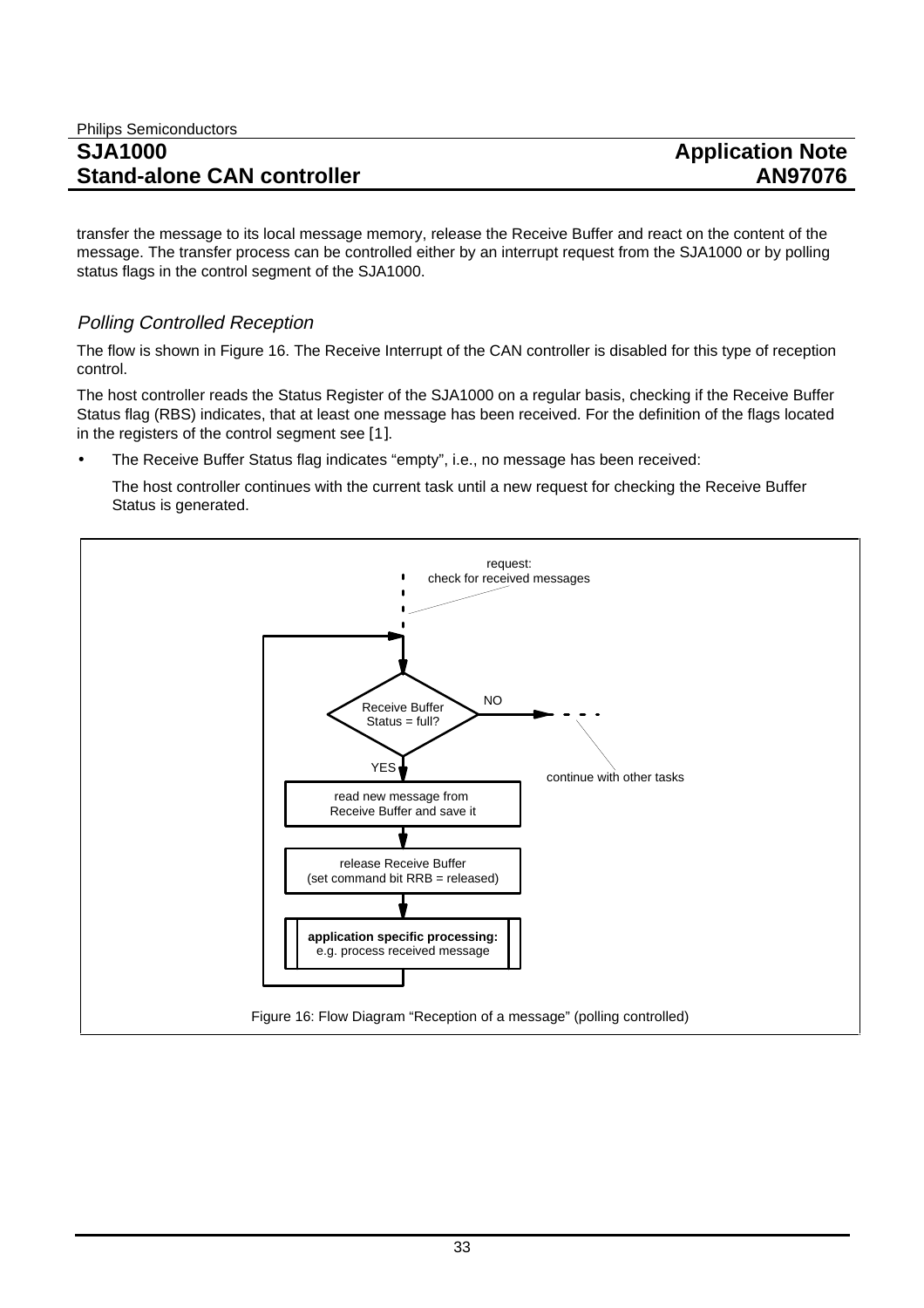transfer the message to its local message memory, release the Receive Buffer and react on the content of the message. The transfer process can be controlled either by an interrupt request from the SJA1000 or by polling status flags in the control segment of the SJA1000.

### *Polling Controlled Reception*

The flow is shown in Figure 16. The Receive Interrupt of the CAN controller is disabled for this type of reception control.

The host controller reads the Status Register of the SJA1000 on a regular basis, checking if the Receive Buffer Status flag (RBS) indicates, that at least one message has been received. For the definition of the flags located in the registers of the control segment see [1].

- The Receive Buffer Status flag indicates "empty", i.e., no message has been received:

  The host controller continues with the current task until a new request for checking the Receive Buffer Status is generated.

request:
check for received messages

Receive Buffer
Status = full?

NO

continue with other tasks

YES

read new message from
Receive Buffer and save it

release Receive Buffer
(set command bit RRB = released)

**application specific processing:**
e.g. process received message

Figure 16: Flow Diagram "Reception of a message" (polling controlled)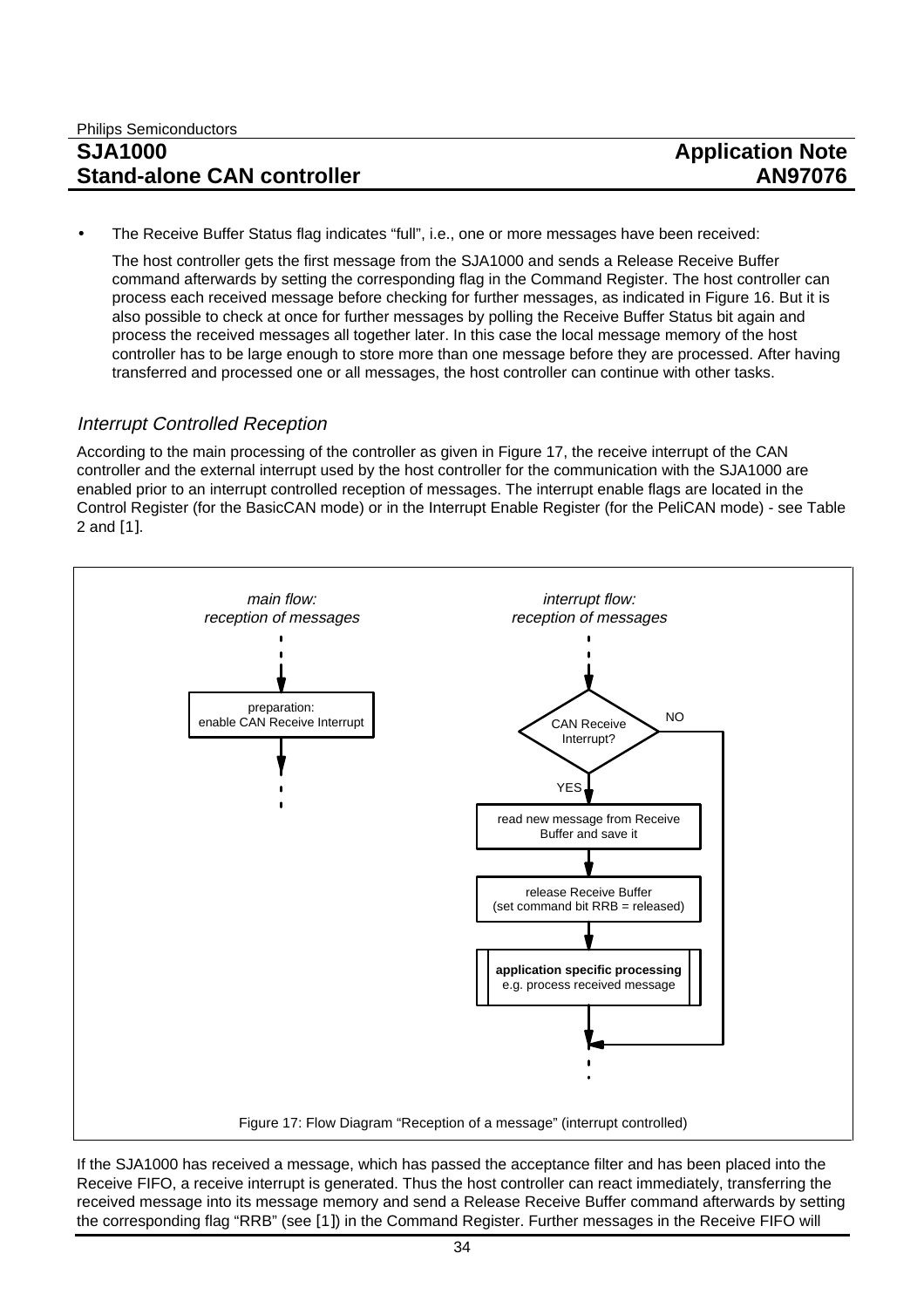- The Receive Buffer Status flag indicates "full", i.e., one or more messages have been received:

  The host controller gets the first message from the SJA1000 and sends a Release Receive Buffer command afterwards by setting the corresponding flag in the Command Register. The host controller can process each received message before checking for further messages, as indicated in Figure 16. But it is also possible to check at once for further messages by polling the Receive Buffer Status bit again and process the received messages all together later. In this case the local message memory of the host controller has to be large enough to store more than one message before they are processed. After having transferred and processed one or all messages, the host controller can continue with other tasks.

### *Interrupt Controlled Reception*

According to the main processing of the controller as given in Figure 17, the receive interrupt of the CAN controller and the external interrupt used by the host controller for the communication with the SJA1000 are enabled prior to an interrupt controlled reception of messages. The interrupt enable flags are located in the Control Register (for the BasicCAN mode) or in the Interrupt Enable Register (for the PeliCAN mode) - see Table 2 and [1].

*main flow:*
*reception of messages*

preparation:
enable CAN Receive Interrupt

*interrupt flow:*
*reception of messages*

CAN Receive Interrupt?

NO

YES

read new message from Receive Buffer and save it

release Receive Buffer
(set command bit RRB = released)

**application specific processing**
e.g. process received message

Figure 17: Flow Diagram "Reception of a message" (interrupt controlled)

If the SJA1000 has received a message, which has passed the acceptance filter and has been placed into the Receive FIFO, a receive interrupt is generated. Thus the host controller can react immediately, transferring the received message into its message memory and send a Release Receive Buffer command afterwards by setting the corresponding flag "RRB" (see [1]) in the Command Register. Further messages in the Receive FIFO will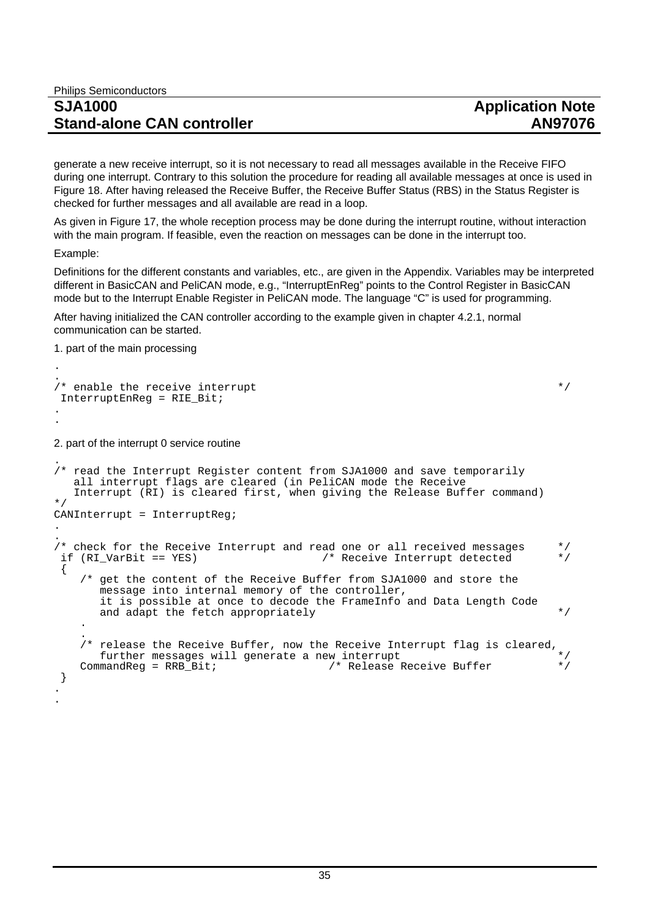generate a new receive interrupt, so it is not necessary to read all messages available in the Receive FIFO during one interrupt. Contrary to this solution the procedure for reading all available messages at once is used in Figure 18. After having released the Receive Buffer, the Receive Buffer Status (RBS) in the Status Register is checked for further messages and all available are read in a loop.

As given in Figure 17, the whole reception process may be done during the interrupt routine, without interaction with the main program. If feasible, even the reaction on messages can be done in the interrupt too.

Example:

Definitions for the different constants and variables, etc., are given in the Appendix. Variables may be interpreted different in BasicCAN and PeliCAN mode, e.g., "InterruptEnReg" points to the Control Register in BasicCAN mode but to the Interrupt Enable Register in PeliCAN mode. The language "C" is used for programming.

After having initialized the CAN controller according to the example given in chapter 4.2.1, normal communication can be started.

1. part of the main processing

```
.
.
/* enable the receive interrupt                                              */
 InterruptEnReg = RIE_Bit;
.
.
```

2. part of the interrupt 0 service routine

```
.
/* read the Interrupt Register content from SJA1000 and save temporarily
   all interrupt flags are cleared (in PeliCAN mode the Receive
   Interrupt (RI) is cleared first, when giving the Release Buffer command)
*/
CANInterrupt = InterruptReg;
.
.
/* check for the Receive Interrupt and read one or all received messages     */
 if (RI_VarBit == YES)                  /* Receive Interrupt detected        */
 {
    /* get the content of the Receive Buffer from SJA1000 and store the
       message into internal memory of the controller,
       it is possible at once to decode the FrameInfo and Data Length Code
       and adapt the fetch appropriately                                     */
    .
    .
    /* release the Receive Buffer, now the Receive Interrupt flag is cleared,
       further messages will generate a new interrupt                        */
    CommandReg = RRB_Bit;               /* Release Receive Buffer            */
 }
.
.
```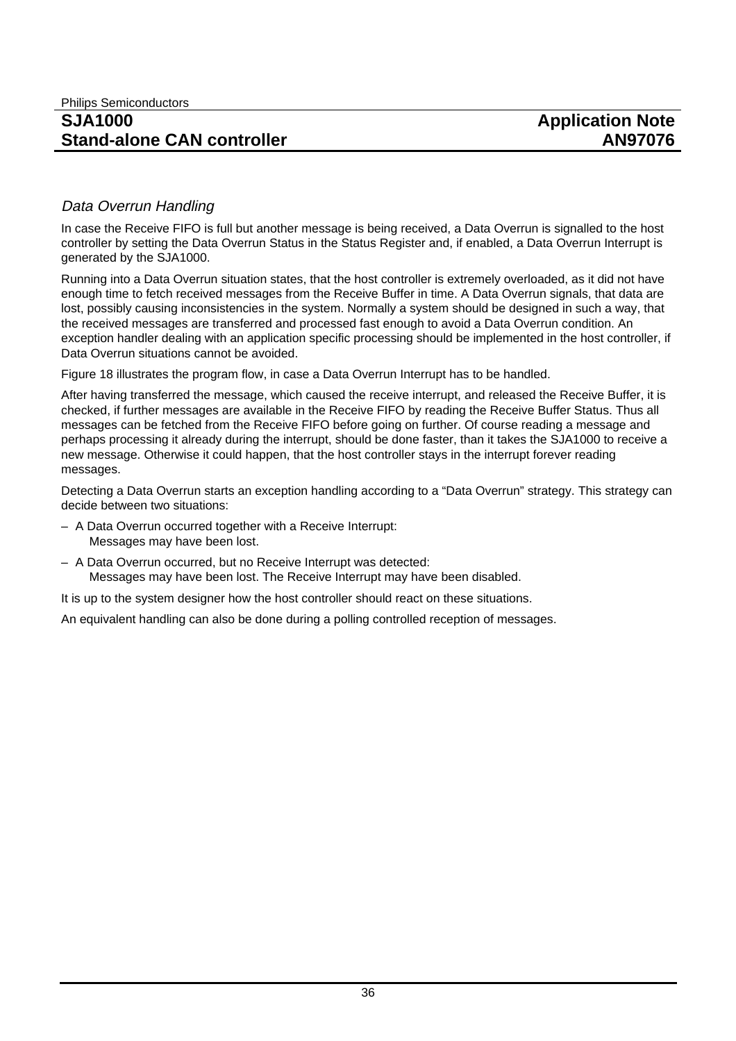### *Data Overrun Handling*

In case the Receive FIFO is full but another message is being received, a Data Overrun is signalled to the host controller by setting the Data Overrun Status in the Status Register and, if enabled, a Data Overrun Interrupt is generated by the SJA1000.

Running into a Data Overrun situation states, that the host controller is extremely overloaded, as it did not have enough time to fetch received messages from the Receive Buffer in time. A Data Overrun signals, that data are lost, possibly causing inconsistencies in the system. Normally a system should be designed in such a way, that the received messages are transferred and processed fast enough to avoid a Data Overrun condition. An exception handler dealing with an application specific processing should be implemented in the host controller, if Data Overrun situations cannot be avoided.

Figure 18 illustrates the program flow, in case a Data Overrun Interrupt has to be handled.

After having transferred the message, which caused the receive interrupt, and released the Receive Buffer, it is checked, if further messages are available in the Receive FIFO by reading the Receive Buffer Status. Thus all messages can be fetched from the Receive FIFO before going on further. Of course reading a message and perhaps processing it already during the interrupt, should be done faster, than it takes the SJA1000 to receive a new message. Otherwise it could happen, that the host controller stays in the interrupt forever reading messages.

Detecting a Data Overrun starts an exception handling according to a “Data Overrun” strategy. This strategy can decide between two situations:

- A Data Overrun occurred together with a Receive Interrupt:
  Messages may have been lost.
- A Data Overrun occurred, but no Receive Interrupt was detected:
  Messages may have been lost. The Receive Interrupt may have been disabled.

It is up to the system designer how the host controller should react on these situations.

An equivalent handling can also be done during a polling controlled reception of messages.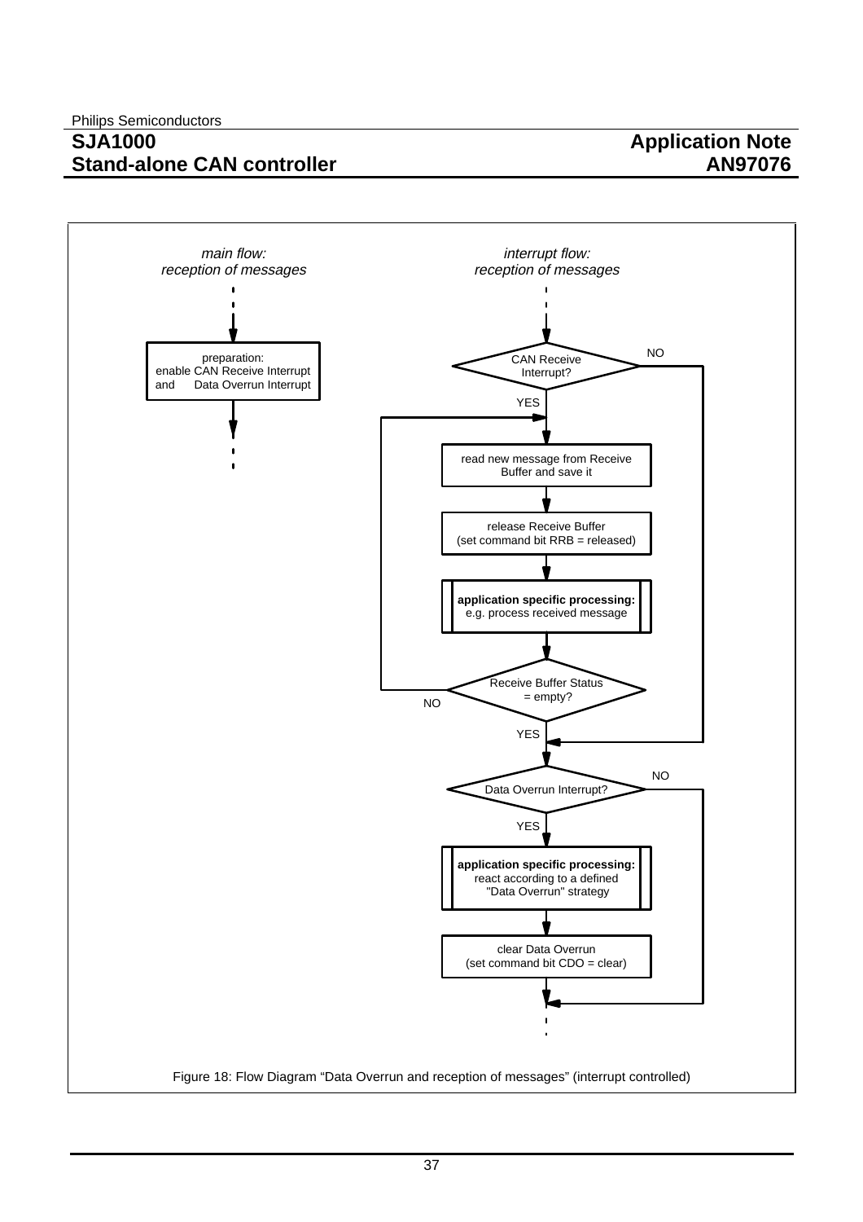*main flow:*
*reception of messages*

preparation:
enable CAN Receive Interrupt
and Data Overrun Interrupt

*interrupt flow:*
*reception of messages*

CAN Receive Interrupt?

NO

YES

read new message from Receive Buffer and save it

release Receive Buffer
(set command bit RRB = released)

**application specific processing:**
e.g. process received message

Receive Buffer Status = empty?

NO

YES

Data Overrun Interrupt?

NO

YES

**application specific processing:**
react according to a defined "Data Overrun" strategy

clear Data Overrun
(set command bit CDO = clear)

Figure 18: Flow Diagram “Data Overrun and reception of messages” (interrupt controlled)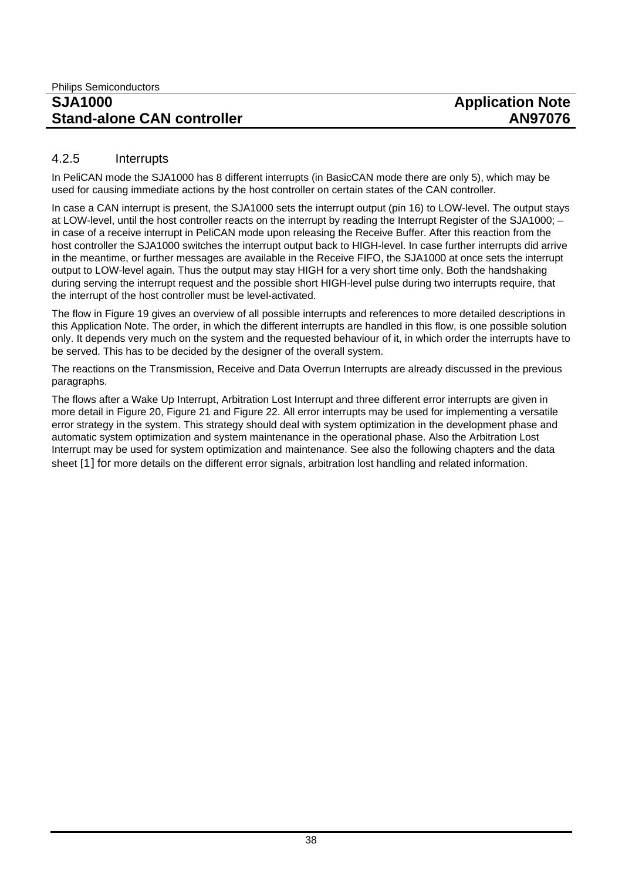### 4.2.5 Interrupts

In PeliCAN mode the SJA1000 has 8 different interrupts (in BasicCAN mode there are only 5), which may be used for causing immediate actions by the host controller on certain states of the CAN controller.

In case a CAN interrupt is present, the SJA1000 sets the interrupt output (pin 16) to LOW-level. The output stays at LOW-level, until the host controller reacts on the interrupt by reading the Interrupt Register of the SJA1000; – in case of a receive interrupt in PeliCAN mode upon releasing the Receive Buffer. After this reaction from the host controller the SJA1000 switches the interrupt output back to HIGH-level. In case further interrupts did arrive in the meantime, or further messages are available in the Receive FIFO, the SJA1000 at once sets the interrupt output to LOW-level again. Thus the output may stay HIGH for a very short time only. Both the handshaking during serving the interrupt request and the possible short HIGH-level pulse during two interrupts require, that the interrupt of the host controller must be level-activated.

The flow in Figure 19 gives an overview of all possible interrupts and references to more detailed descriptions in this Application Note. The order, in which the different interrupts are handled in this flow, is one possible solution only. It depends very much on the system and the requested behaviour of it, in which order the interrupts have to be served. This has to be decided by the designer of the overall system.

The reactions on the Transmission, Receive and Data Overrun Interrupts are already discussed in the previous paragraphs.

The flows after a Wake Up Interrupt, Arbitration Lost Interrupt and three different error interrupts are given in more detail in Figure 20, Figure 21 and Figure 22. All error interrupts may be used for implementing a versatile error strategy in the system. This strategy should deal with system optimization in the development phase and automatic system optimization and system maintenance in the operational phase. Also the Arbitration Lost Interrupt may be used for system optimization and maintenance. See also the following chapters and the data sheet [1] for more details on the different error signals, arbitration lost handling and related information.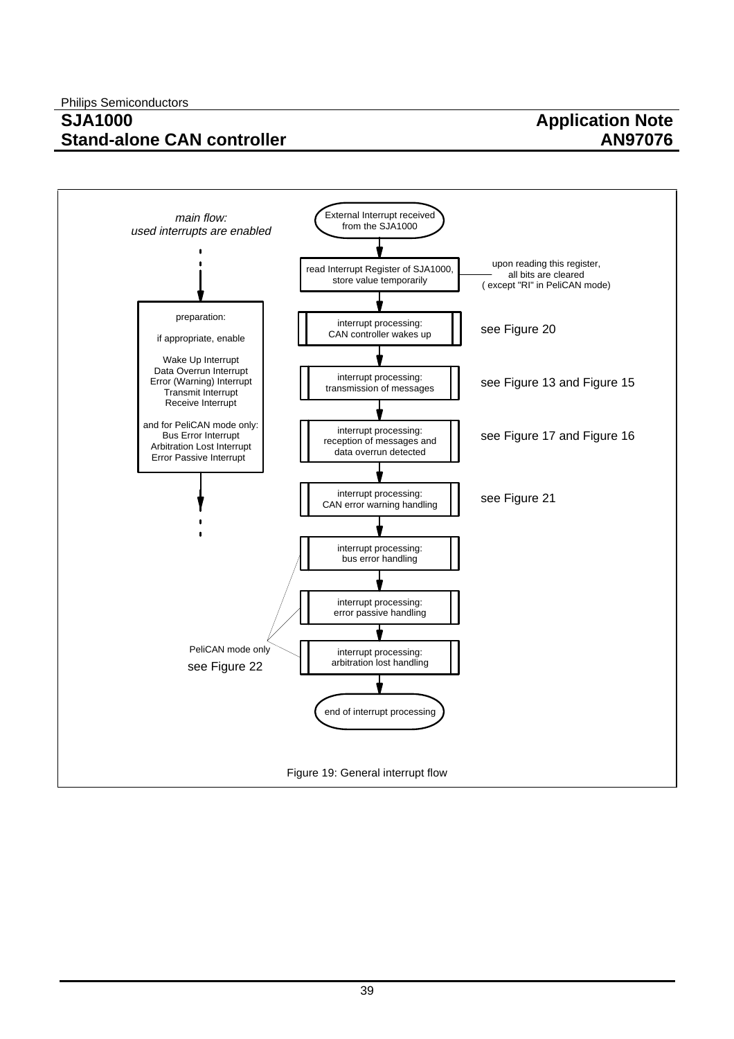main flow:
used interrupts are enabled

preparation:

if appropriate, enable

Wake Up Interrupt
Data Overrun Interrupt
Error (Warning) Interrupt
Transmit Interrupt
Receive Interrupt

and for PeliCAN mode only:
Bus Error Interrupt
Arbitration Lost Interrupt
Error Passive Interrupt

External Interrupt received from the SJA1000

read Interrupt Register of SJA1000, store value temporarily

upon reading this register, all bits are cleared ( except "RI" in PeliCAN mode)

interrupt processing: CAN controller wakes up

see Figure 20

interrupt processing: transmission of messages

see Figure 13 and Figure 15

interrupt processing: reception of messages and data overrun detected

see Figure 17 and Figure 16

interrupt processing: CAN error warning handling

see Figure 21

interrupt processing: bus error handling

interrupt processing: error passive handling

interrupt processing: arbitration lost handling

PeliCAN mode only
see Figure 22

end of interrupt processing

Figure 19: General interrupt flow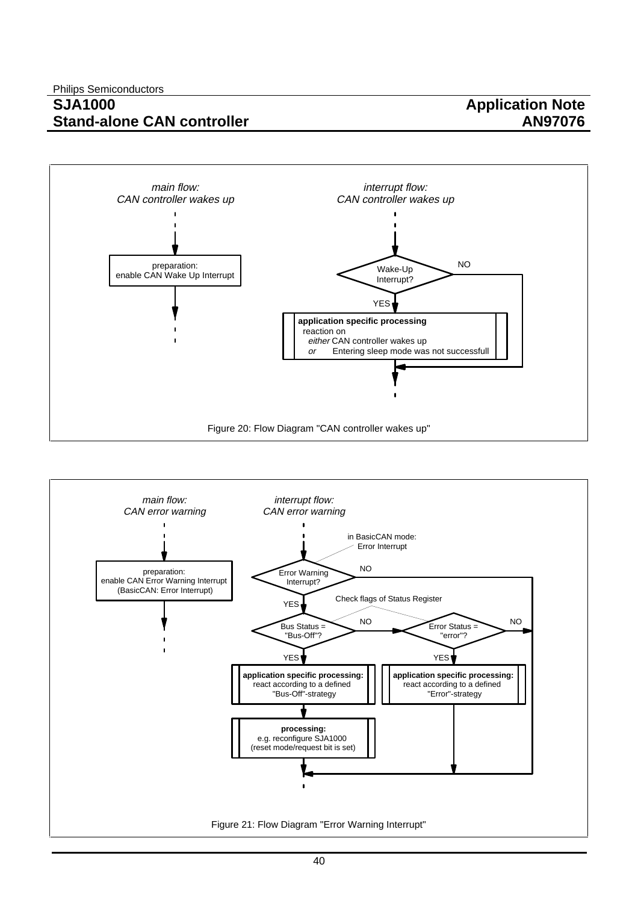main flow:
CAN controller wakes up

preparation:
enable CAN Wake Up Interrupt

interrupt flow:
CAN controller wakes up

Wake-Up Interrupt?

NO

YES

**application specific processing**
reaction on
*either* CAN controller wakes up
*or* Entering sleep mode was not successfull

Figure 20: Flow Diagram "CAN controller wakes up"

main flow:
CAN error warning

preparation:
enable CAN Error Warning Interrupt
(BasicCAN: Error Interrupt)

interrupt flow:
CAN error warning

in BasicCAN mode:
Error Interrupt

Error Warning Interrupt?

NO

YES

Check flags of Status Register

Bus Status = "Bus-Off"?

NO

Error Status = "error"?

NO

YES

YES

**application specific processing:**
react according to a defined "Bus-Off"-strategy

**application specific processing:**
react according to a defined "Error"-strategy

**processing:**
e.g. reconfigure SJA1000
(reset mode/request bit is set)

Figure 21: Flow Diagram "Error Warning Interrupt"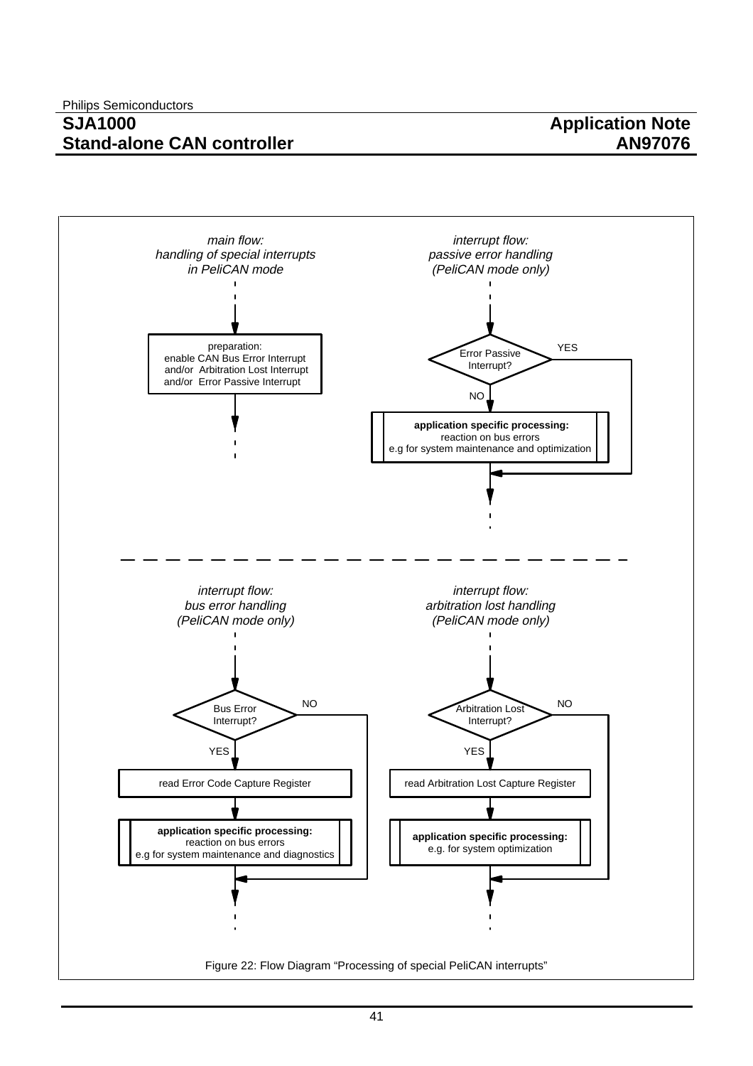*main flow:*
*handling of special interrupts*
*in PeliCAN mode*

preparation:
enable CAN Bus Error Interrupt
and/or Arbitration Lost Interrupt
and/or Error Passive Interrupt

*interrupt flow:*
*passive error handling*
*(PeliCAN mode only)*

Error Passive Interrupt?

YES

NO

**application specific processing:**
reaction on bus errors
e.g for system maintenance and optimization

*interrupt flow:*
*bus error handling*
*(PeliCAN mode only)*

Bus Error Interrupt?

NO

YES

read Error Code Capture Register

**application specific processing:**
reaction on bus errors
e.g for system maintenance and diagnostics

*interrupt flow:*
*arbitration lost handling*
*(PeliCAN mode only)*

Arbitration Lost Interrupt?

NO

YES

read Arbitration Lost Capture Register

**application specific processing:**
e.g. for system optimization

Figure 22: Flow Diagram "Processing of special PeliCAN interrupts"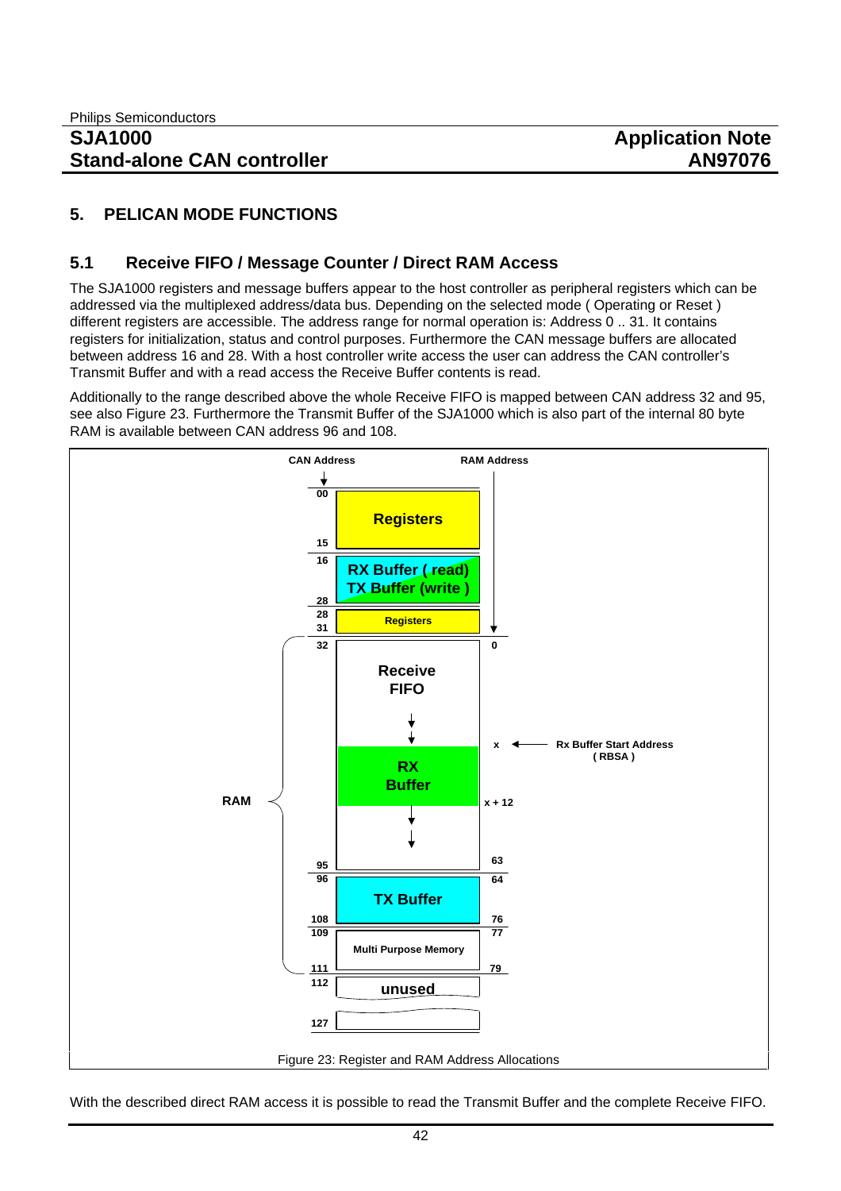# 5. PELICAN MODE FUNCTIONS

## 5.1 Receive FIFO / Message Counter / Direct RAM Access

The SJA1000 registers and message buffers appear to the host controller as peripheral registers which can be addressed via the multiplexed address/data bus. Depending on the selected mode ( Operating or Reset ) different registers are accessible. The address range for normal operation is: Address 0 .. 31. It contains registers for initialization, status and control purposes. Furthermore the CAN message buffers are allocated between address 16 and 28. With a host controller write access the user can address the CAN controller's Transmit Buffer and with a read access the Receive Buffer contents is read.

Additionally to the range described above the whole Receive FIFO is mapped between CAN address 32 and 95, see also Figure 23. Furthermore the Transmit Buffer of the SJA1000 which is also part of the internal 80 byte RAM is available between CAN address 96 and 108.

CAN Address

RAM Address

00

Registers

15

16

RX Buffer ( read)
TX Buffer (write )

28

28

Registers

31

32

0

Receive
FIFO

x

Rx Buffer Start Address
( RBSA )

RX
Buffer

RAM

x + 12

63

95

96

64

TX Buffer

108

76

109

77

Multi Purpose Memory

111

79

112

unused

127

Figure 23: Register and RAM Address Allocations

With the described direct RAM access it is possible to read the Transmit Buffer and the complete Receive FIFO.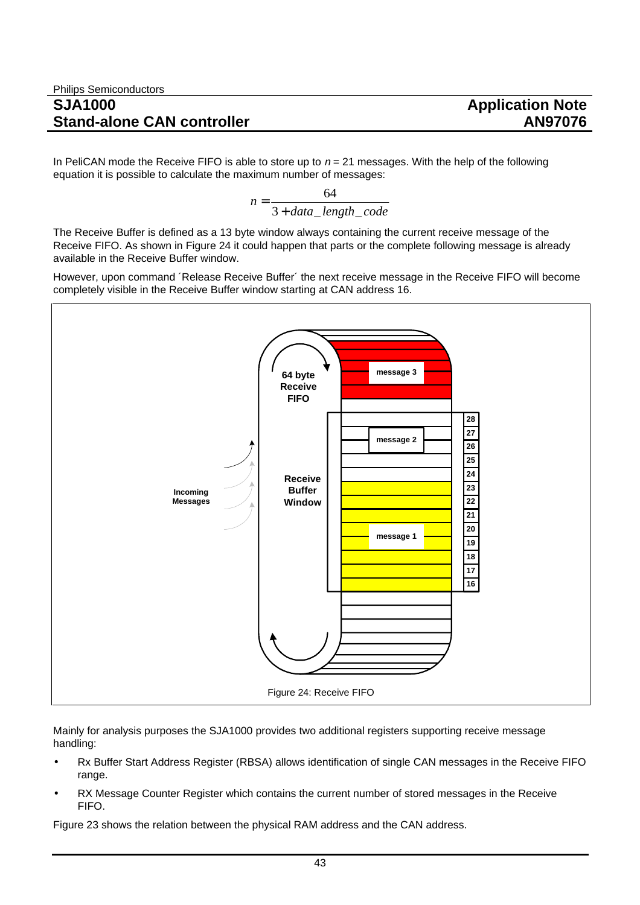In PeliCAN mode the Receive FIFO is able to store up to $n = 21$ messages. With the help of the following equation it is possible to calculate the maximum number of messages:

$$n = \frac{64}{3 + data\_length\_code}$$

The Receive Buffer is defined as a 13 byte window always containing the current receive message of the Receive FIFO. As shown in Figure 24 it could happen that parts or the complete following message is already available in the Receive Buffer window.

However, upon command ´Release Receive Buffer´ the next receive message in the Receive FIFO will become completely visible in the Receive Buffer window starting at CAN address 16.

64 byte
Receive
FIFO

message 3

message 2

message 1

Receive
Buffer
Window

Incoming
Messages

28
27
26
25
24
23
22
21
20
19
18
17
16

Figure 24: Receive FIFO

Mainly for analysis purposes the SJA1000 provides two additional registers supporting receive message handling:

- Rx Buffer Start Address Register (RBSA) allows identification of single CAN messages in the Receive FIFO range.
- RX Message Counter Register which contains the current number of stored messages in the Receive FIFO.

Figure 23 shows the relation between the physical RAM address and the CAN address.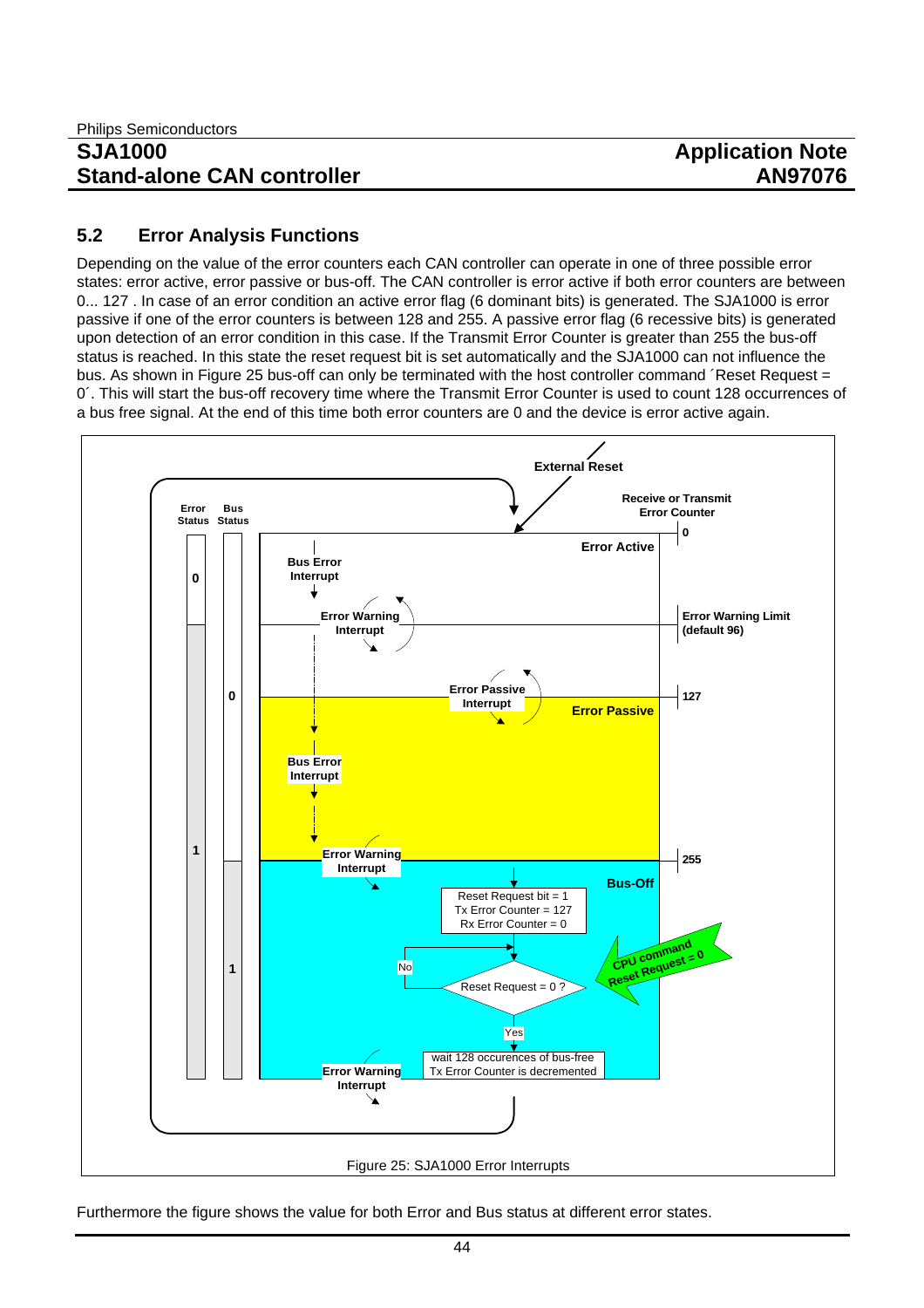## 5.2 Error Analysis Functions

Depending on the value of the error counters each CAN controller can operate in one of three possible error states: error active, error passive or bus-off. The CAN controller is error active if both error counters are between 0... 127 . In case of an error condition an active error flag (6 dominant bits) is generated. The SJA1000 is error passive if one of the error counters is between 128 and 255. A passive error flag (6 recessive bits) is generated upon detection of an error condition in this case. If the Transmit Error Counter is greater than 255 the bus-off status is reached. In this state the reset request bit is set automatically and the SJA1000 can not influence the bus. As shown in Figure 25 bus-off can only be terminated with the host controller command ´Reset Request = 0´. This will start the bus-off recovery time where the Transmit Error Counter is used to count 128 occurrences of a bus free signal. At the end of this time both error counters are 0 and the device is error active again.

External Reset

Receive or Transmit Error Counter

Error Status

Bus Status

0

Error Active

Bus Error Interrupt

Error Warning Interrupt

Error Warning Limit (default 96)

0

Error Passive Interrupt

127

Error Passive

Bus Error Interrupt

1

Error Warning Interrupt

255

Bus-Off

Reset Request bit = 1
Tx Error Counter = 127
Rx Error Counter = 0

CPU command Reset Request = 0

1

No

Reset Request = 0 ?

Yes

wait 128 occurences of bus-free
Tx Error Counter is decremented

Error Warning Interrupt

Figure 25: SJA1000 Error Interrupts

Furthermore the figure shows the value for both Error and Bus status at different error states.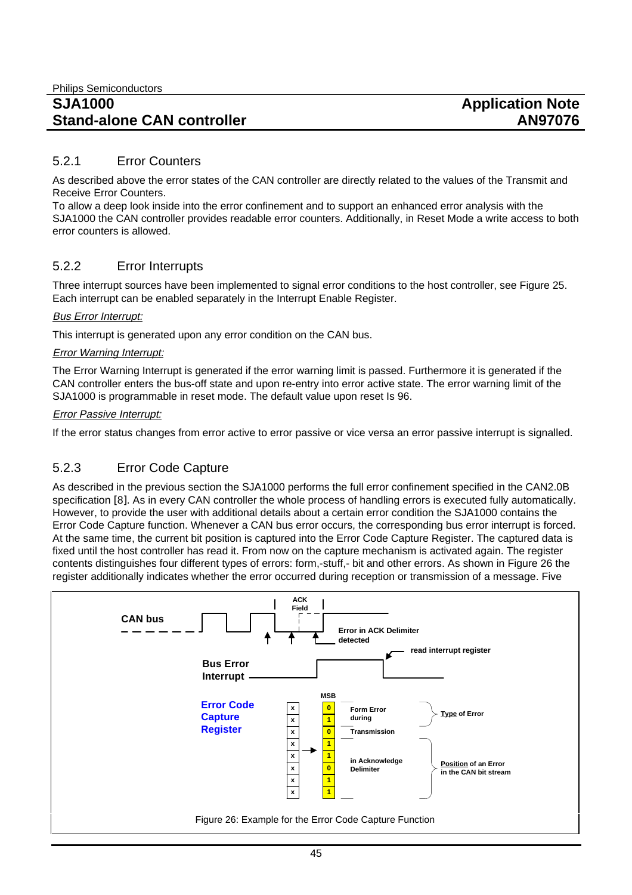### 5.2.1 Error Counters

As described above the error states of the CAN controller are directly related to the values of the Transmit and Receive Error Counters.
To allow a deep look inside into the error confinement and to support an enhanced error analysis with the SJA1000 the CAN controller provides readable error counters. Additionally, in Reset Mode a write access to both error counters is allowed.

### 5.2.2 Error Interrupts

Three interrupt sources have been implemented to signal error conditions to the host controller, see Figure 25. Each interrupt can be enabled separately in the Interrupt Enable Register.

*Bus Error Interrupt:*

This interrupt is generated upon any error condition on the CAN bus.

*Error Warning Interrupt:*

The Error Warning Interrupt is generated if the error warning limit is passed. Furthermore it is generated if the CAN controller enters the bus-off state and upon re-entry into error active state. The error warning limit of the SJA1000 is programmable in reset mode. The default value upon reset Is 96.

*Error Passive Interrupt:*

If the error status changes from error active to error passive or vice versa an error passive interrupt is signalled.

### 5.2.3 Error Code Capture

As described in the previous section the SJA1000 performs the full error confinement specified in the CAN2.0B specification [8]. As in every CAN controller the whole process of handling errors is executed fully automatically. However, to provide the user with additional details about a certain error condition the SJA1000 contains the Error Code Capture function. Whenever a CAN bus error occurs, the corresponding bus error interrupt is forced. At the same time, the current bit position is captured into the Error Code Capture Register. The captured data is fixed until the host controller has read it. From now on the capture mechanism is activated again. The register contents distinguishes four different types of errors: form,-stuff,- bit and other errors. As shown in Figure 26 the register additionally indicates whether the error occurred during reception or transmission of a message. Five

CAN bus

ACK Field

Error in ACK Delimiter detected

read interrupt register

Bus Error Interrupt

Error Code Capture Register

MSB

x x x x x x x x

0 1 0 1 1 0 1 1

Form Error during Transmission

in Acknowledge Delimiter

Type of Error

Position of an Error in the CAN bit stream

Figure 26: Example for the Error Code Capture Function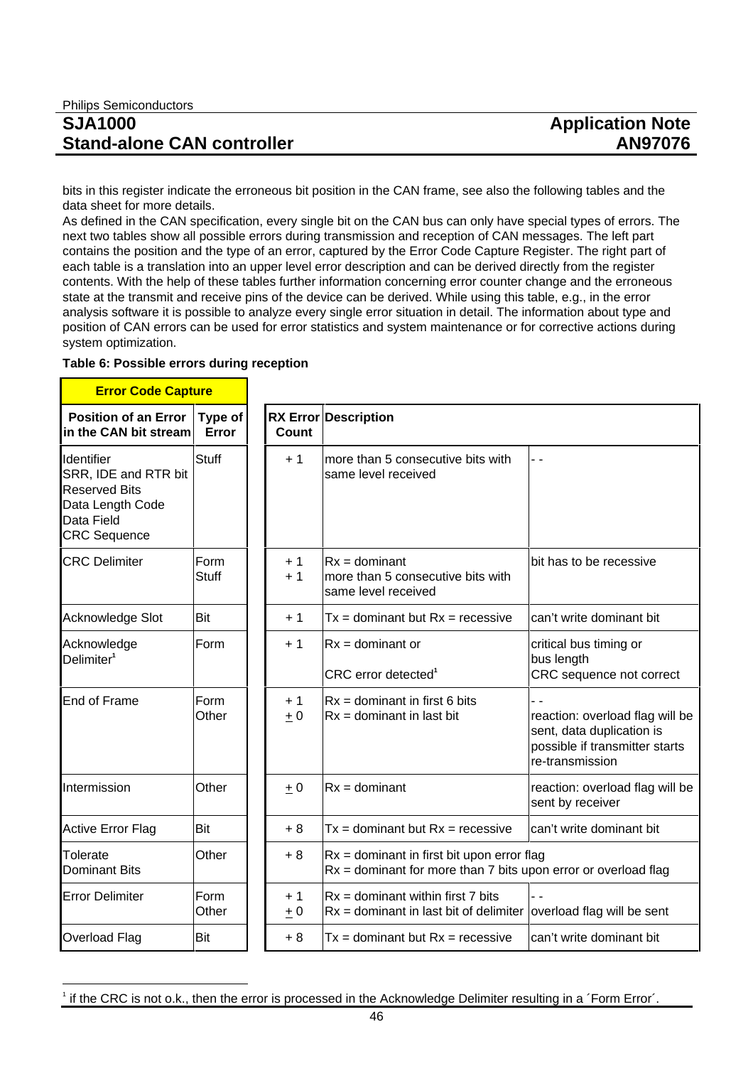bits in this register indicate the erroneous bit position in the CAN frame, see also the following tables and the data sheet for more details.

As defined in the CAN specification, every single bit on the CAN bus can only have special types of errors. The next two tables show all possible errors during transmission and reception of CAN messages. The left part contains the position and the type of an error, captured by the Error Code Capture Register. The right part of each table is a translation into an upper level error description and can be derived directly from the register contents. With the help of these tables further information concerning error counter change and the erroneous state at the transmit and receive pins of the device can be derived. While using this table, e.g., in the error analysis software it is possible to analyze every single error situation in detail. The information about type and position of CAN errors can be used for error statistics and system maintenance or for corrective actions during system optimization.

**Table 6: Possible errors during reception**

| Error Code Capture | | | | |
|---|---|---|---|---|
| **Position of an Error in the CAN bit stream** | **Type of Error** | **RX Error Count** | **Description** | |
| Identifier<br>SRR, IDE and RTR bit<br>Reserved Bits<br>Data Length Code<br>Data Field<br>CRC Sequence | Stuff | + 1 | more than 5 consecutive bits with same level received | - - |
| CRC Delimiter | Form<br>Stuff | + 1<br>+ 1 | Rx = dominant<br>more than 5 consecutive bits with same level received | bit has to be recessive |
| Acknowledge Slot | Bit | + 1 | Tx = dominant but Rx = recessive | can't write dominant bit |
| Acknowledge Delimiter[1] | Form | + 1 | Rx = dominant or<br>CRC error detected[1] | critical bus timing or bus length<br>CRC sequence not correct |
| End of Frame | Form<br>Other | + 1<br>± 0 | Rx = dominant in first 6 bits<br>Rx = dominant in last bit | - -<br>reaction: overload flag will be sent, data duplication is possible if transmitter starts re-transmission |
| Intermission | Other | ± 0 | Rx = dominant | reaction: overload flag will be sent by receiver |
| Active Error Flag | Bit | + 8 | Tx = dominant but Rx = recessive | can't write dominant bit |
| Tolerate Dominant Bits | Other | + 8 | Rx = dominant in first bit upon error flag<br>Rx = dominant for more than 7 bits upon error or overload flag | |
| Error Delimiter | Form<br>Other | + 1<br>± 0 | Rx = dominant within first 7 bits<br>Rx = dominant in last bit of delimiter | - -<br>overload flag will be sent |
| Overload Flag | Bit | + 8 | Tx = dominant but Rx = recessive | can't write dominant bit |

[1] if the CRC is not o.k., then the error is processed in the Acknowledge Delimiter resulting in a ´Form Error´.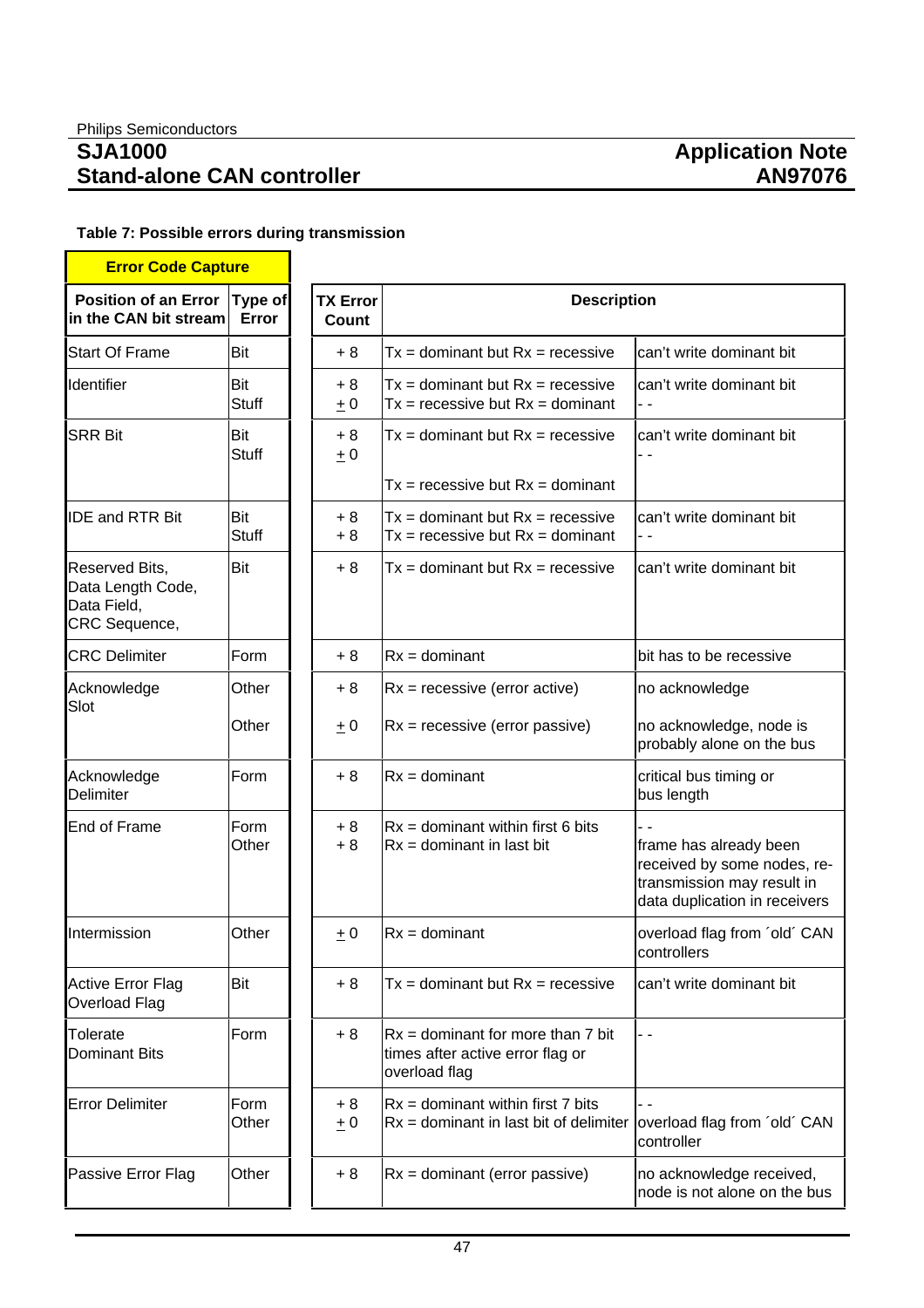**Table 7: Possible errors during transmission**

| Error Code Capture | | | | |
|---|---|---|---|---|
| **Position of an Error in the CAN bit stream** | **Type of Error** | **TX Error Count** | **Description** | |
| Start Of Frame | Bit | + 8 | Tx = dominant but Rx = recessive | can't write dominant bit |
| Identifier | Bit<br>Stuff | + 8<br>± 0 | Tx = dominant but Rx = recessive<br>Tx = recessive but Rx = dominant | can't write dominant bit<br>- - |
| SRR Bit | Bit<br>Stuff | + 8<br>± 0 | Tx = dominant but Rx = recessive<br>Tx = recessive but Rx = dominant | can't write dominant bit<br>- - |
| IDE and RTR Bit | Bit<br>Stuff | + 8<br>+ 8 | Tx = dominant but Rx = recessive<br>Tx = recessive but Rx = dominant | can't write dominant bit<br>- - |
| Reserved Bits, Data Length Code, Data Field, CRC Sequence, | Bit | + 8 | Tx = dominant but Rx = recessive | can't write dominant bit |
| CRC Delimiter | Form | + 8 | Rx = dominant | bit has to be recessive |
| Acknowledge Slot | Other<br>Other | + 8<br>± 0 | Rx = recessive (error active)<br>Rx = recessive (error passive) | no acknowledge<br>no acknowledge, node is probably alone on the bus |
| Acknowledge Delimiter | Form | + 8 | Rx = dominant | critical bus timing or bus length |
| End of Frame | Form<br>Other | + 8<br>+ 8 | Rx = dominant within first 6 bits<br>Rx = dominant in last bit | - -<br>frame has already been received by some nodes, re-transmission may result in data duplication in receivers |
| Intermission | Other | ± 0 | Rx = dominant | overload flag from ´old´ CAN controllers |
| Active Error Flag Overload Flag | Bit | + 8 | Tx = dominant but Rx = recessive | can't write dominant bit |
| Tolerate Dominant Bits | Form | + 8 | Rx = dominant for more than 7 bit times after active error flag or overload flag | - - |
| Error Delimiter | Form<br>Other | + 8<br>± 0 | Rx = dominant within first 7 bits<br>Rx = dominant in last bit of delimiter | - -<br>overload flag from ´old´ CAN controller |
| Passive Error Flag | Other | + 8 | Rx = dominant (error passive) | no acknowledge received, node is not alone on the bus |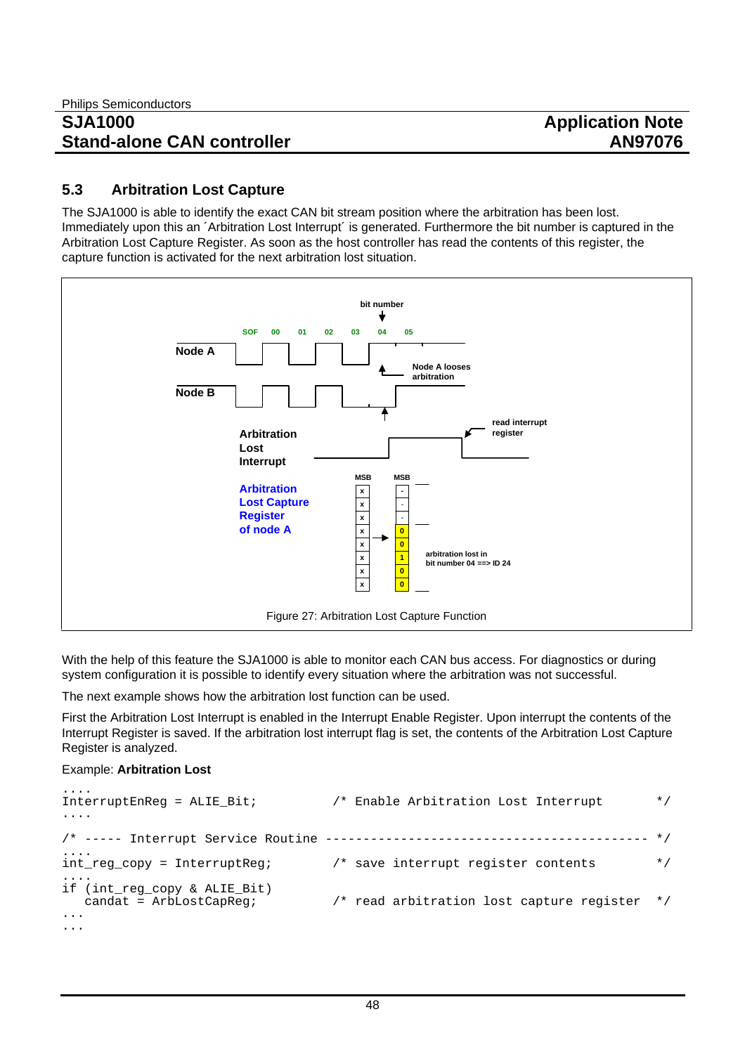## 5.3 Arbitration Lost Capture

The SJA1000 is able to identify the exact CAN bit stream position where the arbitration has been lost. Immediately upon this an ´Arbitration Lost Interrupt´ is generated. Furthermore the bit number is captured in the Arbitration Lost Capture Register. As soon as the host controller has read the contents of this register, the capture function is activated for the next arbitration lost situation.

bit number

SOF 00 01 02 03 04 05

Node A

Node A looses arbitration

Node B

Arbitration Lost Interrupt

read interrupt register

Arbitration Lost Capture Register of node A

MSB MSB

arbitration lost in bit number 04 ==> ID 24

Figure 27: Arbitration Lost Capture Function

With the help of this feature the SJA1000 is able to monitor each CAN bus access. For diagnostics or during system configuration it is possible to identify every situation where the arbitration was not successful.

The next example shows how the arbitration lost function can be used.

First the Arbitration Lost Interrupt is enabled in the Interrupt Enable Register. Upon interrupt the contents of the Interrupt Register is saved. If the arbitration lost interrupt flag is set, the contents of the Arbitration Lost Capture Register is analyzed.

Example: **Arbitration Lost**

```
....
InterruptEnReg = ALIE_Bit;          /* Enable Arbitration Lost Interrupt        */
....

/* ----- Interrupt Service Routine ------------------------------------------- */
....
int_reg_copy = InterruptReg;        /* save interrupt register contents         */
....
if (int_reg_copy & ALIE_Bit)
   candat = ArbLostCapReg;          /* read arbitration lost capture register  */
...
...
```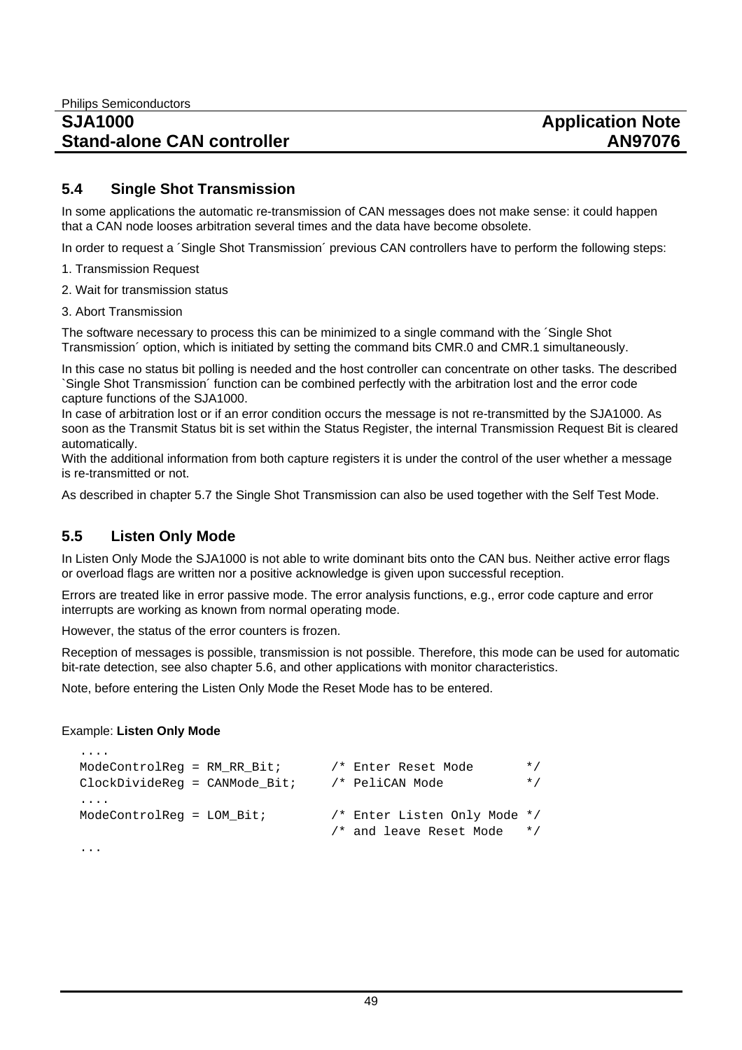## 5.4 Single Shot Transmission

In some applications the automatic re-transmission of CAN messages does not make sense: it could happen that a CAN node looses arbitration several times and the data have become obsolete.

In order to request a ´Single Shot Transmission´ previous CAN controllers have to perform the following steps:

1. Transmission Request

2. Wait for transmission status

3. Abort Transmission

The software necessary to process this can be minimized to a single command with the ´Single Shot Transmission´ option, which is initiated by setting the command bits CMR.0 and CMR.1 simultaneously.

In this case no status bit polling is needed and the host controller can concentrate on other tasks. The described `Single Shot Transmission´ function can be combined perfectly with the arbitration lost and the error code capture functions of the SJA1000.
In case of arbitration lost or if an error condition occurs the message is not re-transmitted by the SJA1000. As soon as the Transmit Status bit is set within the Status Register, the internal Transmission Request Bit is cleared automatically.
With the additional information from both capture registers it is under the control of the user whether a message is re-transmitted or not.

As described in chapter 5.7 the Single Shot Transmission can also be used together with the Self Test Mode.

## 5.5 Listen Only Mode

In Listen Only Mode the SJA1000 is not able to write dominant bits onto the CAN bus. Neither active error flags or overload flags are written nor a positive acknowledge is given upon successful reception.

Errors are treated like in error passive mode. The error analysis functions, e.g., error code capture and error interrupts are working as known from normal operating mode.

However, the status of the error counters is frozen.

Reception of messages is possible, transmission is not possible. Therefore, this mode can be used for automatic bit-rate detection, see also chapter 5.6, and other applications with monitor characteristics.

Note, before entering the Listen Only Mode the Reset Mode has to be entered.

Example: **Listen Only Mode**

```
....
ModeControlReg = RM_RR_Bit;       /* Enter Reset Mode       */
ClockDivideReg = CANMode_Bit;     /* PeliCAN Mode           */
....
ModeControlReg = LOM_Bit;         /* Enter Listen Only Mode */
                                  /* and leave Reset Mode   */
...
```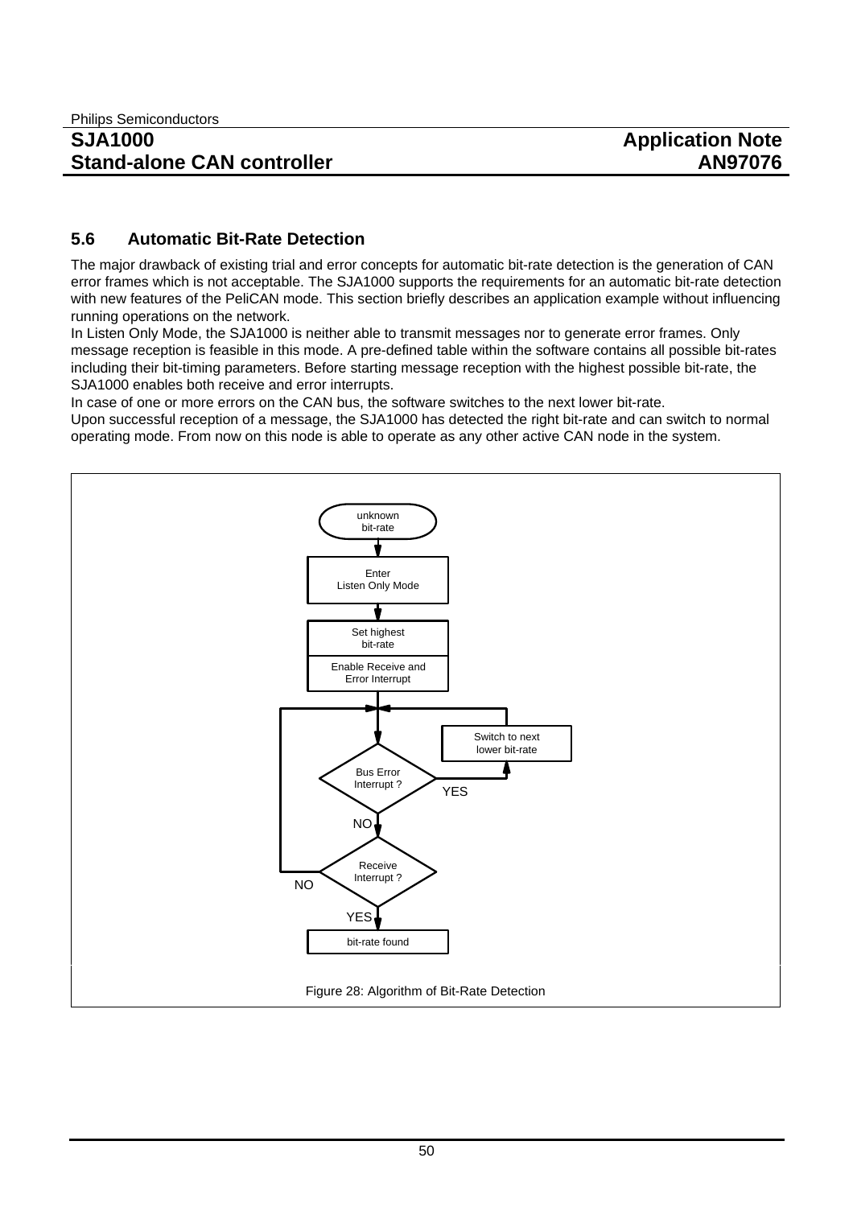## 5.6 Automatic Bit-Rate Detection

The major drawback of existing trial and error concepts for automatic bit-rate detection is the generation of CAN error frames which is not acceptable. The SJA1000 supports the requirements for an automatic bit-rate detection with new features of the PeliCAN mode. This section briefly describes an application example without influencing running operations on the network.
In Listen Only Mode, the SJA1000 is neither able to transmit messages nor to generate error frames. Only message reception is feasible in this mode. A pre-defined table within the software contains all possible bit-rates including their bit-timing parameters. Before starting message reception with the highest possible bit-rate, the SJA1000 enables both receive and error interrupts.
In case of one or more errors on the CAN bus, the software switches to the next lower bit-rate.
Upon successful reception of a message, the SJA1000 has detected the right bit-rate and can switch to normal operating mode. From now on this node is able to operate as any other active CAN node in the system.

unknown bit-rate

Enter Listen Only Mode

Set highest bit-rate

Enable Receive and Error Interrupt

Switch to next lower bit-rate

Bus Error Interrupt ?

YES

NO

Receive Interrupt ?

NO

YES

bit-rate found

Figure 28: Algorithm of Bit-Rate Detection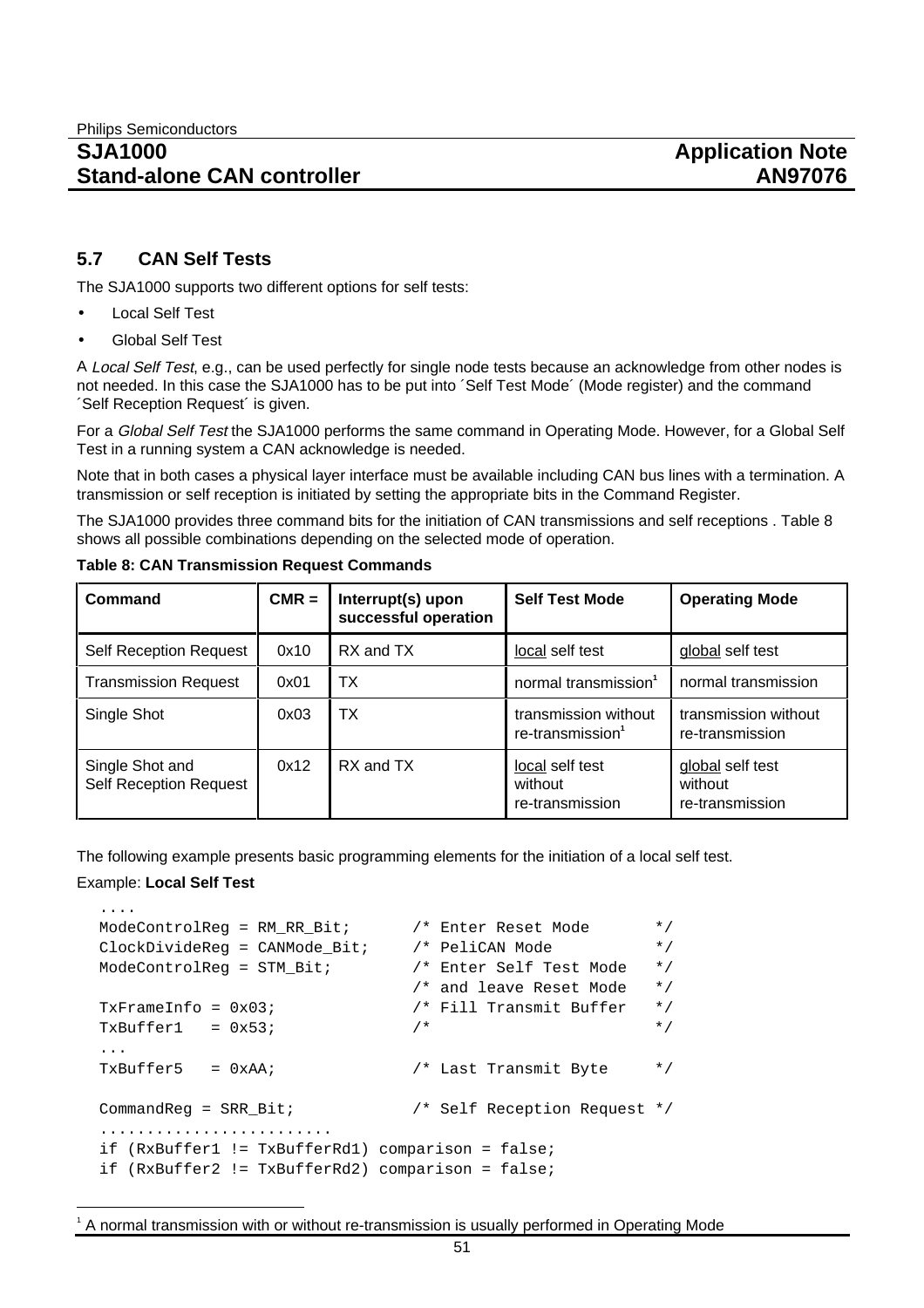### 5.7 CAN Self Tests

The SJA1000 supports two different options for self tests:

- Local Self Test
- Global Self Test

A *Local Self Test*, e.g., can be used perfectly for single node tests because an acknowledge from other nodes is not needed. In this case the SJA1000 has to be put into ´Self Test Mode´ (Mode register) and the command ´Self Reception Request´ is given.

For a *Global Self Test* the SJA1000 performs the same command in Operating Mode. However, for a Global Self Test in a running system a CAN acknowledge is needed.

Note that in both cases a physical layer interface must be available including CAN bus lines with a termination. A transmission or self reception is initiated by setting the appropriate bits in the Command Register.

The SJA1000 provides three command bits for the initiation of CAN transmissions and self receptions . Table 8 shows all possible combinations depending on the selected mode of operation.

**Table 8: CAN Transmission Request Commands**

| Command | CMR = | Interrupt(s) upon successful operation | Self Test Mode | Operating Mode |
|---|---|---|---|---|
| Self Reception Request | 0x10 | RX and TX | local self test | global self test |
| Transmission Request | 0x01 | TX | normal transmission[1] | normal transmission |
| Single Shot | 0x03 | TX | transmission without re-transmission[1] | transmission without re-transmission |
| Single Shot and Self Reception Request | 0x12 | RX and TX | local self test without re-transmission | global self test without re-transmission |

The following example presents basic programming elements for the initiation of a local self test.

Example: **Local Self Test**

```
....
ModeControlReg = RM_RR_Bit;       /* Enter Reset Mode       */
ClockDivideReg = CANMode_Bit;     /* PeliCAN Mode           */
ModeControlReg = STM_Bit;         /* Enter Self Test Mode   */
                                  /* and leave Reset Mode   */
TxFrameInfo = 0x03;               /* Fill Transmit Buffer   */
TxBuffer1   = 0x53;               /*                        */
...
TxBuffer5   = 0xAA;               /* Last Transmit Byte     */

CommandReg = SRR_Bit;             /* Self Reception Request */
.........................
if (RxBuffer1 != TxBufferRd1) comparison = false;
if (RxBuffer2 != TxBufferRd2) comparison = false;
```

[1] A normal transmission with or without re-transmission is usually performed in Operating Mode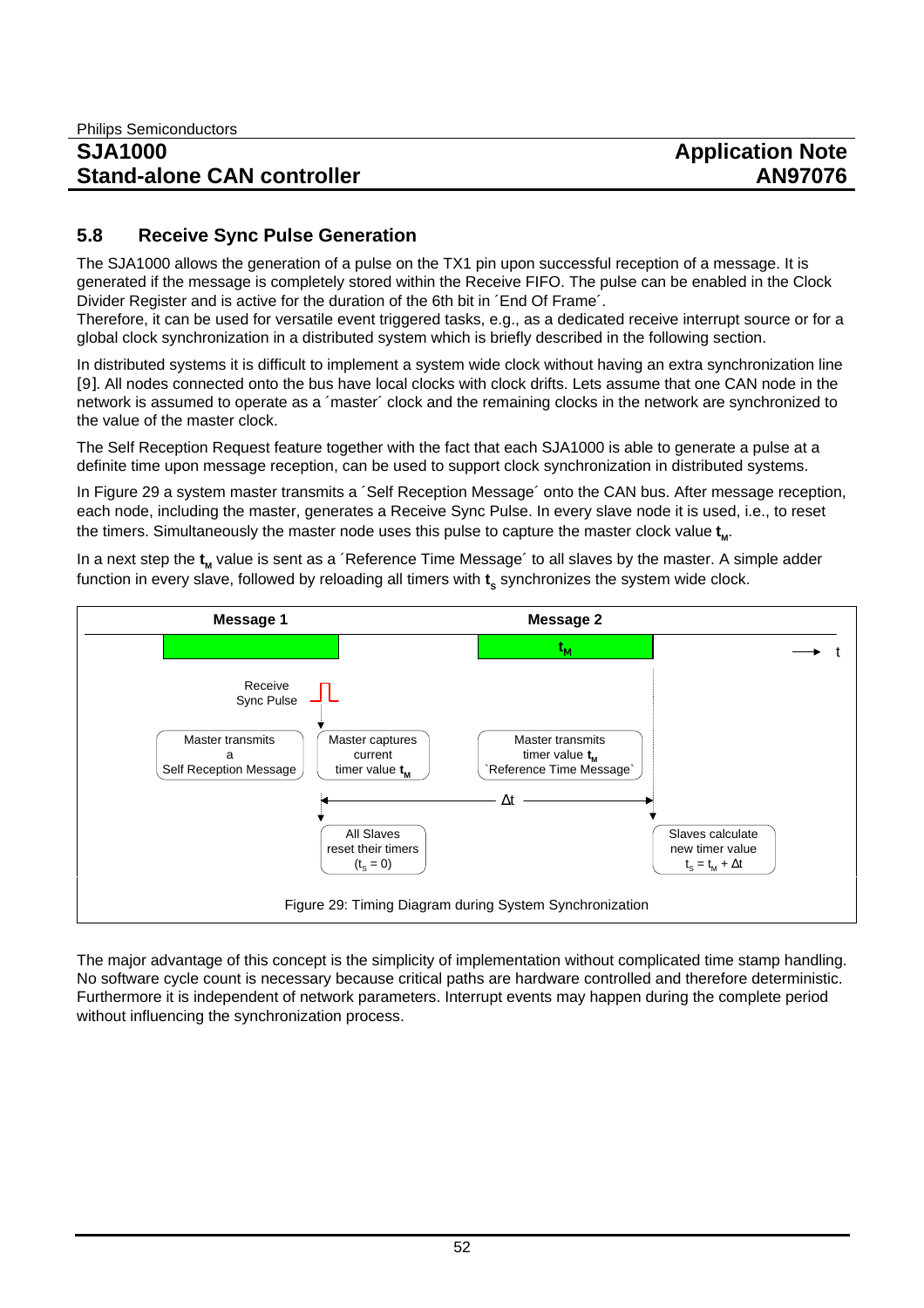## 5.8 Receive Sync Pulse Generation

The SJA1000 allows the generation of a pulse on the TX1 pin upon successful reception of a message. It is generated if the message is completely stored within the Receive FIFO. The pulse can be enabled in the Clock Divider Register and is active for the duration of the 6th bit in ´End Of Frame´.
Therefore, it can be used for versatile event triggered tasks, e.g., as a dedicated receive interrupt source or for a global clock synchronization in a distributed system which is briefly described in the following section.

In distributed systems it is difficult to implement a system wide clock without having an extra synchronization line [9]. All nodes connected onto the bus have local clocks with clock drifts. Lets assume that one CAN node in the network is assumed to operate as a ´master´ clock and the remaining clocks in the network are synchronized to the value of the master clock.

The Self Reception Request feature together with the fact that each SJA1000 is able to generate a pulse at a definite time upon message reception, can be used to support clock synchronization in distributed systems.

In Figure 29 a system master transmits a ´Self Reception Message´ onto the CAN bus. After message reception, each node, including the master, generates a Receive Sync Pulse. In every slave node it is used, i.e., to reset the timers. Simultaneously the master node uses this pulse to capture the master clock value $\mathbf{t_M}$.

In a next step the $\mathbf{t_M}$ value is sent as a ´Reference Time Message´ to all slaves by the master. A simple adder function in every slave, followed by reloading all timers with $\mathbf{t_s}$ synchronizes the system wide clock.

Message 1

Message 2

$t_M$

t

Receive Sync Pulse

Master transmits a Self Reception Message

Master captures current timer value $t_M$

Master transmits timer value $t_M$ `Reference Time Message`

$\Delta t$

All Slaves reset their timers ($t_S = 0$)

Slaves calculate new timer value $t_S = t_M + \Delta t$

Figure 29: Timing Diagram during System Synchronization

The major advantage of this concept is the simplicity of implementation without complicated time stamp handling. No software cycle count is necessary because critical paths are hardware controlled and therefore deterministic. Furthermore it is independent of network parameters. Interrupt events may happen during the complete period without influencing the synchronization process.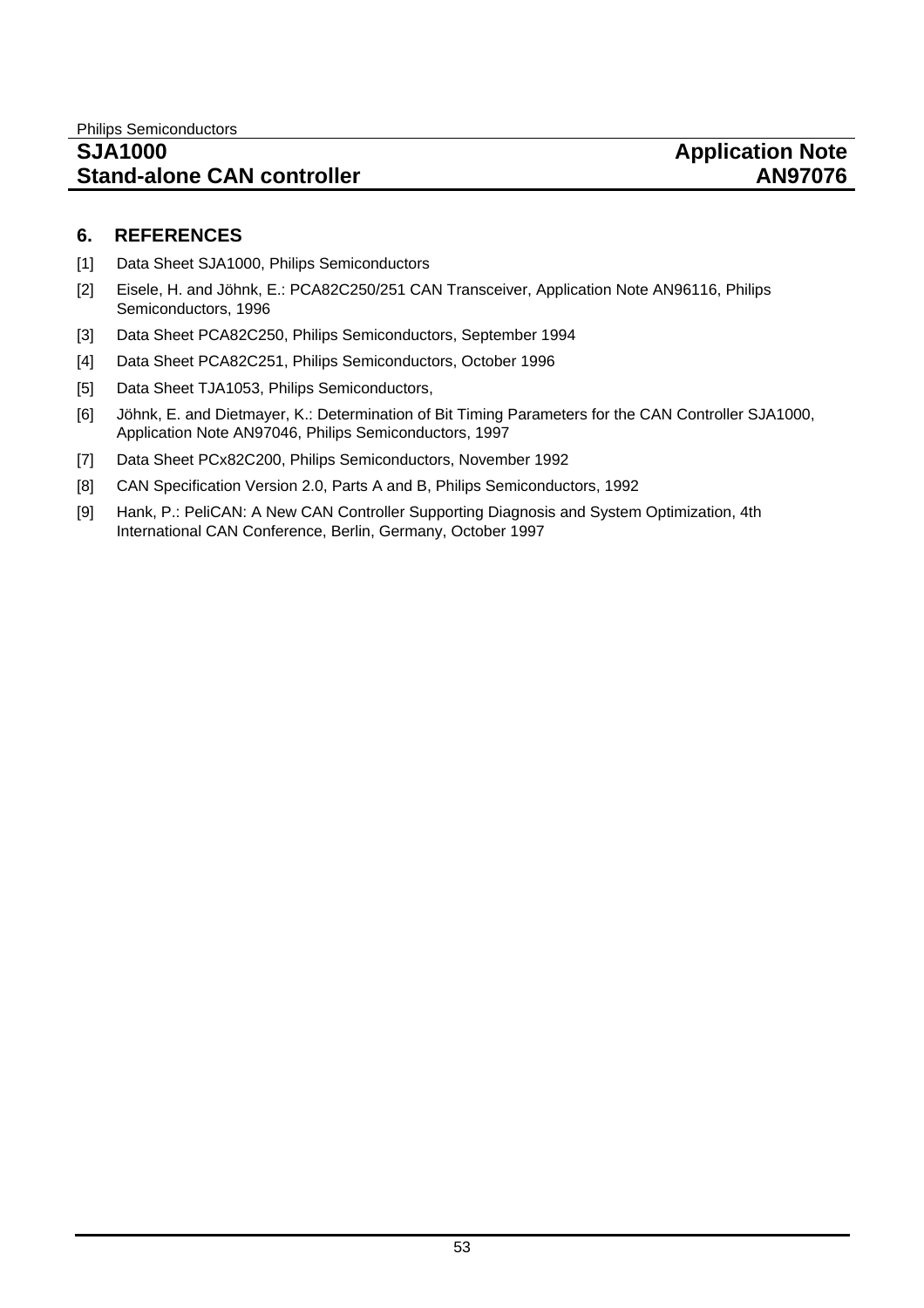## 6. REFERENCES

[1] Data Sheet SJA1000, Philips Semiconductors

[2] Eisele, H. and Jöhnk, E.: PCA82C250/251 CAN Transceiver, Application Note AN96116, Philips Semiconductors, 1996

[3] Data Sheet PCA82C250, Philips Semiconductors, September 1994

[4] Data Sheet PCA82C251, Philips Semiconductors, October 1996

[5] Data Sheet TJA1053, Philips Semiconductors,

[6] Jöhnk, E. and Dietmayer, K.: Determination of Bit Timing Parameters for the CAN Controller SJA1000, Application Note AN97046, Philips Semiconductors, 1997

[7] Data Sheet PCx82C200, Philips Semiconductors, November 1992

[8] CAN Specification Version 2.0, Parts A and B, Philips Semiconductors, 1992

[9] Hank, P.: PeliCAN: A New CAN Controller Supporting Diagnosis and System Optimization, 4th International CAN Conference, Berlin, Germany, October 1997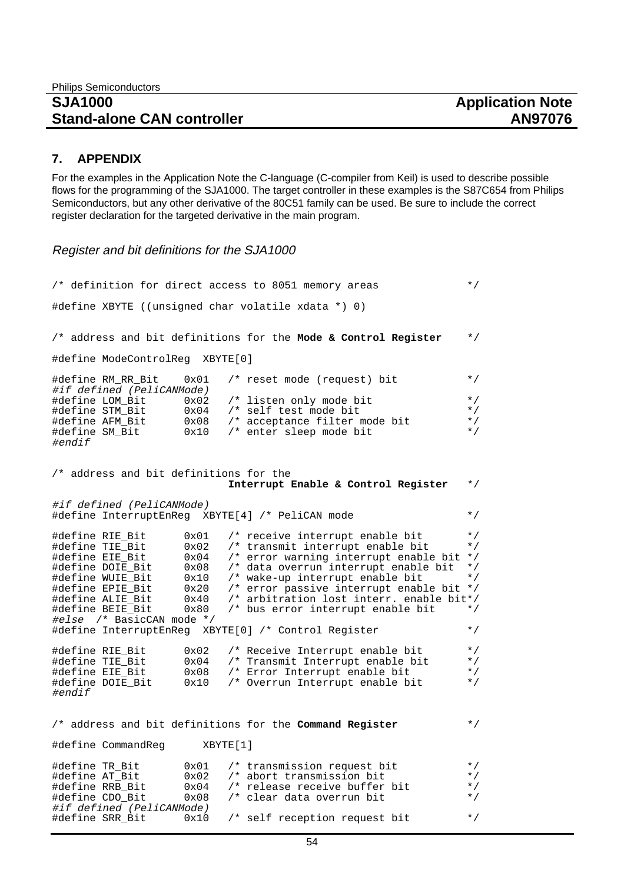## 7. APPENDIX

For the examples in the Application Note the C-language (C-compiler from Keil) is used to describe possible flows for the programming of the SJA1000. The target controller in these examples is the S87C654 from Philips Semiconductors, but any other derivative of the 80C51 family can be used. Be sure to include the correct register declaration for the targeted derivative in the main program.

*Register and bit definitions for the SJA1000*

```
/* definition for direct access to 8051 memory areas            */

#define XBYTE ((unsigned char volatile xdata *) 0)


/* address and bit definitions for the Mode & Control Register    */

#define ModeControlReg  XBYTE[0]

#define RM_RR_Bit    0x01   /* reset mode (request) bit          */
#if defined (PeliCANMode)
#define LOM_Bit      0x02   /* listen only mode bit              */
#define STM_Bit      0x04   /* self test mode bit                */
#define AFM_Bit      0x08   /* acceptance filter mode bit        */
#define SM_Bit       0x10   /* enter sleep mode bit              */
#endif


/* address and bit definitions for the
                            Interrupt Enable & Control Register   */

#if defined (PeliCANMode)
#define InterruptEnReg  XBYTE[4] /* PeliCAN mode                 */

#define RIE_Bit      0x01   /* receive interrupt enable bit      */
#define TIE_Bit      0x02   /* transmit interrupt enable bit     */
#define EIE_Bit      0x04   /* error warning interrupt enable bit */
#define DOIE_Bit     0x08   /* data overrun interrupt enable bit  */
#define WUIE_Bit     0x10   /* wake-up interrupt enable bit      */
#define EPIE_Bit     0x20   /* error passive interrupt enable bit */
#define ALIE_Bit     0x40   /* arbitration lost interr. enable bit*/
#define BEIE_Bit     0x80   /* bus error interrupt enable bit    */
#else  /* BasicCAN mode */
#define InterruptEnReg  XBYTE[0] /* Control Register             */

#define RIE_Bit      0x02   /* Receive Interrupt enable bit      */
#define TIE_Bit      0x04   /* Transmit Interrupt enable bit     */
#define EIE_Bit      0x08   /* Error Interrupt enable bit        */
#define DOIE_Bit     0x10   /* Overrun Interrupt enable bit      */
#endif


/* address and bit definitions for the Command Register          */

#define CommandReg      XBYTE[1]

#define TR_Bit       0x01   /* transmission request bit          */
#define AT_Bit       0x02   /* abort transmission bit            */
#define RRB_Bit      0x04   /* release receive buffer bit        */
#define CDO_Bit      0x08   /* clear data overrun bit            */
#if defined (PeliCANMode)
#define SRR_Bit      0x10   /* self reception request bit        */
```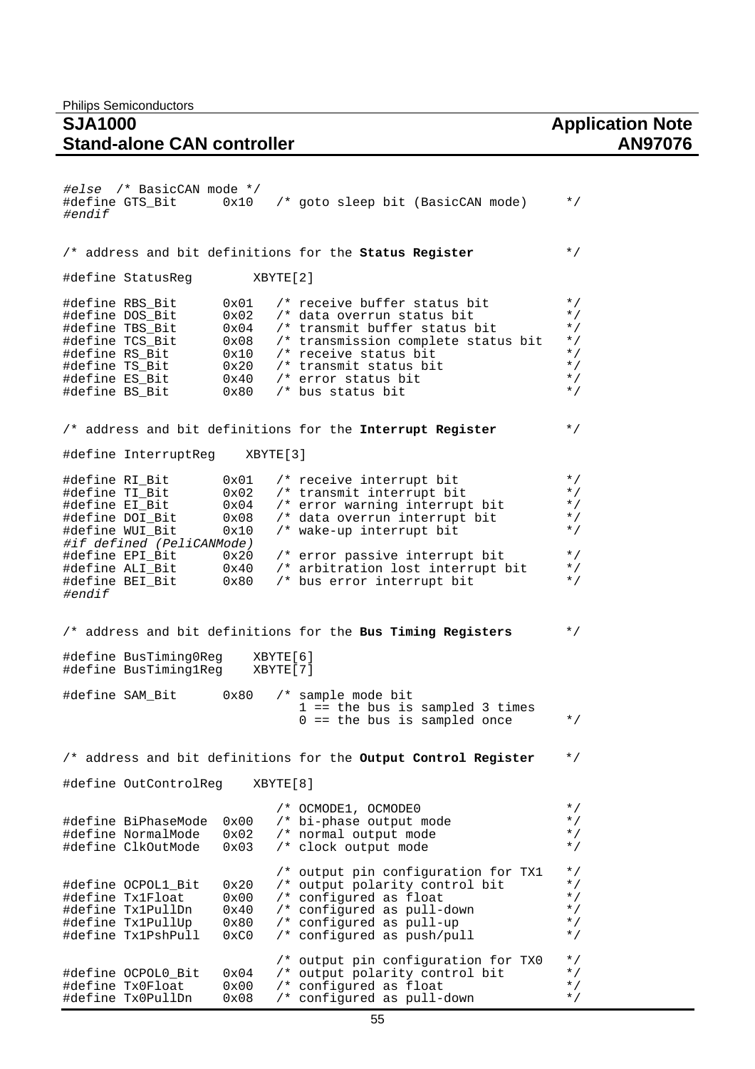```
#else  /* BasicCAN mode */
#define GTS_Bit      0x10   /* goto sleep bit (BasicCAN mode)      */
#endif


/* address and bit definitions for the Status Register             */

#define StatusReg         XBYTE[2]

#define RBS_Bit      0x01   /* receive buffer status bit           */
#define DOS_Bit      0x02   /* data overrun status bit             */
#define TBS_Bit      0x04   /* transmit buffer status bit          */
#define TCS_Bit      0x08   /* transmission complete status bit    */
#define RS_Bit       0x10   /* receive status bit                  */
#define TS_Bit       0x20   /* transmit status bit                 */
#define ES_Bit       0x40   /* error status bit                    */
#define BS_Bit       0x80   /* bus status bit                      */


/* address and bit definitions for the Interrupt Register          */

#define InterruptReg    XBYTE[3]

#define RI_Bit       0x01   /* receive interrupt bit               */
#define TI_Bit       0x02   /* transmit interrupt bit              */
#define EI_Bit       0x04   /* error warning interrupt bit         */
#define DOI_Bit      0x08   /* data overrun interrupt bit          */
#define WUI_Bit      0x10   /* wake-up interrupt bit               */
#if defined (PeliCANMode)
#define EPI_Bit      0x20   /* error passive interrupt bit         */
#define ALI_Bit      0x40   /* arbitration lost interrupt bit      */
#define BEI_Bit      0x80   /* bus error interrupt bit             */
#endif


/* address and bit definitions for the Bus Timing Registers        */

#define BusTiming0Reg    XBYTE[6]
#define BusTiming1Reg    XBYTE[7]

#define SAM_Bit      0x80   /* sample mode bit
                               1 == the bus is sampled 3 times
                               0 == the bus is sampled once        */


/* address and bit definitions for the Output Control Register     */

#define OutControlReg    XBYTE[8]

                            /* OCMODE1, OCMODE0                    */
#define BiPhaseMode  0x00   /* bi-phase output mode                */
#define NormalMode   0x02   /* normal output mode                  */
#define ClkOutMode   0x03   /* clock output mode                   */

                            /* output pin configuration for TX1    */
#define OCPOL1_Bit   0x20   /* output polarity control bit         */
#define Tx1Float     0x00   /* configured as float                 */
#define Tx1PullDn    0x40   /* configured as pull-down             */
#define Tx1PullUp    0x80   /* configured as pull-up               */
#define Tx1PshPull   0xC0   /* configured as push/pull             */

                            /* output pin configuration for TX0    */
#define OCPOL0_Bit   0x04   /* output polarity control bit         */
#define Tx0Float     0x00   /* configured as float                 */
#define Tx0PullDn    0x08   /* configured as pull-down             */
```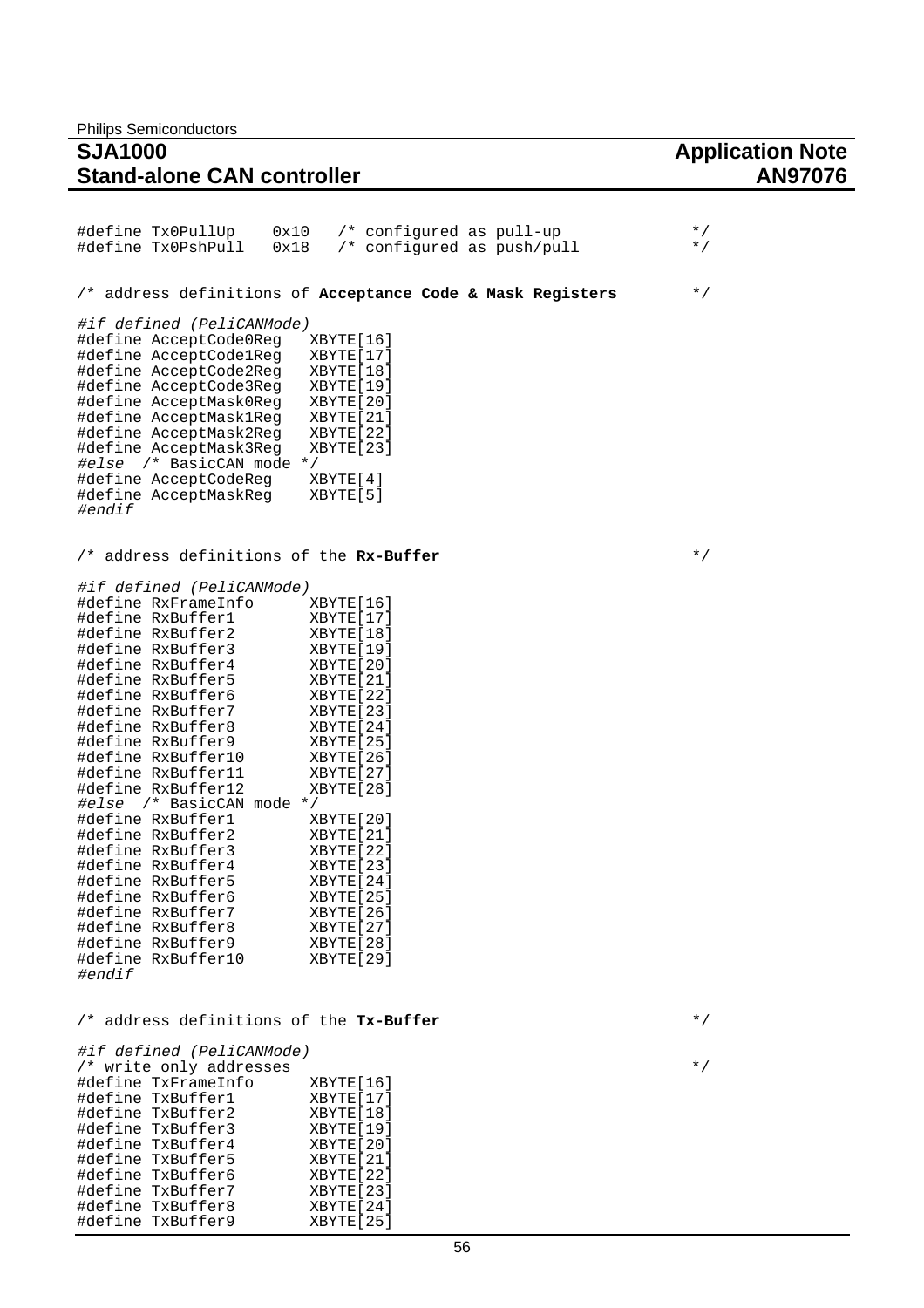```
#define Tx0PullUp    0x10   /* configured as pull-up                    */
#define Tx0PshPull   0x18   /* configured as push/pull                  */


/* address definitions of Acceptance Code & Mask Registers        */

#if defined (PeliCANMode)
#define AcceptCode0Reg   XBYTE[16]
#define AcceptCode1Reg   XBYTE[17]
#define AcceptCode2Reg   XBYTE[18]
#define AcceptCode3Reg   XBYTE[19]
#define AcceptMask0Reg   XBYTE[20]
#define AcceptMask1Reg   XBYTE[21]
#define AcceptMask2Reg   XBYTE[22]
#define AcceptMask3Reg   XBYTE[23]
#else  /* BasicCAN mode */
#define AcceptCodeReg    XBYTE[4]
#define AcceptMaskReg    XBYTE[5]
#endif


/* address definitions of the Rx-Buffer                           */

#if defined (PeliCANMode)
#define RxFrameInfo      XBYTE[16]
#define RxBuffer1        XBYTE[17]
#define RxBuffer2        XBYTE[18]
#define RxBuffer3        XBYTE[19]
#define RxBuffer4        XBYTE[20]
#define RxBuffer5        XBYTE[21]
#define RxBuffer6        XBYTE[22]
#define RxBuffer7        XBYTE[23]
#define RxBuffer8        XBYTE[24]
#define RxBuffer9        XBYTE[25]
#define RxBuffer10       XBYTE[26]
#define RxBuffer11       XBYTE[27]
#define RxBuffer12       XBYTE[28]
#else  /* BasicCAN mode */
#define RxBuffer1        XBYTE[20]
#define RxBuffer2        XBYTE[21]
#define RxBuffer3        XBYTE[22]
#define RxBuffer4        XBYTE[23]
#define RxBuffer5        XBYTE[24]
#define RxBuffer6        XBYTE[25]
#define RxBuffer7        XBYTE[26]
#define RxBuffer8        XBYTE[27]
#define RxBuffer9        XBYTE[28]
#define RxBuffer10       XBYTE[29]
#endif


/* address definitions of the Tx-Buffer                           */

#if defined (PeliCANMode)
/* write only addresses                                           */
#define TxFrameInfo      XBYTE[16]
#define TxBuffer1        XBYTE[17]
#define TxBuffer2        XBYTE[18]
#define TxBuffer3        XBYTE[19]
#define TxBuffer4        XBYTE[20]
#define TxBuffer5        XBYTE[21]
#define TxBuffer6        XBYTE[22]
#define TxBuffer7        XBYTE[23]
#define TxBuffer8        XBYTE[24]
#define TxBuffer9        XBYTE[25]
```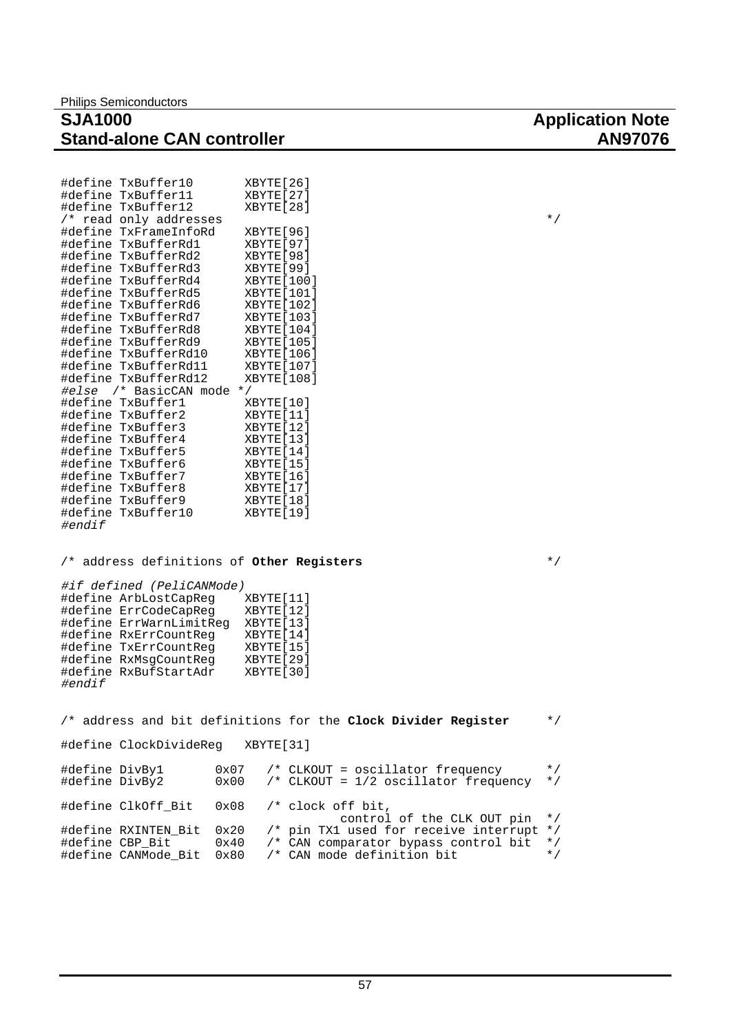```
#define TxBuffer10        XBYTE[26]
#define TxBuffer11        XBYTE[27]
#define TxBuffer12        XBYTE[28]
/* read only addresses                                                  */
#define TxFrameInfoRd     XBYTE[96]
#define TxBufferRd1       XBYTE[97]
#define TxBufferRd2       XBYTE[98]
#define TxBufferRd3       XBYTE[99]
#define TxBufferRd4       XBYTE[100]
#define TxBufferRd5       XBYTE[101]
#define TxBufferRd6       XBYTE[102]
#define TxBufferRd7       XBYTE[103]
#define TxBufferRd8       XBYTE[104]
#define TxBufferRd9       XBYTE[105]
#define TxBufferRd10      XBYTE[106]
#define TxBufferRd11      XBYTE[107]
#define TxBufferRd12      XBYTE[108]
#else  /* BasicCAN mode */
#define TxBuffer1         XBYTE[10]
#define TxBuffer2         XBYTE[11]
#define TxBuffer3         XBYTE[12]
#define TxBuffer4         XBYTE[13]
#define TxBuffer5         XBYTE[14]
#define TxBuffer6         XBYTE[15]
#define TxBuffer7         XBYTE[16]
#define TxBuffer8         XBYTE[17]
#define TxBuffer9         XBYTE[18]
#define TxBuffer10        XBYTE[19]
#endif


/* address definitions of Other Registers                               */

#if defined (PeliCANMode)
#define ArbLostCapReg     XBYTE[11]
#define ErrCodeCapReg     XBYTE[12]
#define ErrWarnLimitReg   XBYTE[13]
#define RxErrCountReg     XBYTE[14]
#define TxErrCountReg     XBYTE[15]
#define RxMsgCountReg     XBYTE[29]
#define RxBufStartAdr     XBYTE[30]
#endif


/* address and bit definitions for the Clock Divider Register          */

#define ClockDivideReg   XBYTE[31]

#define DivBy1       0x07   /* CLKOUT = oscillator frequency       */
#define DivBy2       0x00   /* CLKOUT = 1/2 oscillator frequency   */

#define ClkOff_Bit   0x08   /* clock off bit,
                                    control of the CLK OUT pin   */
#define RXINTEN_Bit  0x20   /* pin TX1 used for receive interrupt */
#define CBP_Bit      0x40   /* CAN comparator bypass control bit  */
#define CANMode_Bit  0x80   /* CAN mode definition bit            */
```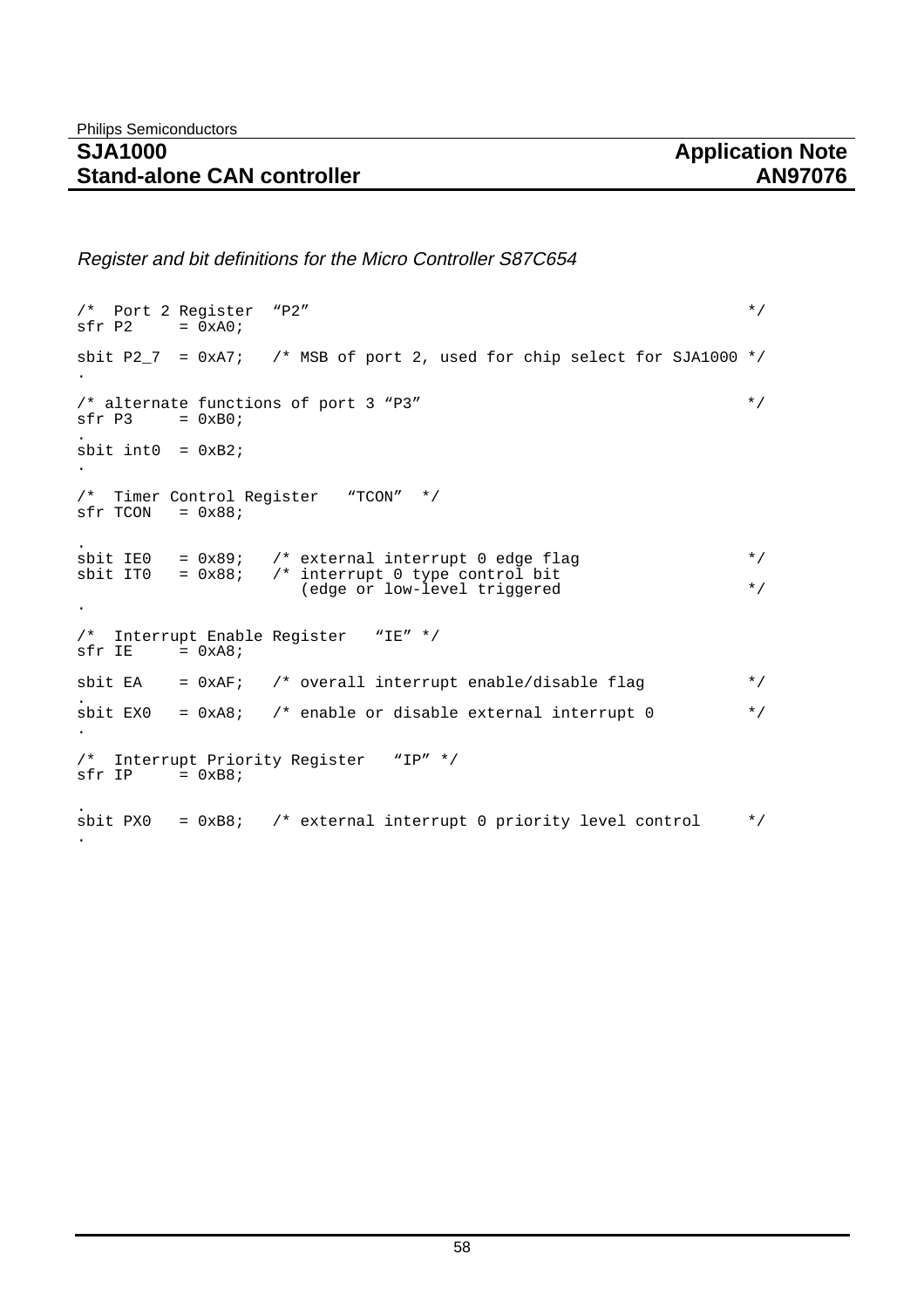*Register and bit definitions for the Micro Controller S87C654*

```
/*  Port 2 Register  "P2"                                               */
sfr P2     = 0xA0;

sbit P2_7  = 0xA7;   /* MSB of port 2, used for chip select for SJA1000 */
.

/* alternate functions of port 3 "P3"                                   */
sfr P3     = 0xB0;
.
sbit int0  = 0xB2;
.

/*  Timer Control Register   "TCON"  */
sfr TCON   = 0x88;

.
sbit IE0   = 0x89;   /* external interrupt 0 edge flag                  */
sbit IT0   = 0x88;   /* interrupt 0 type control bit
                        (edge or low-level triggered                    */
.

/*  Interrupt Enable Register   "IE" */
sfr IE     = 0xA8;

sbit EA    = 0xAF;   /* overall interrupt enable/disable flag           */
.
sbit EX0   = 0xA8;   /* enable or disable external interrupt 0          */
.

/*  Interrupt Priority Register   "IP" */
sfr IP     = 0xB8;

.
sbit PX0   = 0xB8;   /* external interrupt 0 priority level control     */
.
```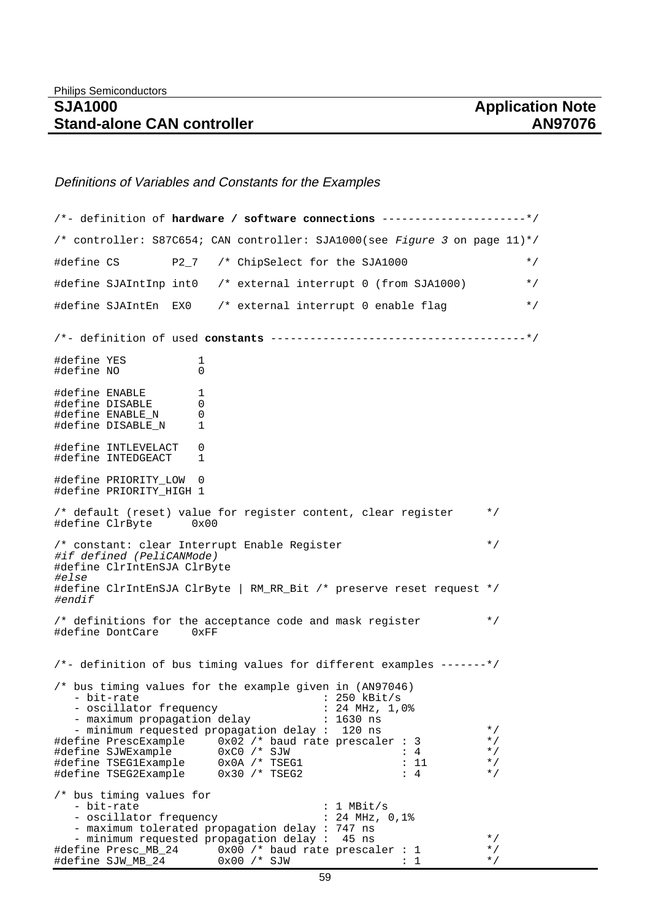*Definitions of Variables and Constants for the Examples*

```
/*- definition of hardware / software connections ----------------------*/
/* controller: S87C654; CAN controller: SJA1000(see Figure 3 on page 11)*/
#define CS        P2_7   /* ChipSelect for the SJA1000                  */
#define SJAIntInp int0   /* external interrupt 0 (from SJA1000)         */
#define SJAIntEn  EX0    /* external interrupt 0 enable flag            */

/*- definition of used constants ---------------------------------------*/
#define YES           1
#define NO            0

#define ENABLE        1
#define DISABLE       0
#define ENABLE_N      0
#define DISABLE_N     1

#define INTLEVELACT   0
#define INTEDGEACT    1

#define PRIORITY_LOW  0
#define PRIORITY_HIGH 1

/* default (reset) value for register content, clear register     */
#define ClrByte      0x00

/* constant: clear Interrupt Enable Register                       */
#if defined (PeliCANMode)
#define ClrIntEnSJA ClrByte
#else
#define ClrIntEnSJA ClrByte | RM_RR_Bit /* preserve reset request */
#endif

/* definitions for the acceptance code and mask register          */
#define DontCare     0xFF

/*- definition of bus timing values for different examples -------*/

/* bus timing values for the example given in (AN97046)
   - bit-rate                            : 250 kBit/s
   - oscillator frequency                : 24 MHz, 1,0%
   - maximum propagation delay           : 1630 ns
   - minimum requested propagation delay :  120 ns                */
#define PrescExample     0x02 /* baud rate prescaler : 3          */
#define SJWExample       0xC0 /* SJW                : 4           */
#define TSEG1Example     0x0A /* TSEG1              : 11          */
#define TSEG2Example     0x30 /* TSEG2              : 4           */

/* bus timing values for
   - bit-rate                            : 1 MBit/s
   - oscillator frequency                : 24 MHz, 0,1%
   - maximum tolerated propagation delay : 747 ns
   - minimum requested propagation delay :  45 ns                 */
#define Presc_MB_24      0x00 /* baud rate prescaler : 1          */
#define SJW_MB_24        0x00 /* SJW                : 1           */
```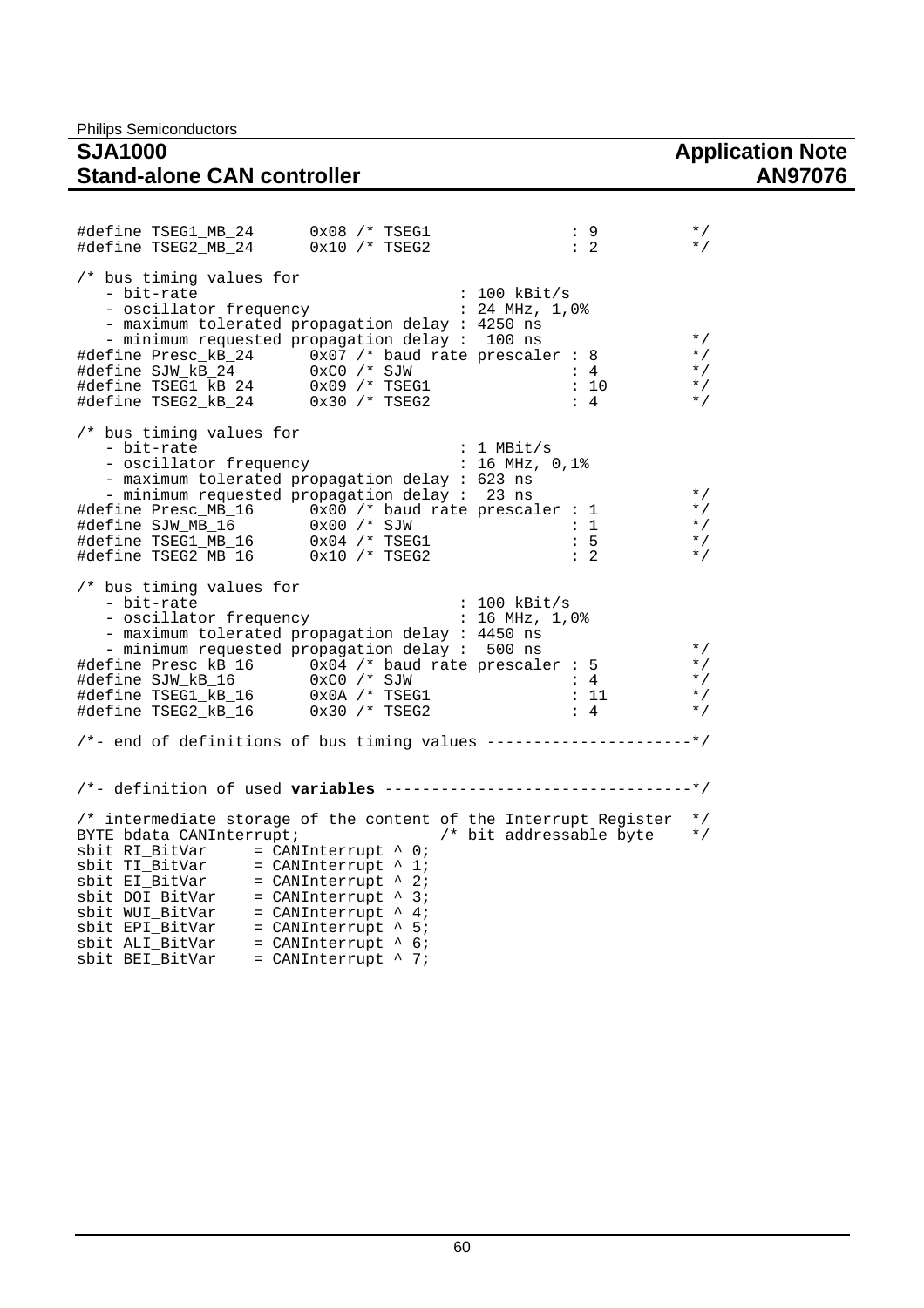```
#define TSEG1_MB_24      0x08 /* TSEG1              : 9          */
#define TSEG2_MB_24      0x10 /* TSEG2              : 2          */

/* bus timing values for
   - bit-rate                          : 100 kBit/s
   - oscillator frequency              : 24 MHz, 1,0%
   - maximum tolerated propagation delay : 4250 ns
   - minimum requested propagation delay :  100 ns               */
#define Presc_kB_24      0x07 /* baud rate prescaler : 8         */
#define SJW_kB_24        0xC0 /* SJW                : 4          */
#define TSEG1_kB_24      0x09 /* TSEG1              : 10         */
#define TSEG2_kB_24      0x30 /* TSEG2              : 4          */

/* bus timing values for
   - bit-rate                          : 1 MBit/s
   - oscillator frequency              : 16 MHz, 0,1%
   - maximum tolerated propagation delay : 623 ns
   - minimum requested propagation delay :  23 ns                */
#define Presc_MB_16      0x00 /* baud rate prescaler : 1         */
#define SJW_MB_16        0x00 /* SJW                : 1          */
#define TSEG1_MB_16      0x04 /* TSEG1              : 5          */
#define TSEG2_MB_16      0x10 /* TSEG2              : 2          */

/* bus timing values for
   - bit-rate                          : 100 kBit/s
   - oscillator frequency              : 16 MHz, 1,0%
   - maximum tolerated propagation delay : 4450 ns
   - minimum requested propagation delay :  500 ns               */
#define Presc_kB_16      0x04 /* baud rate prescaler : 5         */
#define SJW_kB_16        0xC0 /* SJW                : 4          */
#define TSEG1_kB_16      0x0A /* TSEG1              : 11         */
#define TSEG2_kB_16      0x30 /* TSEG2              : 4          */

/*- end of definitions of bus timing values ----------------------*/


/*- definition of used variables ---------------------------------*/

/* intermediate storage of the content of the Interrupt Register  */
BYTE bdata CANInterrupt;            /* bit addressable byte    */
sbit RI_BitVar     = CANInterrupt ^ 0;
sbit TI_BitVar     = CANInterrupt ^ 1;
sbit EI_BitVar     = CANInterrupt ^ 2;
sbit DOI_BitVar    = CANInterrupt ^ 3;
sbit WUI_BitVar    = CANInterrupt ^ 4;
sbit EPI_BitVar    = CANInterrupt ^ 5;
sbit ALI_BitVar    = CANInterrupt ^ 6;
sbit BEI_BitVar    = CANInterrupt ^ 7;
```